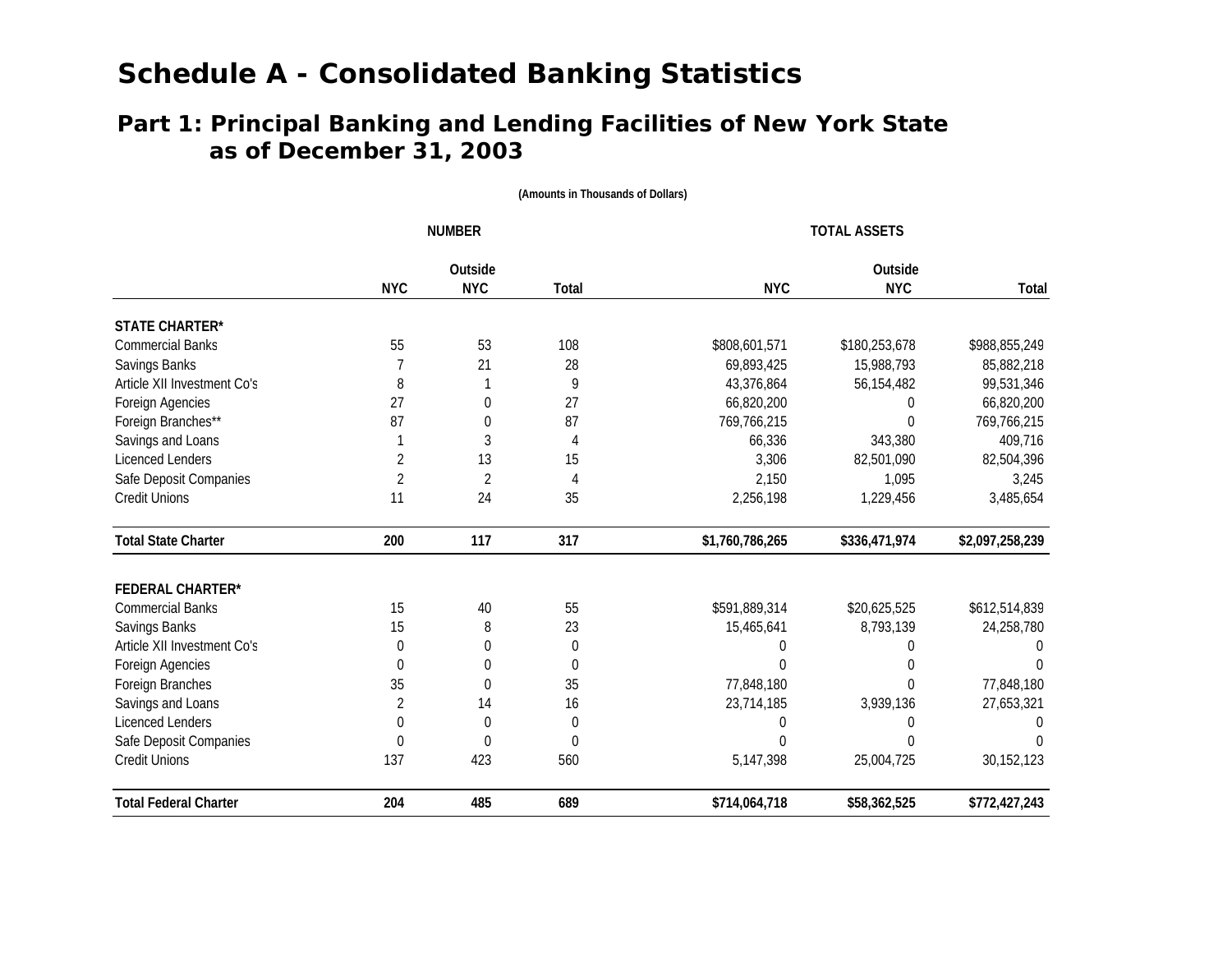# Schedule A - Consolidated Banking Statistics

## Part 1: Principal Banking and Lending Facilities of New York State as of December 31, 2003

(Amounts in Thousands of Dollars)

| | NUMBER | | | TOTAL ASSETS | | |
|---|---|---|---|---|---|---|
| | NYC | Outside NYC | Total | NYC | Outside NYC | Total |
| **STATE CHARTER*** | | | | | | |
| Commercial Banks | 55 | 53 | 108 | $808,601,571 | $180,253,678 | $988,855,249 |
| Savings Banks | 7 | 21 | 28 | 69,893,425 | 15,988,793 | 85,882,218 |
| Article XII Investment Co's | 8 | 1 | 9 | 43,376,864 | 56,154,482 | 99,531,346 |
| Foreign Agencies | 27 | 0 | 27 | 66,820,200 | 0 | 66,820,200 |
| Foreign Branches** | 87 | 0 | 87 | 769,766,215 | 0 | 769,766,215 |
| Savings and Loans | 1 | 3 | 4 | 66,336 | 343,380 | 409,716 |
| Licenced Lenders | 2 | 13 | 15 | 3,306 | 82,501,090 | 82,504,396 |
| Safe Deposit Companies | 2 | 2 | 4 | 2,150 | 1,095 | 3,245 |
| Credit Unions | 11 | 24 | 35 | 2,256,198 | 1,229,456 | 3,485,654 |
| **Total State Charter** | **200** | **117** | **317** | **$1,760,786,265** | **$336,471,974** | **$2,097,258,239** |
| **FEDERAL CHARTER*** | | | | | | |
| Commercial Banks | 15 | 40 | 55 | $591,889,314 | $20,625,525 | $612,514,839 |
| Savings Banks | 15 | 8 | 23 | 15,465,641 | 8,793,139 | 24,258,780 |
| Article XII Investment Co's | 0 | 0 | 0 | 0 | 0 | 0 |
| Foreign Agencies | 0 | 0 | 0 | 0 | 0 | 0 |
| Foreign Branches | 35 | 0 | 35 | 77,848,180 | 0 | 77,848,180 |
| Savings and Loans | 2 | 14 | 16 | 23,714,185 | 3,939,136 | 27,653,321 |
| Licenced Lenders | 0 | 0 | 0 | 0 | 0 | 0 |
| Safe Deposit Companies | 0 | 0 | 0 | 0 | 0 | 0 |
| Credit Unions | 137 | 423 | 560 | 5,147,398 | 25,004,725 | 30,152,123 |
| **Total Federal Charter** | **204** | **485** | **689** | **$714,064,718** | **$58,362,525** | **$772,427,243** |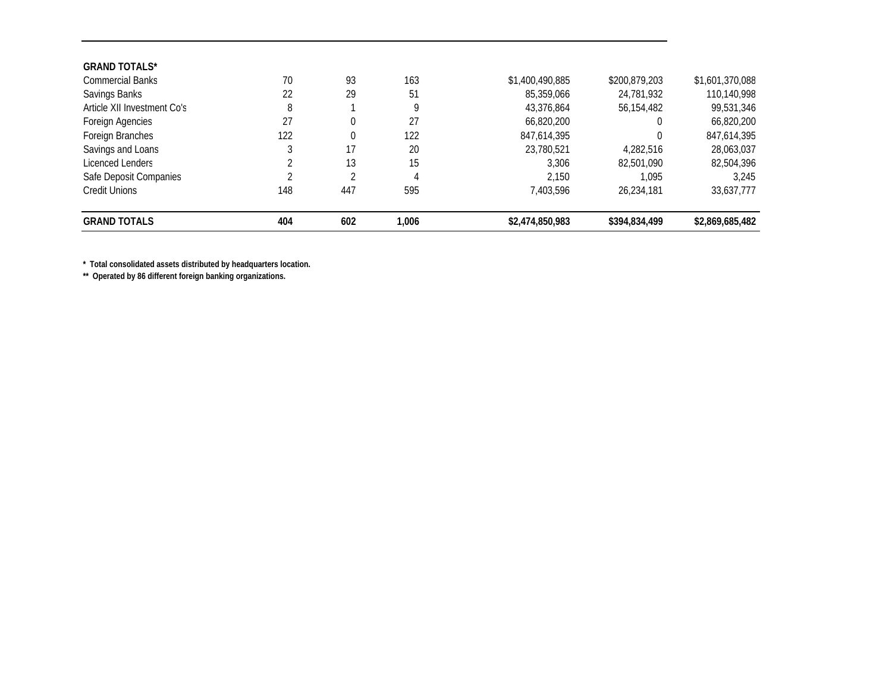| GRAND TOTALS* | | | | | | |
|---|---|---|---|---|---|---|
| Commercial Banks | 70 | 93 | 163 | $1,400,490,885 | $200,879,203 | $1,601,370,088 |
| Savings Banks | 22 | 29 | 51 | 85,359,066 | 24,781,932 | 110,140,998 |
| Article XII Investment Co's | 8 | 1 | 9 | 43,376,864 | 56,154,482 | 99,531,346 |
| Foreign Agencies | 27 | 0 | 27 | 66,820,200 | 0 | 66,820,200 |
| Foreign Branches | 122 | 0 | 122 | 847,614,395 | 0 | 847,614,395 |
| Savings and Loans | 3 | 17 | 20 | 23,780,521 | 4,282,516 | 28,063,037 |
| Licenced Lenders | 2 | 13 | 15 | 3,306 | 82,501,090 | 82,504,396 |
| Safe Deposit Companies | 2 | 2 | 4 | 2,150 | 1,095 | 3,245 |
| Credit Unions | 148 | 447 | 595 | 7,403,596 | 26,234,181 | 33,637,777 |
| **GRAND TOTALS** | **404** | **602** | **1,006** | **$2,474,850,983** | **$394,834,499** | **$2,869,685,482** |

**\* Total consolidated assets distributed by headquarters location.**

**\*\* Operated by 86 different foreign banking organizations.**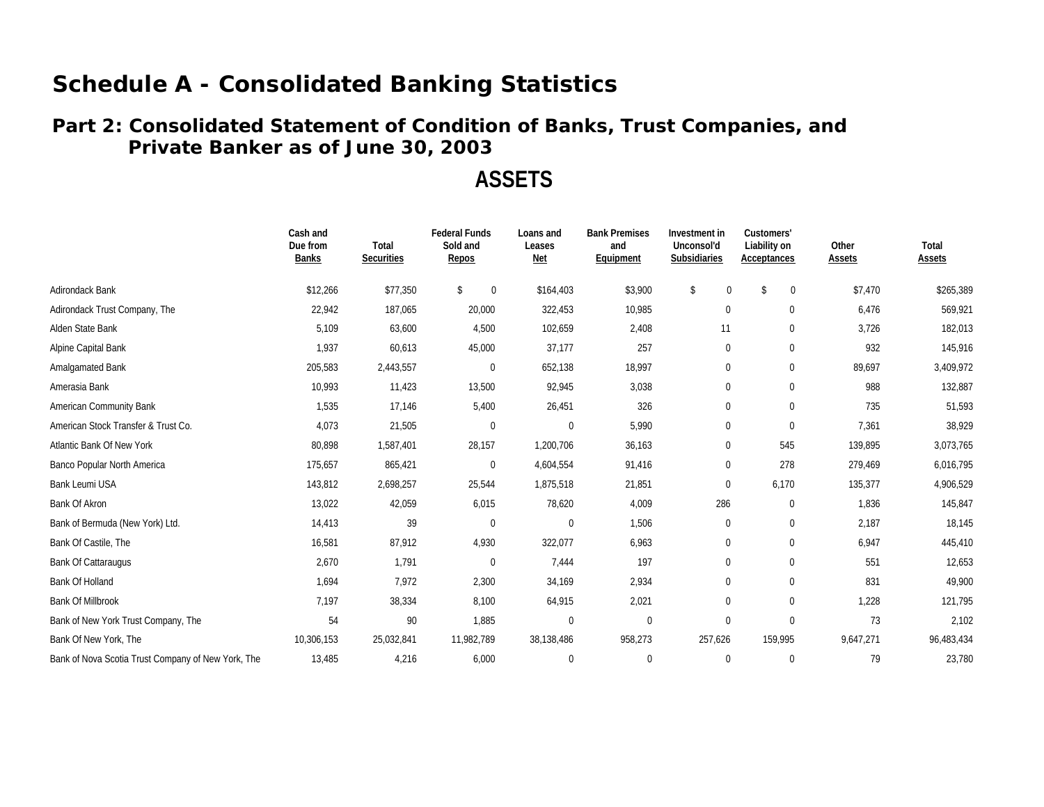# Schedule A - Consolidated Banking Statistics

## Part 2: Consolidated Statement of Condition of Banks, Trust Companies, and Private Banker as of June 30, 2003

### ASSETS

| | Cash and Due from Banks | Total Securities | Federal Funds Sold and Repos | Loans and Leases Net | Bank Premises and Equipment | Investment in Unconsol'd Subsidiaries | Customers' Liability on Acceptances | Other Assets | Total Assets |
|---|---|---|---|---|---|---|---|---|---|
| Adirondack Bank | $12,266 | $77,350 | $ 0 | $164,403 | $3,900 | $ 0 | $ 0 | $7,470 | $265,389 |
| Adirondack Trust Company, The | 22,942 | 187,065 | 20,000 | 322,453 | 10,985 | 0 | 0 | 6,476 | 569,921 |
| Alden State Bank | 5,109 | 63,600 | 4,500 | 102,659 | 2,408 | 11 | 0 | 3,726 | 182,013 |
| Alpine Capital Bank | 1,937 | 60,613 | 45,000 | 37,177 | 257 | 0 | 0 | 932 | 145,916 |
| Amalgamated Bank | 205,583 | 2,443,557 | 0 | 652,138 | 18,997 | 0 | 0 | 89,697 | 3,409,972 |
| Amerasia Bank | 10,993 | 11,423 | 13,500 | 92,945 | 3,038 | 0 | 0 | 988 | 132,887 |
| American Community Bank | 1,535 | 17,146 | 5,400 | 26,451 | 326 | 0 | 0 | 735 | 51,593 |
| American Stock Transfer & Trust Co. | 4,073 | 21,505 | 0 | 0 | 5,990 | 0 | 0 | 7,361 | 38,929 |
| Atlantic Bank Of New York | 80,898 | 1,587,401 | 28,157 | 1,200,706 | 36,163 | 0 | 545 | 139,895 | 3,073,765 |
| Banco Popular North America | 175,657 | 865,421 | 0 | 4,604,554 | 91,416 | 0 | 278 | 279,469 | 6,016,795 |
| Bank Leumi USA | 143,812 | 2,698,257 | 25,544 | 1,875,518 | 21,851 | 0 | 6,170 | 135,377 | 4,906,529 |
| Bank Of Akron | 13,022 | 42,059 | 6,015 | 78,620 | 4,009 | 286 | 0 | 1,836 | 145,847 |
| Bank of Bermuda (New York) Ltd. | 14,413 | 39 | 0 | 0 | 1,506 | 0 | 0 | 2,187 | 18,145 |
| Bank Of Castile, The | 16,581 | 87,912 | 4,930 | 322,077 | 6,963 | 0 | 0 | 6,947 | 445,410 |
| Bank Of Cattaraugus | 2,670 | 1,791 | 0 | 7,444 | 197 | 0 | 0 | 551 | 12,653 |
| Bank Of Holland | 1,694 | 7,972 | 2,300 | 34,169 | 2,934 | 0 | 0 | 831 | 49,900 |
| Bank Of Millbrook | 7,197 | 38,334 | 8,100 | 64,915 | 2,021 | 0 | 0 | 1,228 | 121,795 |
| Bank of New York Trust Company, The | 54 | 90 | 1,885 | 0 | 0 | 0 | 0 | 73 | 2,102 |
| Bank Of New York, The | 10,306,153 | 25,032,841 | 11,982,789 | 38,138,486 | 958,273 | 257,626 | 159,995 | 9,647,271 | 96,483,434 |
| Bank of Nova Scotia Trust Company of New York, The | 13,485 | 4,216 | 6,000 | 0 | 0 | 0 | 0 | 79 | 23,780 |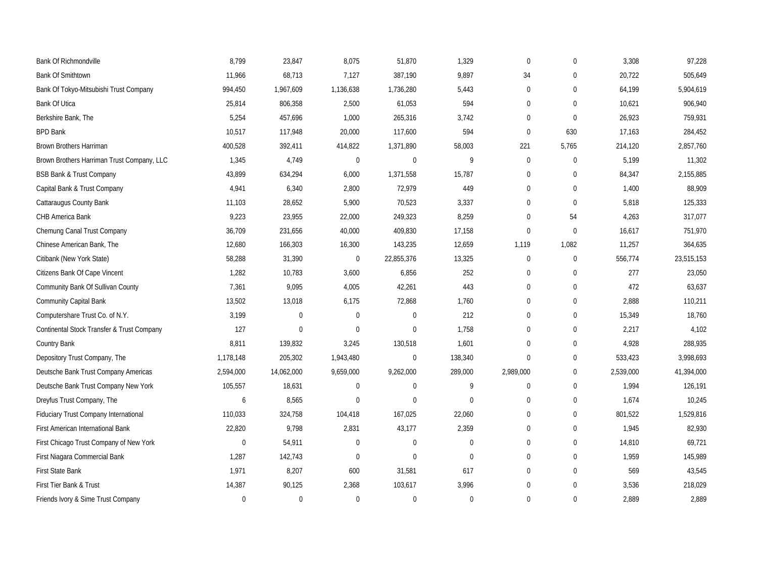| | | | | | | | | | |
|---|---|---|---|---|---|---|---|---|---|
| Bank Of Richmondville | 8,799 | 23,847 | 8,075 | 51,870 | 1,329 | 0 | 0 | 3,308 | 97,228 |
| Bank Of Smithtown | 11,966 | 68,713 | 7,127 | 387,190 | 9,897 | 34 | 0 | 20,722 | 505,649 |
| Bank Of Tokyo-Mitsubishi Trust Company | 994,450 | 1,967,609 | 1,136,638 | 1,736,280 | 5,443 | 0 | 0 | 64,199 | 5,904,619 |
| Bank Of Utica | 25,814 | 806,358 | 2,500 | 61,053 | 594 | 0 | 0 | 10,621 | 906,940 |
| Berkshire Bank, The | 5,254 | 457,696 | 1,000 | 265,316 | 3,742 | 0 | 0 | 26,923 | 759,931 |
| BPD Bank | 10,517 | 117,948 | 20,000 | 117,600 | 594 | 0 | 630 | 17,163 | 284,452 |
| Brown Brothers Harriman | 400,528 | 392,411 | 414,822 | 1,371,890 | 58,003 | 221 | 5,765 | 214,120 | 2,857,760 |
| Brown Brothers Harriman Trust Company, LLC | 1,345 | 4,749 | 0 | 0 | 9 | 0 | 0 | 5,199 | 11,302 |
| BSB Bank & Trust Company | 43,899 | 634,294 | 6,000 | 1,371,558 | 15,787 | 0 | 0 | 84,347 | 2,155,885 |
| Capital Bank & Trust Company | 4,941 | 6,340 | 2,800 | 72,979 | 449 | 0 | 0 | 1,400 | 88,909 |
| Cattaraugus County Bank | 11,103 | 28,652 | 5,900 | 70,523 | 3,337 | 0 | 0 | 5,818 | 125,333 |
| CHB America Bank | 9,223 | 23,955 | 22,000 | 249,323 | 8,259 | 0 | 54 | 4,263 | 317,077 |
| Chemung Canal Trust Company | 36,709 | 231,656 | 40,000 | 409,830 | 17,158 | 0 | 0 | 16,617 | 751,970 |
| Chinese American Bank, The | 12,680 | 166,303 | 16,300 | 143,235 | 12,659 | 1,119 | 1,082 | 11,257 | 364,635 |
| Citibank (New York State) | 58,288 | 31,390 | 0 | 22,855,376 | 13,325 | 0 | 0 | 556,774 | 23,515,153 |
| Citizens Bank Of Cape Vincent | 1,282 | 10,783 | 3,600 | 6,856 | 252 | 0 | 0 | 277 | 23,050 |
| Community Bank Of Sullivan County | 7,361 | 9,095 | 4,005 | 42,261 | 443 | 0 | 0 | 472 | 63,637 |
| Community Capital Bank | 13,502 | 13,018 | 6,175 | 72,868 | 1,760 | 0 | 0 | 2,888 | 110,211 |
| Computershare Trust Co. of N.Y. | 3,199 | 0 | 0 | 0 | 212 | 0 | 0 | 15,349 | 18,760 |
| Continental Stock Transfer & Trust Company | 127 | 0 | 0 | 0 | 1,758 | 0 | 0 | 2,217 | 4,102 |
| Country Bank | 8,811 | 139,832 | 3,245 | 130,518 | 1,601 | 0 | 0 | 4,928 | 288,935 |
| Depository Trust Company, The | 1,178,148 | 205,302 | 1,943,480 | 0 | 138,340 | 0 | 0 | 533,423 | 3,998,693 |
| Deutsche Bank Trust Company Americas | 2,594,000 | 14,062,000 | 9,659,000 | 9,262,000 | 289,000 | 2,989,000 | 0 | 2,539,000 | 41,394,000 |
| Deutsche Bank Trust Company New York | 105,557 | 18,631 | 0 | 0 | 9 | 0 | 0 | 1,994 | 126,191 |
| Dreyfus Trust Company, The | 6 | 8,565 | 0 | 0 | 0 | 0 | 0 | 1,674 | 10,245 |
| Fiduciary Trust Company International | 110,033 | 324,758 | 104,418 | 167,025 | 22,060 | 0 | 0 | 801,522 | 1,529,816 |
| First American International Bank | 22,820 | 9,798 | 2,831 | 43,177 | 2,359 | 0 | 0 | 1,945 | 82,930 |
| First Chicago Trust Company of New York | 0 | 54,911 | 0 | 0 | 0 | 0 | 0 | 14,810 | 69,721 |
| First Niagara Commercial Bank | 1,287 | 142,743 | 0 | 0 | 0 | 0 | 0 | 1,959 | 145,989 |
| First State Bank | 1,971 | 8,207 | 600 | 31,581 | 617 | 0 | 0 | 569 | 43,545 |
| First Tier Bank & Trust | 14,387 | 90,125 | 2,368 | 103,617 | 3,996 | 0 | 0 | 3,536 | 218,029 |
| Friends Ivory & Sime Trust Company | 0 | 0 | 0 | 0 | 0 | 0 | 0 | 2,889 | 2,889 |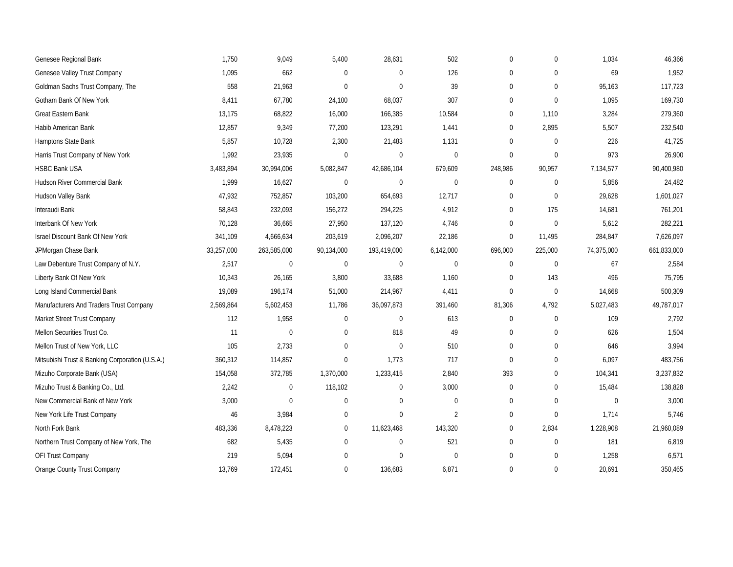| | | | | | | | | | |
|---|---|---|---|---|---|---|---|---|---|
| Genesee Regional Bank | 1,750 | 9,049 | 5,400 | 28,631 | 502 | 0 | 0 | 1,034 | 46,366 |
| Genesee Valley Trust Company | 1,095 | 662 | 0 | 0 | 126 | 0 | 0 | 69 | 1,952 |
| Goldman Sachs Trust Company, The | 558 | 21,963 | 0 | 0 | 39 | 0 | 0 | 95,163 | 117,723 |
| Gotham Bank Of New York | 8,411 | 67,780 | 24,100 | 68,037 | 307 | 0 | 0 | 1,095 | 169,730 |
| Great Eastern Bank | 13,175 | 68,822 | 16,000 | 166,385 | 10,584 | 0 | 1,110 | 3,284 | 279,360 |
| Habib American Bank | 12,857 | 9,349 | 77,200 | 123,291 | 1,441 | 0 | 2,895 | 5,507 | 232,540 |
| Hamptons State Bank | 5,857 | 10,728 | 2,300 | 21,483 | 1,131 | 0 | 0 | 226 | 41,725 |
| Harris Trust Company of New York | 1,992 | 23,935 | 0 | 0 | 0 | 0 | 0 | 973 | 26,900 |
| HSBC Bank USA | 3,483,894 | 30,994,006 | 5,082,847 | 42,686,104 | 679,609 | 248,986 | 90,957 | 7,134,577 | 90,400,980 |
| Hudson River Commercial Bank | 1,999 | 16,627 | 0 | 0 | 0 | 0 | 0 | 5,856 | 24,482 |
| Hudson Valley Bank | 47,932 | 752,857 | 103,200 | 654,693 | 12,717 | 0 | 0 | 29,628 | 1,601,027 |
| Interaudi Bank | 58,843 | 232,093 | 156,272 | 294,225 | 4,912 | 0 | 175 | 14,681 | 761,201 |
| Interbank Of New York | 70,128 | 36,665 | 27,950 | 137,120 | 4,746 | 0 | 0 | 5,612 | 282,221 |
| Israel Discount Bank Of New York | 341,109 | 4,666,634 | 203,619 | 2,096,207 | 22,186 | 0 | 11,495 | 284,847 | 7,626,097 |
| JPMorgan Chase Bank | 33,257,000 | 263,585,000 | 90,134,000 | 193,419,000 | 6,142,000 | 696,000 | 225,000 | 74,375,000 | 661,833,000 |
| Law Debenture Trust Company of N.Y. | 2,517 | 0 | 0 | 0 | 0 | 0 | 0 | 67 | 2,584 |
| Liberty Bank Of New York | 10,343 | 26,165 | 3,800 | 33,688 | 1,160 | 0 | 143 | 496 | 75,795 |
| Long Island Commercial Bank | 19,089 | 196,174 | 51,000 | 214,967 | 4,411 | 0 | 0 | 14,668 | 500,309 |
| Manufacturers And Traders Trust Company | 2,569,864 | 5,602,453 | 11,786 | 36,097,873 | 391,460 | 81,306 | 4,792 | 5,027,483 | 49,787,017 |
| Market Street Trust Company | 112 | 1,958 | 0 | 0 | 613 | 0 | 0 | 109 | 2,792 |
| Mellon Securities Trust Co. | 11 | 0 | 0 | 818 | 49 | 0 | 0 | 626 | 1,504 |
| Mellon Trust of New York, LLC | 105 | 2,733 | 0 | 0 | 510 | 0 | 0 | 646 | 3,994 |
| Mitsubishi Trust & Banking Corporation (U.S.A.) | 360,312 | 114,857 | 0 | 1,773 | 717 | 0 | 0 | 6,097 | 483,756 |
| Mizuho Corporate Bank (USA) | 154,058 | 372,785 | 1,370,000 | 1,233,415 | 2,840 | 393 | 0 | 104,341 | 3,237,832 |
| Mizuho Trust & Banking Co., Ltd. | 2,242 | 0 | 118,102 | 0 | 3,000 | 0 | 0 | 15,484 | 138,828 |
| New Commercial Bank of New York | 3,000 | 0 | 0 | 0 | 0 | 0 | 0 | 0 | 3,000 |
| New York Life Trust Company | 46 | 3,984 | 0 | 0 | 2 | 0 | 0 | 1,714 | 5,746 |
| North Fork Bank | 483,336 | 8,478,223 | 0 | 11,623,468 | 143,320 | 0 | 2,834 | 1,228,908 | 21,960,089 |
| Northern Trust Company of New York, The | 682 | 5,435 | 0 | 0 | 521 | 0 | 0 | 181 | 6,819 |
| OFI Trust Company | 219 | 5,094 | 0 | 0 | 0 | 0 | 0 | 1,258 | 6,571 |
| Orange County Trust Company | 13,769 | 172,451 | 0 | 136,683 | 6,871 | 0 | 0 | 20,691 | 350,465 |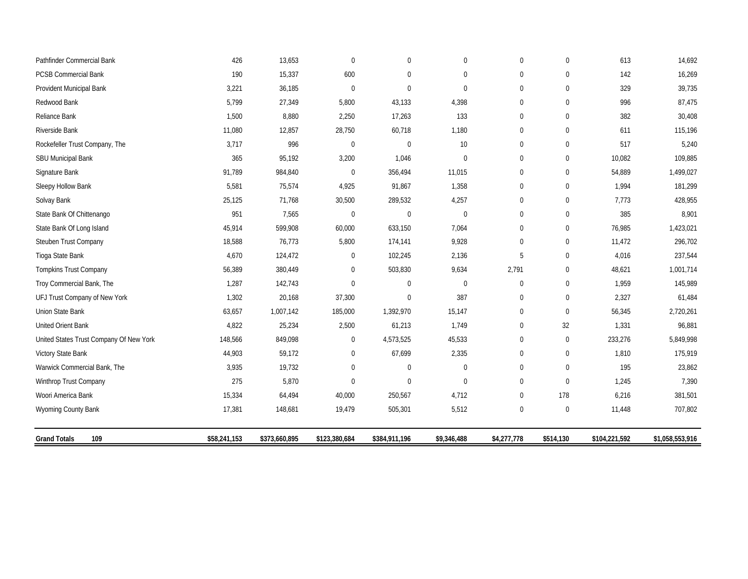| | | | | | | | | | |
|---|---|---|---|---|---|---|---|---|---|
| Pathfinder Commercial Bank | 426 | 13,653 | 0 | 0 | 0 | 0 | 0 | 613 | 14,692 |
| PCSB Commercial Bank | 190 | 15,337 | 600 | 0 | 0 | 0 | 0 | 142 | 16,269 |
| Provident Municipal Bank | 3,221 | 36,185 | 0 | 0 | 0 | 0 | 0 | 329 | 39,735 |
| Redwood Bank | 5,799 | 27,349 | 5,800 | 43,133 | 4,398 | 0 | 0 | 996 | 87,475 |
| Reliance Bank | 1,500 | 8,880 | 2,250 | 17,263 | 133 | 0 | 0 | 382 | 30,408 |
| Riverside Bank | 11,080 | 12,857 | 28,750 | 60,718 | 1,180 | 0 | 0 | 611 | 115,196 |
| Rockefeller Trust Company, The | 3,717 | 996 | 0 | 0 | 10 | 0 | 0 | 517 | 5,240 |
| SBU Municipal Bank | 365 | 95,192 | 3,200 | 1,046 | 0 | 0 | 0 | 10,082 | 109,885 |
| Signature Bank | 91,789 | 984,840 | 0 | 356,494 | 11,015 | 0 | 0 | 54,889 | 1,499,027 |
| Sleepy Hollow Bank | 5,581 | 75,574 | 4,925 | 91,867 | 1,358 | 0 | 0 | 1,994 | 181,299 |
| Solvay Bank | 25,125 | 71,768 | 30,500 | 289,532 | 4,257 | 0 | 0 | 7,773 | 428,955 |
| State Bank Of Chittenango | 951 | 7,565 | 0 | 0 | 0 | 0 | 0 | 385 | 8,901 |
| State Bank Of Long Island | 45,914 | 599,908 | 60,000 | 633,150 | 7,064 | 0 | 0 | 76,985 | 1,423,021 |
| Steuben Trust Company | 18,588 | 76,773 | 5,800 | 174,141 | 9,928 | 0 | 0 | 11,472 | 296,702 |
| Tioga State Bank | 4,670 | 124,472 | 0 | 102,245 | 2,136 | 5 | 0 | 4,016 | 237,544 |
| Tompkins Trust Company | 56,389 | 380,449 | 0 | 503,830 | 9,634 | 2,791 | 0 | 48,621 | 1,001,714 |
| Troy Commercial Bank, The | 1,287 | 142,743 | 0 | 0 | 0 | 0 | 0 | 1,959 | 145,989 |
| UFJ Trust Company of New York | 1,302 | 20,168 | 37,300 | 0 | 387 | 0 | 0 | 2,327 | 61,484 |
| Union State Bank | 63,657 | 1,007,142 | 185,000 | 1,392,970 | 15,147 | 0 | 0 | 56,345 | 2,720,261 |
| United Orient Bank | 4,822 | 25,234 | 2,500 | 61,213 | 1,749 | 0 | 32 | 1,331 | 96,881 |
| United States Trust Company Of New York | 148,566 | 849,098 | 0 | 4,573,525 | 45,533 | 0 | 0 | 233,276 | 5,849,998 |
| Victory State Bank | 44,903 | 59,172 | 0 | 67,699 | 2,335 | 0 | 0 | 1,810 | 175,919 |
| Warwick Commercial Bank, The | 3,935 | 19,732 | 0 | 0 | 0 | 0 | 0 | 195 | 23,862 |
| Winthrop Trust Company | 275 | 5,870 | 0 | 0 | 0 | 0 | 0 | 1,245 | 7,390 |
| Woori America Bank | 15,334 | 64,494 | 40,000 | 250,567 | 4,712 | 0 | 178 | 6,216 | 381,501 |
| Wyoming County Bank | 17,381 | 148,681 | 19,479 | 505,301 | 5,512 | 0 | 0 | 11,448 | 707,802 |
| **Grand Totals 109** | **$58,241,153** | **$373,660,895** | **$123,380,684** | **$384,911,196** | **$9,346,488** | **$4,277,778** | **$514,130** | **$104,221,592** | **$1,058,553,916** |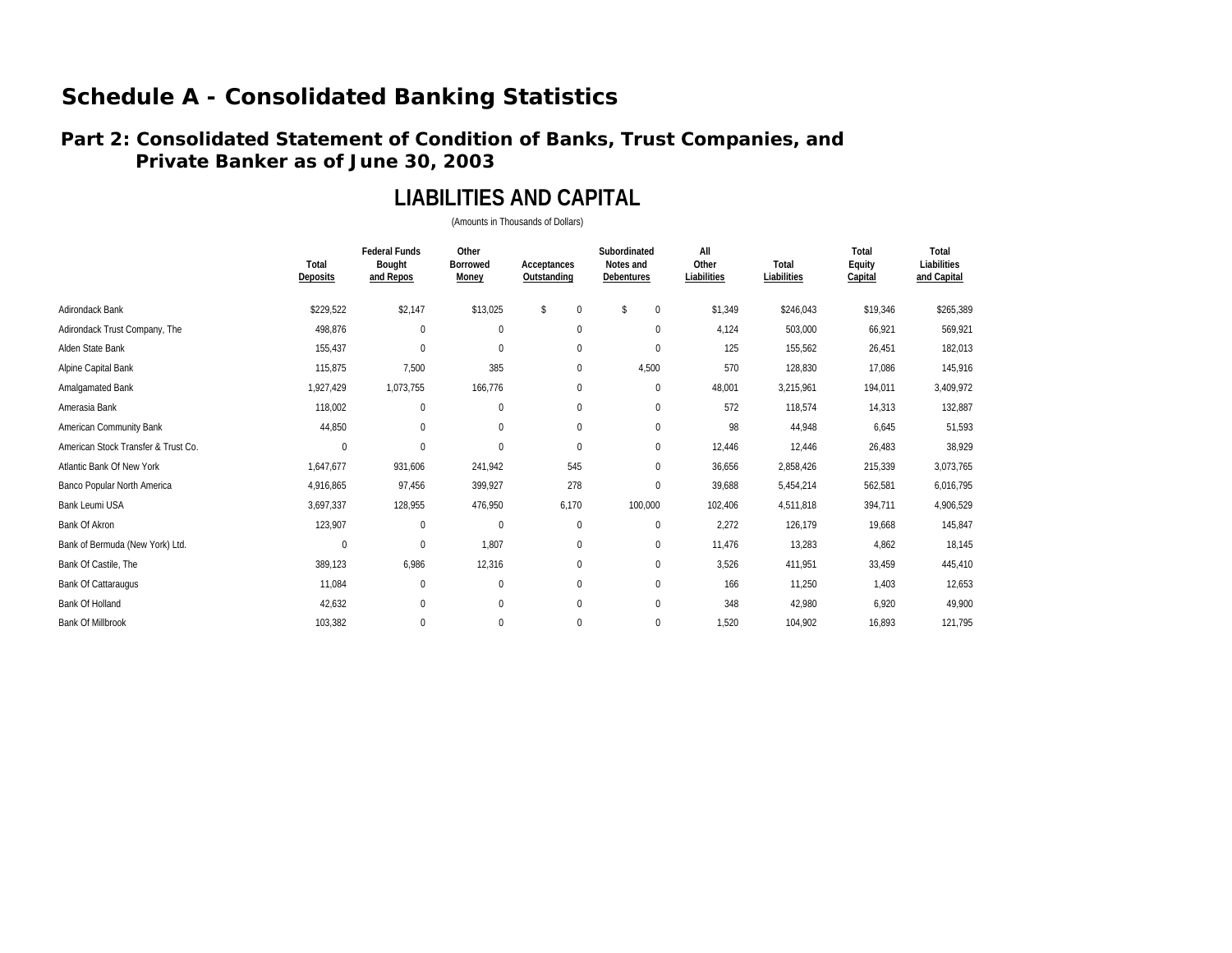# Schedule A - Consolidated Banking Statistics

## Part 2: Consolidated Statement of Condition of Banks, Trust Companies, and Private Banker as of June 30, 2003

### LIABILITIES AND CAPITAL

(Amounts in Thousands of Dollars)

| | Total Deposits | Federal Funds Bought and Repos | Other Borrowed Money | Acceptances Outstanding | Subordinated Notes and Debentures | All Other Liabilities | Total Liabilities | Total Equity Capital | Total Liabilities and Capital |
|---|---|---|---|---|---|---|---|---|---|
| Adirondack Bank | $229,522 | $2,147 | $13,025 | $ 0 | $ 0 | $1,349 | $246,043 | $19,346 | $265,389 |
| Adirondack Trust Company, The | 498,876 | 0 | 0 | 0 | 0 | 4,124 | 503,000 | 66,921 | 569,921 |
| Alden State Bank | 155,437 | 0 | 0 | 0 | 0 | 125 | 155,562 | 26,451 | 182,013 |
| Alpine Capital Bank | 115,875 | 7,500 | 385 | 0 | 4,500 | 570 | 128,830 | 17,086 | 145,916 |
| Amalgamated Bank | 1,927,429 | 1,073,755 | 166,776 | 0 | 0 | 48,001 | 3,215,961 | 194,011 | 3,409,972 |
| Amerasia Bank | 118,002 | 0 | 0 | 0 | 0 | 572 | 118,574 | 14,313 | 132,887 |
| American Community Bank | 44,850 | 0 | 0 | 0 | 0 | 98 | 44,948 | 6,645 | 51,593 |
| American Stock Transfer & Trust Co. | 0 | 0 | 0 | 0 | 0 | 12,446 | 12,446 | 26,483 | 38,929 |
| Atlantic Bank Of New York | 1,647,677 | 931,606 | 241,942 | 545 | 0 | 36,656 | 2,858,426 | 215,339 | 3,073,765 |
| Banco Popular North America | 4,916,865 | 97,456 | 399,927 | 278 | 0 | 39,688 | 5,454,214 | 562,581 | 6,016,795 |
| Bank Leumi USA | 3,697,337 | 128,955 | 476,950 | 6,170 | 100,000 | 102,406 | 4,511,818 | 394,711 | 4,906,529 |
| Bank Of Akron | 123,907 | 0 | 0 | 0 | 0 | 2,272 | 126,179 | 19,668 | 145,847 |
| Bank of Bermuda (New York) Ltd. | 0 | 0 | 1,807 | 0 | 0 | 11,476 | 13,283 | 4,862 | 18,145 |
| Bank Of Castile, The | 389,123 | 6,986 | 12,316 | 0 | 0 | 3,526 | 411,951 | 33,459 | 445,410 |
| Bank Of Cattaraugus | 11,084 | 0 | 0 | 0 | 0 | 166 | 11,250 | 1,403 | 12,653 |
| Bank Of Holland | 42,632 | 0 | 0 | 0 | 0 | 348 | 42,980 | 6,920 | 49,900 |
| Bank Of Millbrook | 103,382 | 0 | 0 | 0 | 0 | 1,520 | 104,902 | 16,893 | 121,795 |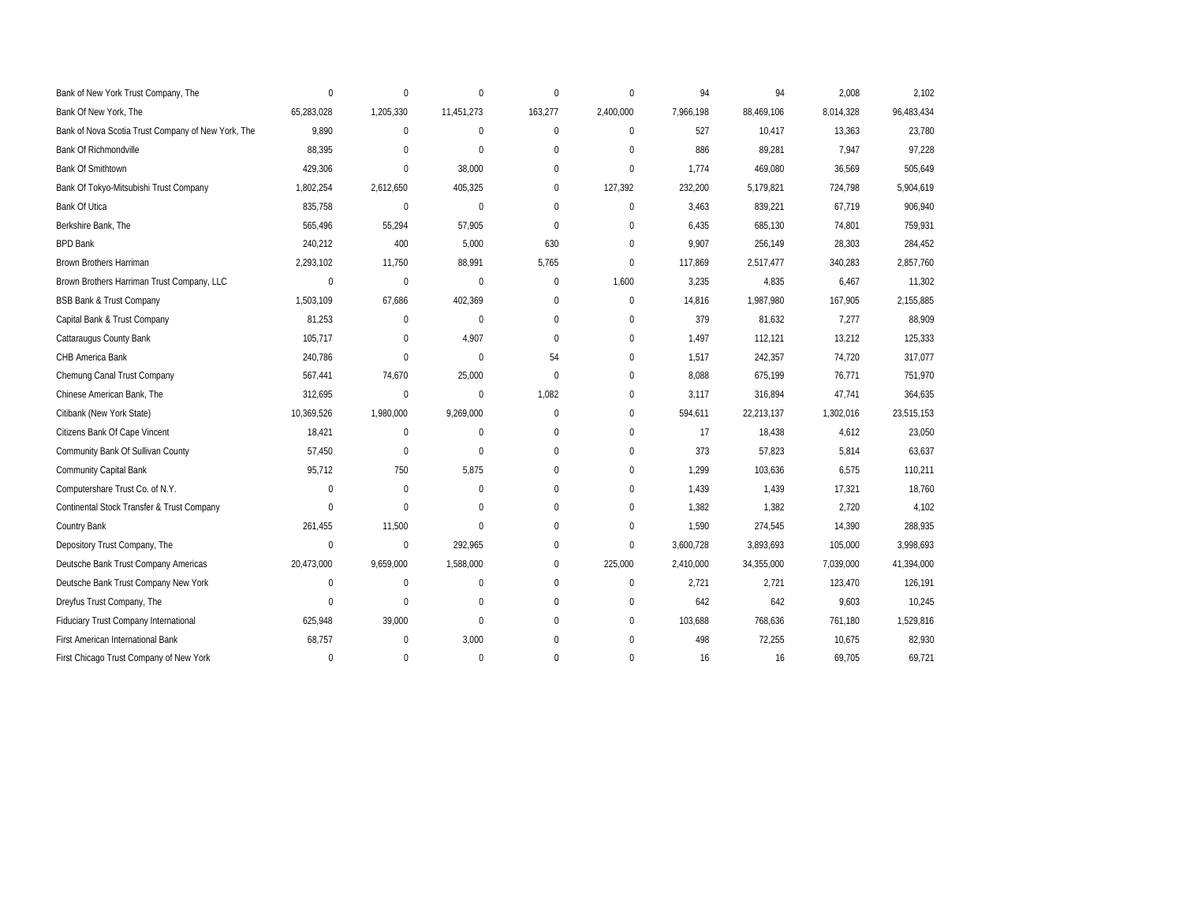| | | | | | | | | | |
|---|---|---|---|---|---|---|---|---|---|
| Bank of New York Trust Company, The | 0 | 0 | 0 | 0 | 0 | 94 | 94 | 2,008 | 2,102 |
| Bank Of New York, The | 65,283,028 | 1,205,330 | 11,451,273 | 163,277 | 2,400,000 | 7,966,198 | 88,469,106 | 8,014,328 | 96,483,434 |
| Bank of Nova Scotia Trust Company of New York, The | 9,890 | 0 | 0 | 0 | 0 | 527 | 10,417 | 13,363 | 23,780 |
| Bank Of Richmondville | 88,395 | 0 | 0 | 0 | 0 | 886 | 89,281 | 7,947 | 97,228 |
| Bank Of Smithtown | 429,306 | 0 | 38,000 | 0 | 0 | 1,774 | 469,080 | 36,569 | 505,649 |
| Bank Of Tokyo-Mitsubishi Trust Company | 1,802,254 | 2,612,650 | 405,325 | 0 | 127,392 | 232,200 | 5,179,821 | 724,798 | 5,904,619 |
| Bank Of Utica | 835,758 | 0 | 0 | 0 | 0 | 3,463 | 839,221 | 67,719 | 906,940 |
| Berkshire Bank, The | 565,496 | 55,294 | 57,905 | 0 | 0 | 6,435 | 685,130 | 74,801 | 759,931 |
| BPD Bank | 240,212 | 400 | 5,000 | 630 | 0 | 9,907 | 256,149 | 28,303 | 284,452 |
| Brown Brothers Harriman | 2,293,102 | 11,750 | 88,991 | 5,765 | 0 | 117,869 | 2,517,477 | 340,283 | 2,857,760 |
| Brown Brothers Harriman Trust Company, LLC | 0 | 0 | 0 | 0 | 1,600 | 3,235 | 4,835 | 6,467 | 11,302 |
| BSB Bank & Trust Company | 1,503,109 | 67,686 | 402,369 | 0 | 0 | 14,816 | 1,987,980 | 167,905 | 2,155,885 |
| Capital Bank & Trust Company | 81,253 | 0 | 0 | 0 | 0 | 379 | 81,632 | 7,277 | 88,909 |
| Cattaraugus County Bank | 105,717 | 0 | 4,907 | 0 | 0 | 1,497 | 112,121 | 13,212 | 125,333 |
| CHB America Bank | 240,786 | 0 | 0 | 54 | 0 | 1,517 | 242,357 | 74,720 | 317,077 |
| Chemung Canal Trust Company | 567,441 | 74,670 | 25,000 | 0 | 0 | 8,088 | 675,199 | 76,771 | 751,970 |
| Chinese American Bank, The | 312,695 | 0 | 0 | 1,082 | 0 | 3,117 | 316,894 | 47,741 | 364,635 |
| Citibank (New York State) | 10,369,526 | 1,980,000 | 9,269,000 | 0 | 0 | 594,611 | 22,213,137 | 1,302,016 | 23,515,153 |
| Citizens Bank Of Cape Vincent | 18,421 | 0 | 0 | 0 | 0 | 17 | 18,438 | 4,612 | 23,050 |
| Community Bank Of Sullivan County | 57,450 | 0 | 0 | 0 | 0 | 373 | 57,823 | 5,814 | 63,637 |
| Community Capital Bank | 95,712 | 750 | 5,875 | 0 | 0 | 1,299 | 103,636 | 6,575 | 110,211 |
| Computershare Trust Co. of N.Y. | 0 | 0 | 0 | 0 | 0 | 1,439 | 1,439 | 17,321 | 18,760 |
| Continental Stock Transfer & Trust Company | 0 | 0 | 0 | 0 | 0 | 1,382 | 1,382 | 2,720 | 4,102 |
| Country Bank | 261,455 | 11,500 | 0 | 0 | 0 | 1,590 | 274,545 | 14,390 | 288,935 |
| Depository Trust Company, The | 0 | 0 | 292,965 | 0 | 0 | 3,600,728 | 3,893,693 | 105,000 | 3,998,693 |
| Deutsche Bank Trust Company Americas | 20,473,000 | 9,659,000 | 1,588,000 | 0 | 225,000 | 2,410,000 | 34,355,000 | 7,039,000 | 41,394,000 |
| Deutsche Bank Trust Company New York | 0 | 0 | 0 | 0 | 0 | 2,721 | 2,721 | 123,470 | 126,191 |
| Dreyfus Trust Company, The | 0 | 0 | 0 | 0 | 0 | 642 | 642 | 9,603 | 10,245 |
| Fiduciary Trust Company International | 625,948 | 39,000 | 0 | 0 | 0 | 103,688 | 768,636 | 761,180 | 1,529,816 |
| First American International Bank | 68,757 | 0 | 3,000 | 0 | 0 | 498 | 72,255 | 10,675 | 82,930 |
| First Chicago Trust Company of New York | 0 | 0 | 0 | 0 | 0 | 16 | 16 | 69,705 | 69,721 |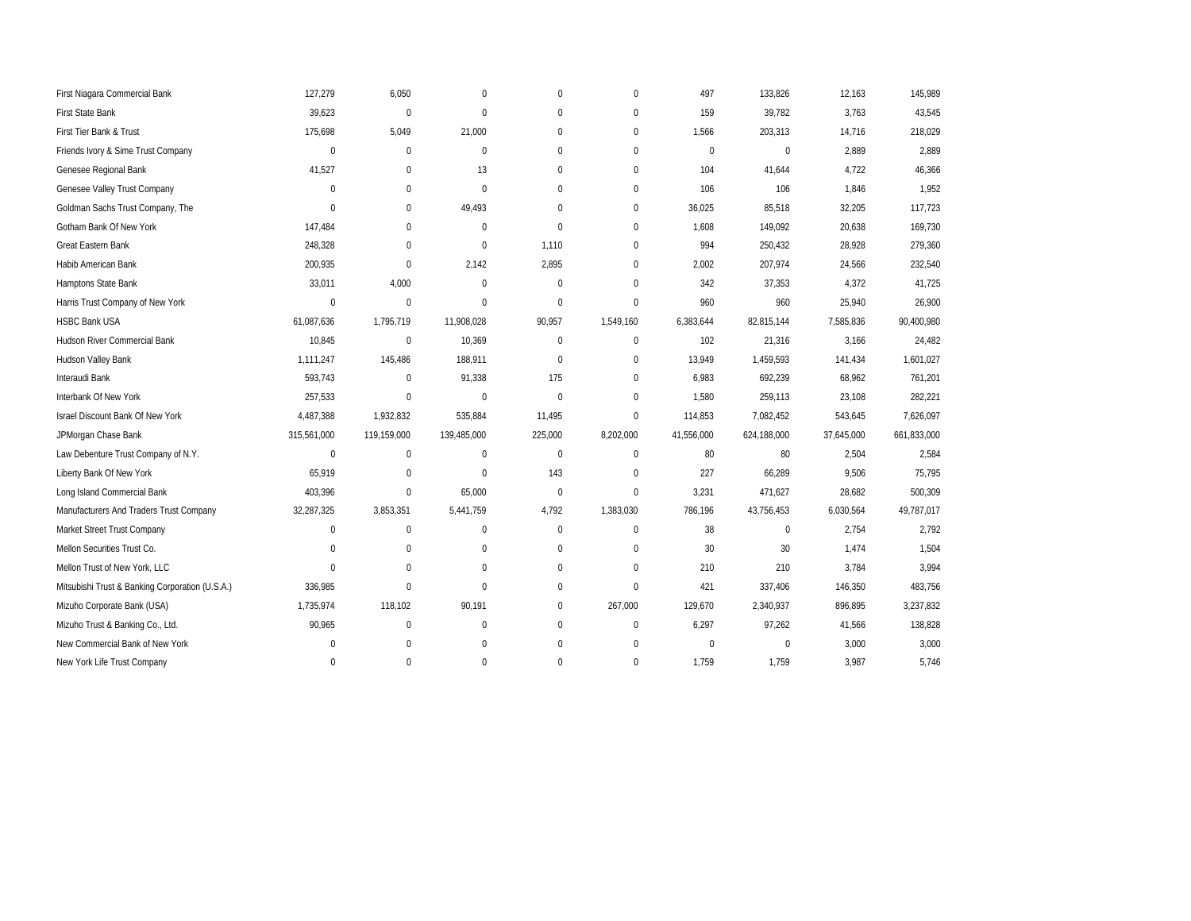| | | | | | | | | | |
|---|---|---|---|---|---|---|---|---|---|
| First Niagara Commercial Bank | 127,279 | 6,050 | 0 | 0 | 0 | 497 | 133,826 | 12,163 | 145,989 |
| First State Bank | 39,623 | 0 | 0 | 0 | 0 | 159 | 39,782 | 3,763 | 43,545 |
| First Tier Bank & Trust | 175,698 | 5,049 | 21,000 | 0 | 0 | 1,566 | 203,313 | 14,716 | 218,029 |
| Friends Ivory & Sime Trust Company | 0 | 0 | 0 | 0 | 0 | 0 | 0 | 2,889 | 2,889 |
| Genesee Regional Bank | 41,527 | 0 | 13 | 0 | 0 | 104 | 41,644 | 4,722 | 46,366 |
| Genesee Valley Trust Company | 0 | 0 | 0 | 0 | 0 | 106 | 106 | 1,846 | 1,952 |
| Goldman Sachs Trust Company, The | 0 | 0 | 49,493 | 0 | 0 | 36,025 | 85,518 | 32,205 | 117,723 |
| Gotham Bank Of New York | 147,484 | 0 | 0 | 0 | 0 | 1,608 | 149,092 | 20,638 | 169,730 |
| Great Eastern Bank | 248,328 | 0 | 0 | 1,110 | 0 | 994 | 250,432 | 28,928 | 279,360 |
| Habib American Bank | 200,935 | 0 | 2,142 | 2,895 | 0 | 2,002 | 207,974 | 24,566 | 232,540 |
| Hamptons State Bank | 33,011 | 4,000 | 0 | 0 | 0 | 342 | 37,353 | 4,372 | 41,725 |
| Harris Trust Company of New York | 0 | 0 | 0 | 0 | 0 | 960 | 960 | 25,940 | 26,900 |
| HSBC Bank USA | 61,087,636 | 1,795,719 | 11,908,028 | 90,957 | 1,549,160 | 6,383,644 | 82,815,144 | 7,585,836 | 90,400,980 |
| Hudson River Commercial Bank | 10,845 | 0 | 10,369 | 0 | 0 | 102 | 21,316 | 3,166 | 24,482 |
| Hudson Valley Bank | 1,111,247 | 145,486 | 188,911 | 0 | 0 | 13,949 | 1,459,593 | 141,434 | 1,601,027 |
| Interaudi Bank | 593,743 | 0 | 91,338 | 175 | 0 | 6,983 | 692,239 | 68,962 | 761,201 |
| Interbank Of New York | 257,533 | 0 | 0 | 0 | 0 | 1,580 | 259,113 | 23,108 | 282,221 |
| Israel Discount Bank Of New York | 4,487,388 | 1,932,832 | 535,884 | 11,495 | 0 | 114,853 | 7,082,452 | 543,645 | 7,626,097 |
| JPMorgan Chase Bank | 315,561,000 | 119,159,000 | 139,485,000 | 225,000 | 8,202,000 | 41,556,000 | 624,188,000 | 37,645,000 | 661,833,000 |
| Law Debenture Trust Company of N.Y. | 0 | 0 | 0 | 0 | 0 | 80 | 80 | 2,504 | 2,584 |
| Liberty Bank Of New York | 65,919 | 0 | 0 | 143 | 0 | 227 | 66,289 | 9,506 | 75,795 |
| Long Island Commercial Bank | 403,396 | 0 | 65,000 | 0 | 0 | 3,231 | 471,627 | 28,682 | 500,309 |
| Manufacturers And Traders Trust Company | 32,287,325 | 3,853,351 | 5,441,759 | 4,792 | 1,383,030 | 786,196 | 43,756,453 | 6,030,564 | 49,787,017 |
| Market Street Trust Company | 0 | 0 | 0 | 0 | 0 | 38 | 0 | 2,754 | 2,792 |
| Mellon Securities Trust Co. | 0 | 0 | 0 | 0 | 0 | 30 | 30 | 1,474 | 1,504 |
| Mellon Trust of New York, LLC | 0 | 0 | 0 | 0 | 0 | 210 | 210 | 3,784 | 3,994 |
| Mitsubishi Trust & Banking Corporation (U.S.A.) | 336,985 | 0 | 0 | 0 | 0 | 421 | 337,406 | 146,350 | 483,756 |
| Mizuho Corporate Bank (USA) | 1,735,974 | 118,102 | 90,191 | 0 | 267,000 | 129,670 | 2,340,937 | 896,895 | 3,237,832 |
| Mizuho Trust & Banking Co., Ltd. | 90,965 | 0 | 0 | 0 | 0 | 6,297 | 97,262 | 41,566 | 138,828 |
| New Commercial Bank of New York | 0 | 0 | 0 | 0 | 0 | 0 | 0 | 3,000 | 3,000 |
| New York Life Trust Company | 0 | 0 | 0 | 0 | 0 | 1,759 | 1,759 | 3,987 | 5,746 |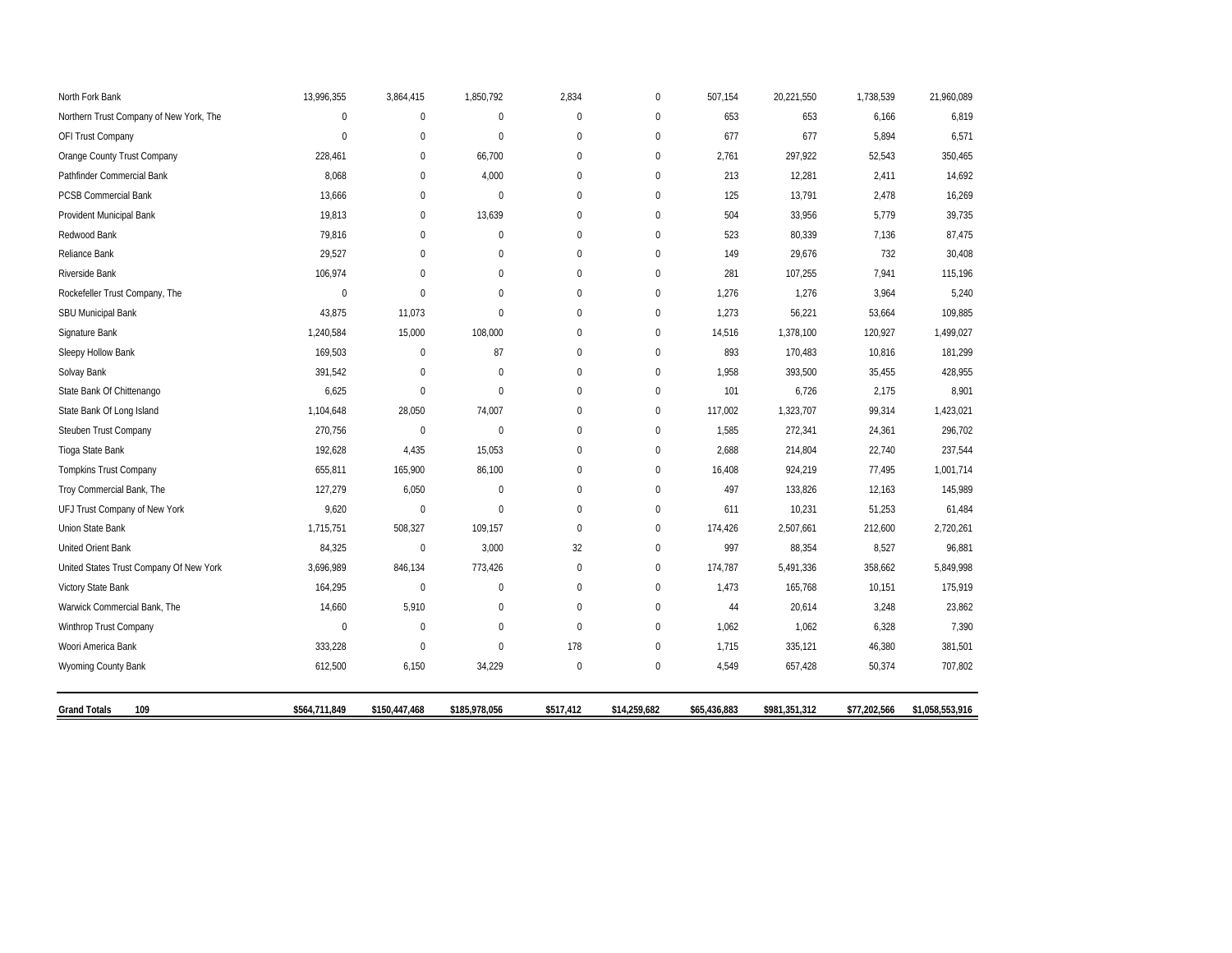| | | | | | | | | | |
|---|---|---|---|---|---|---|---|---|---|
| North Fork Bank | 13,996,355 | 3,864,415 | 1,850,792 | 2,834 | 0 | 507,154 | 20,221,550 | 1,738,539 | 21,960,089 |
| Northern Trust Company of New York, The | 0 | 0 | 0 | 0 | 0 | 653 | 653 | 6,166 | 6,819 |
| OFI Trust Company | 0 | 0 | 0 | 0 | 0 | 677 | 677 | 5,894 | 6,571 |
| Orange County Trust Company | 228,461 | 0 | 66,700 | 0 | 0 | 2,761 | 297,922 | 52,543 | 350,465 |
| Pathfinder Commercial Bank | 8,068 | 0 | 4,000 | 0 | 0 | 213 | 12,281 | 2,411 | 14,692 |
| PCSB Commercial Bank | 13,666 | 0 | 0 | 0 | 0 | 125 | 13,791 | 2,478 | 16,269 |
| Provident Municipal Bank | 19,813 | 0 | 13,639 | 0 | 0 | 504 | 33,956 | 5,779 | 39,735 |
| Redwood Bank | 79,816 | 0 | 0 | 0 | 0 | 523 | 80,339 | 7,136 | 87,475 |
| Reliance Bank | 29,527 | 0 | 0 | 0 | 0 | 149 | 29,676 | 732 | 30,408 |
| Riverside Bank | 106,974 | 0 | 0 | 0 | 0 | 281 | 107,255 | 7,941 | 115,196 |
| Rockefeller Trust Company, The | 0 | 0 | 0 | 0 | 0 | 1,276 | 1,276 | 3,964 | 5,240 |
| SBU Municipal Bank | 43,875 | 11,073 | 0 | 0 | 0 | 1,273 | 56,221 | 53,664 | 109,885 |
| Signature Bank | 1,240,584 | 15,000 | 108,000 | 0 | 0 | 14,516 | 1,378,100 | 120,927 | 1,499,027 |
| Sleepy Hollow Bank | 169,503 | 0 | 87 | 0 | 0 | 893 | 170,483 | 10,816 | 181,299 |
| Solvay Bank | 391,542 | 0 | 0 | 0 | 0 | 1,958 | 393,500 | 35,455 | 428,955 |
| State Bank Of Chittenango | 6,625 | 0 | 0 | 0 | 0 | 101 | 6,726 | 2,175 | 8,901 |
| State Bank Of Long Island | 1,104,648 | 28,050 | 74,007 | 0 | 0 | 117,002 | 1,323,707 | 99,314 | 1,423,021 |
| Steuben Trust Company | 270,756 | 0 | 0 | 0 | 0 | 1,585 | 272,341 | 24,361 | 296,702 |
| Tioga State Bank | 192,628 | 4,435 | 15,053 | 0 | 0 | 2,688 | 214,804 | 22,740 | 237,544 |
| Tompkins Trust Company | 655,811 | 165,900 | 86,100 | 0 | 0 | 16,408 | 924,219 | 77,495 | 1,001,714 |
| Troy Commercial Bank, The | 127,279 | 6,050 | 0 | 0 | 0 | 497 | 133,826 | 12,163 | 145,989 |
| UFJ Trust Company of New York | 9,620 | 0 | 0 | 0 | 0 | 611 | 10,231 | 51,253 | 61,484 |
| Union State Bank | 1,715,751 | 508,327 | 109,157 | 0 | 0 | 174,426 | 2,507,661 | 212,600 | 2,720,261 |
| United Orient Bank | 84,325 | 0 | 3,000 | 32 | 0 | 997 | 88,354 | 8,527 | 96,881 |
| United States Trust Company Of New York | 3,696,989 | 846,134 | 773,426 | 0 | 0 | 174,787 | 5,491,336 | 358,662 | 5,849,998 |
| Victory State Bank | 164,295 | 0 | 0 | 0 | 0 | 1,473 | 165,768 | 10,151 | 175,919 |
| Warwick Commercial Bank, The | 14,660 | 5,910 | 0 | 0 | 0 | 44 | 20,614 | 3,248 | 23,862 |
| Winthrop Trust Company | 0 | 0 | 0 | 0 | 0 | 1,062 | 1,062 | 6,328 | 7,390 |
| Woori America Bank | 333,228 | 0 | 0 | 178 | 0 | 1,715 | 335,121 | 46,380 | 381,501 |
| Wyoming County Bank | 612,500 | 6,150 | 34,229 | 0 | 0 | 4,549 | 657,428 | 50,374 | 707,802 |
| **Grand Totals 109** | **$564,711,849** | **$150,447,468** | **$185,978,056** | **$517,412** | **$14,259,682** | **$65,436,883** | **$981,351,312** | **$77,202,566** | **$1,058,553,916** |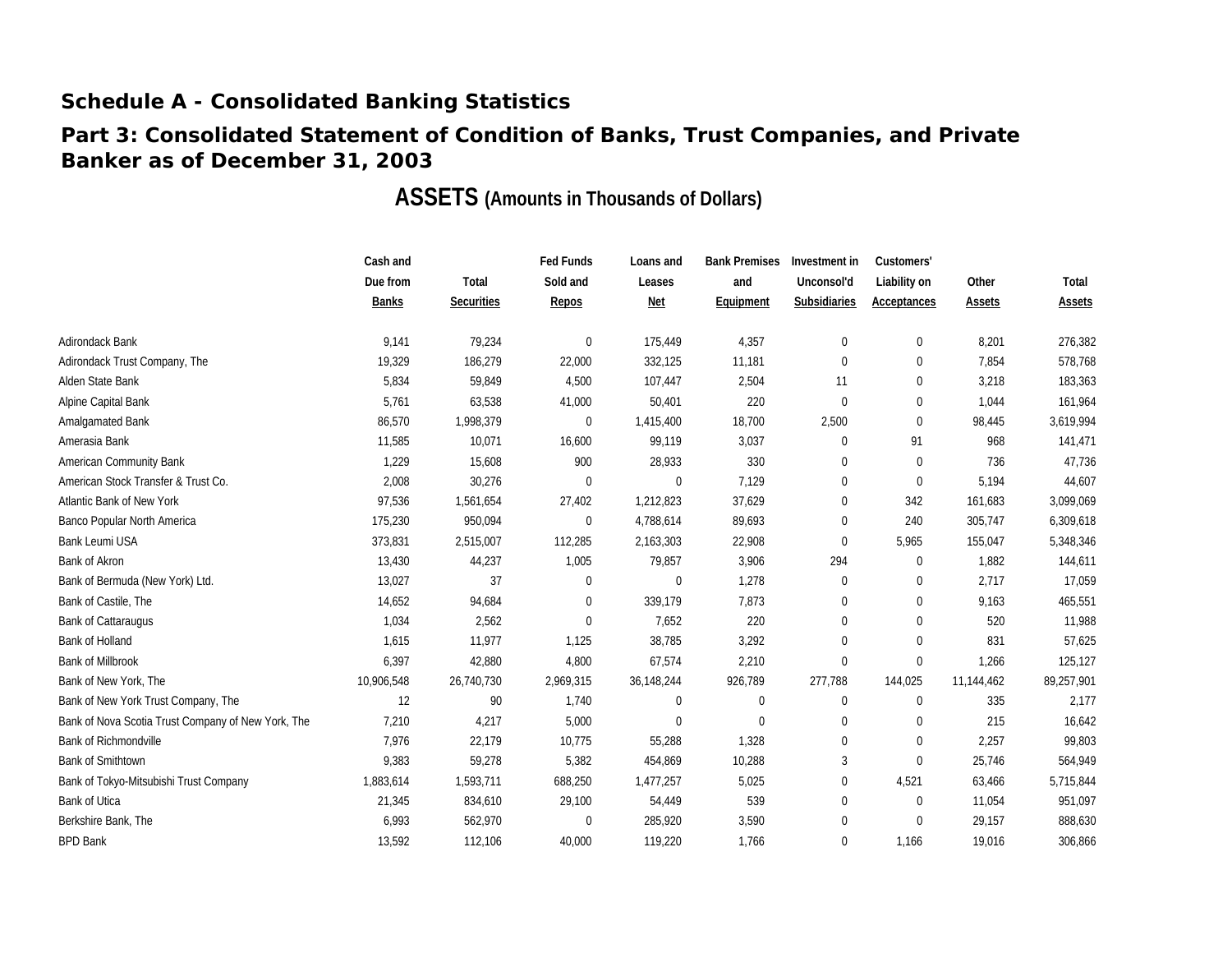## Schedule A - Consolidated Banking Statistics

## Part 3: Consolidated Statement of Condition of Banks, Trust Companies, and Private Banker as of December 31, 2003

### ASSETS (Amounts in Thousands of Dollars)

| | Cash and Due from Banks | Total Securities | Fed Funds Sold and Repos | Loans and Leases Net | Bank Premises and Equipment | Investment in Unconsol'd Subsidiaries | Customers' Liability on Acceptances | Other Assets | Total Assets |
|---|---|---|---|---|---|---|---|---|---|
| Adirondack Bank | 9,141 | 79,234 | 0 | 175,449 | 4,357 | 0 | 0 | 8,201 | 276,382 |
| Adirondack Trust Company, The | 19,329 | 186,279 | 22,000 | 332,125 | 11,181 | 0 | 0 | 7,854 | 578,768 |
| Alden State Bank | 5,834 | 59,849 | 4,500 | 107,447 | 2,504 | 11 | 0 | 3,218 | 183,363 |
| Alpine Capital Bank | 5,761 | 63,538 | 41,000 | 50,401 | 220 | 0 | 0 | 1,044 | 161,964 |
| Amalgamated Bank | 86,570 | 1,998,379 | 0 | 1,415,400 | 18,700 | 2,500 | 0 | 98,445 | 3,619,994 |
| Amerasia Bank | 11,585 | 10,071 | 16,600 | 99,119 | 3,037 | 0 | 91 | 968 | 141,471 |
| American Community Bank | 1,229 | 15,608 | 900 | 28,933 | 330 | 0 | 0 | 736 | 47,736 |
| American Stock Transfer & Trust Co. | 2,008 | 30,276 | 0 | 0 | 7,129 | 0 | 0 | 5,194 | 44,607 |
| Atlantic Bank of New York | 97,536 | 1,561,654 | 27,402 | 1,212,823 | 37,629 | 0 | 342 | 161,683 | 3,099,069 |
| Banco Popular North America | 175,230 | 950,094 | 0 | 4,788,614 | 89,693 | 0 | 240 | 305,747 | 6,309,618 |
| Bank Leumi USA | 373,831 | 2,515,007 | 112,285 | 2,163,303 | 22,908 | 0 | 5,965 | 155,047 | 5,348,346 |
| Bank of Akron | 13,430 | 44,237 | 1,005 | 79,857 | 3,906 | 294 | 0 | 1,882 | 144,611 |
| Bank of Bermuda (New York) Ltd. | 13,027 | 37 | 0 | 0 | 1,278 | 0 | 0 | 2,717 | 17,059 |
| Bank of Castile, The | 14,652 | 94,684 | 0 | 339,179 | 7,873 | 0 | 0 | 9,163 | 465,551 |
| Bank of Cattaraugus | 1,034 | 2,562 | 0 | 7,652 | 220 | 0 | 0 | 520 | 11,988 |
| Bank of Holland | 1,615 | 11,977 | 1,125 | 38,785 | 3,292 | 0 | 0 | 831 | 57,625 |
| Bank of Millbrook | 6,397 | 42,880 | 4,800 | 67,574 | 2,210 | 0 | 0 | 1,266 | 125,127 |
| Bank of New York, The | 10,906,548 | 26,740,730 | 2,969,315 | 36,148,244 | 926,789 | 277,788 | 144,025 | 11,144,462 | 89,257,901 |
| Bank of New York Trust Company, The | 12 | 90 | 1,740 | 0 | 0 | 0 | 0 | 335 | 2,177 |
| Bank of Nova Scotia Trust Company of New York, The | 7,210 | 4,217 | 5,000 | 0 | 0 | 0 | 0 | 215 | 16,642 |
| Bank of Richmondville | 7,976 | 22,179 | 10,775 | 55,288 | 1,328 | 0 | 0 | 2,257 | 99,803 |
| Bank of Smithtown | 9,383 | 59,278 | 5,382 | 454,869 | 10,288 | 3 | 0 | 25,746 | 564,949 |
| Bank of Tokyo-Mitsubishi Trust Company | 1,883,614 | 1,593,711 | 688,250 | 1,477,257 | 5,025 | 0 | 4,521 | 63,466 | 5,715,844 |
| Bank of Utica | 21,345 | 834,610 | 29,100 | 54,449 | 539 | 0 | 0 | 11,054 | 951,097 |
| Berkshire Bank, The | 6,993 | 562,970 | 0 | 285,920 | 3,590 | 0 | 0 | 29,157 | 888,630 |
| BPD Bank | 13,592 | 112,106 | 40,000 | 119,220 | 1,766 | 0 | 1,166 | 19,016 | 306,866 |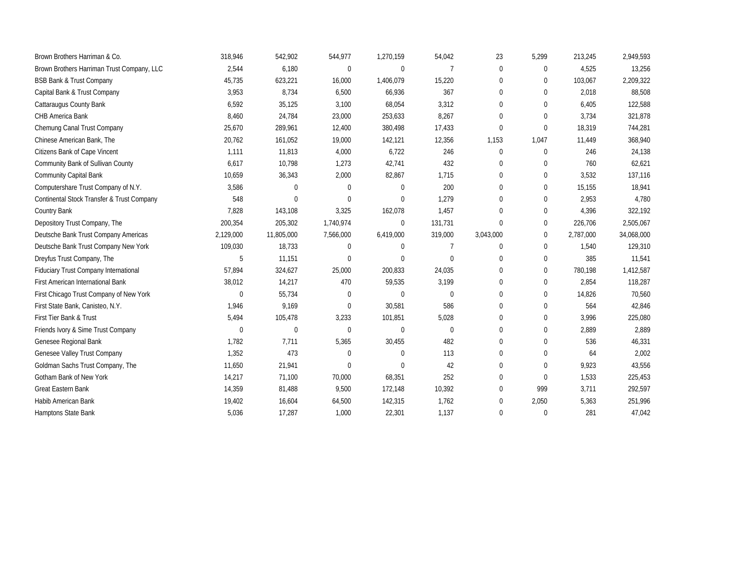| | | | | | | | | | |
|---|---|---|---|---|---|---|---|---|---|
| Brown Brothers Harriman & Co. | 318,946 | 542,902 | 544,977 | 1,270,159 | 54,042 | 23 | 5,299 | 213,245 | 2,949,593 |
| Brown Brothers Harriman Trust Company, LLC | 2,544 | 6,180 | 0 | 0 | 7 | 0 | 0 | 4,525 | 13,256 |
| BSB Bank & Trust Company | 45,735 | 623,221 | 16,000 | 1,406,079 | 15,220 | 0 | 0 | 103,067 | 2,209,322 |
| Capital Bank & Trust Company | 3,953 | 8,734 | 6,500 | 66,936 | 367 | 0 | 0 | 2,018 | 88,508 |
| Cattaraugus County Bank | 6,592 | 35,125 | 3,100 | 68,054 | 3,312 | 0 | 0 | 6,405 | 122,588 |
| CHB America Bank | 8,460 | 24,784 | 23,000 | 253,633 | 8,267 | 0 | 0 | 3,734 | 321,878 |
| Chemung Canal Trust Company | 25,670 | 289,961 | 12,400 | 380,498 | 17,433 | 0 | 0 | 18,319 | 744,281 |
| Chinese American Bank, The | 20,762 | 161,052 | 19,000 | 142,121 | 12,356 | 1,153 | 1,047 | 11,449 | 368,940 |
| Citizens Bank of Cape Vincent | 1,111 | 11,813 | 4,000 | 6,722 | 246 | 0 | 0 | 246 | 24,138 |
| Community Bank of Sullivan County | 6,617 | 10,798 | 1,273 | 42,741 | 432 | 0 | 0 | 760 | 62,621 |
| Community Capital Bank | 10,659 | 36,343 | 2,000 | 82,867 | 1,715 | 0 | 0 | 3,532 | 137,116 |
| Computershare Trust Company of N.Y. | 3,586 | 0 | 0 | 0 | 200 | 0 | 0 | 15,155 | 18,941 |
| Continental Stock Transfer & Trust Company | 548 | 0 | 0 | 0 | 1,279 | 0 | 0 | 2,953 | 4,780 |
| Country Bank | 7,828 | 143,108 | 3,325 | 162,078 | 1,457 | 0 | 0 | 4,396 | 322,192 |
| Depository Trust Company, The | 200,354 | 205,302 | 1,740,974 | 0 | 131,731 | 0 | 0 | 226,706 | 2,505,067 |
| Deutsche Bank Trust Company Americas | 2,129,000 | 11,805,000 | 7,566,000 | 6,419,000 | 319,000 | 3,043,000 | 0 | 2,787,000 | 34,068,000 |
| Deutsche Bank Trust Company New York | 109,030 | 18,733 | 0 | 0 | 7 | 0 | 0 | 1,540 | 129,310 |
| Dreyfus Trust Company, The | 5 | 11,151 | 0 | 0 | 0 | 0 | 0 | 385 | 11,541 |
| Fiduciary Trust Company International | 57,894 | 324,627 | 25,000 | 200,833 | 24,035 | 0 | 0 | 780,198 | 1,412,587 |
| First American International Bank | 38,012 | 14,217 | 470 | 59,535 | 3,199 | 0 | 0 | 2,854 | 118,287 |
| First Chicago Trust Company of New York | 0 | 55,734 | 0 | 0 | 0 | 0 | 0 | 14,826 | 70,560 |
| First State Bank, Canisteo, N.Y. | 1,946 | 9,169 | 0 | 30,581 | 586 | 0 | 0 | 564 | 42,846 |
| First Tier Bank & Trust | 5,494 | 105,478 | 3,233 | 101,851 | 5,028 | 0 | 0 | 3,996 | 225,080 |
| Friends Ivory & Sime Trust Company | 0 | 0 | 0 | 0 | 0 | 0 | 0 | 2,889 | 2,889 |
| Genesee Regional Bank | 1,782 | 7,711 | 5,365 | 30,455 | 482 | 0 | 0 | 536 | 46,331 |
| Genesee Valley Trust Company | 1,352 | 473 | 0 | 0 | 113 | 0 | 0 | 64 | 2,002 |
| Goldman Sachs Trust Company, The | 11,650 | 21,941 | 0 | 0 | 42 | 0 | 0 | 9,923 | 43,556 |
| Gotham Bank of New York | 14,217 | 71,100 | 70,000 | 68,351 | 252 | 0 | 0 | 1,533 | 225,453 |
| Great Eastern Bank | 14,359 | 81,488 | 9,500 | 172,148 | 10,392 | 0 | 999 | 3,711 | 292,597 |
| Habib American Bank | 19,402 | 16,604 | 64,500 | 142,315 | 1,762 | 0 | 2,050 | 5,363 | 251,996 |
| Hamptons State Bank | 5,036 | 17,287 | 1,000 | 22,301 | 1,137 | 0 | 0 | 281 | 47,042 |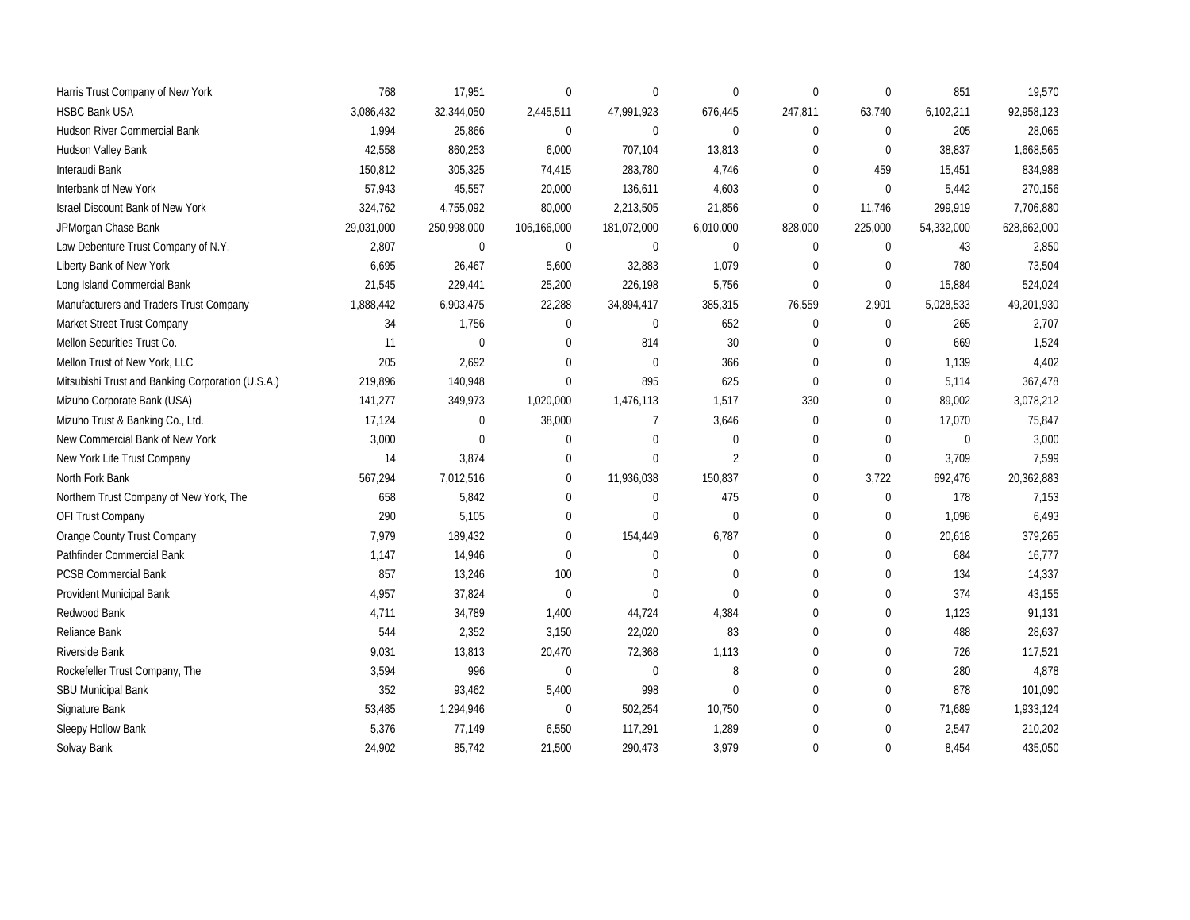| | | | | | | | | | |
|---|---|---|---|---|---|---|---|---|---|
| Harris Trust Company of New York | 768 | 17,951 | 0 | 0 | 0 | 0 | 0 | 851 | 19,570 |
| HSBC Bank USA | 3,086,432 | 32,344,050 | 2,445,511 | 47,991,923 | 676,445 | 247,811 | 63,740 | 6,102,211 | 92,958,123 |
| Hudson River Commercial Bank | 1,994 | 25,866 | 0 | 0 | 0 | 0 | 0 | 205 | 28,065 |
| Hudson Valley Bank | 42,558 | 860,253 | 6,000 | 707,104 | 13,813 | 0 | 0 | 38,837 | 1,668,565 |
| Interaudi Bank | 150,812 | 305,325 | 74,415 | 283,780 | 4,746 | 0 | 459 | 15,451 | 834,988 |
| Interbank of New York | 57,943 | 45,557 | 20,000 | 136,611 | 4,603 | 0 | 0 | 5,442 | 270,156 |
| Israel Discount Bank of New York | 324,762 | 4,755,092 | 80,000 | 2,213,505 | 21,856 | 0 | 11,746 | 299,919 | 7,706,880 |
| JPMorgan Chase Bank | 29,031,000 | 250,998,000 | 106,166,000 | 181,072,000 | 6,010,000 | 828,000 | 225,000 | 54,332,000 | 628,662,000 |
| Law Debenture Trust Company of N.Y. | 2,807 | 0 | 0 | 0 | 0 | 0 | 0 | 43 | 2,850 |
| Liberty Bank of New York | 6,695 | 26,467 | 5,600 | 32,883 | 1,079 | 0 | 0 | 780 | 73,504 |
| Long Island Commercial Bank | 21,545 | 229,441 | 25,200 | 226,198 | 5,756 | 0 | 0 | 15,884 | 524,024 |
| Manufacturers and Traders Trust Company | 1,888,442 | 6,903,475 | 22,288 | 34,894,417 | 385,315 | 76,559 | 2,901 | 5,028,533 | 49,201,930 |
| Market Street Trust Company | 34 | 1,756 | 0 | 0 | 652 | 0 | 0 | 265 | 2,707 |
| Mellon Securities Trust Co. | 11 | 0 | 0 | 814 | 30 | 0 | 0 | 669 | 1,524 |
| Mellon Trust of New York, LLC | 205 | 2,692 | 0 | 0 | 366 | 0 | 0 | 1,139 | 4,402 |
| Mitsubishi Trust and Banking Corporation (U.S.A.) | 219,896 | 140,948 | 0 | 895 | 625 | 0 | 0 | 5,114 | 367,478 |
| Mizuho Corporate Bank (USA) | 141,277 | 349,973 | 1,020,000 | 1,476,113 | 1,517 | 330 | 0 | 89,002 | 3,078,212 |
| Mizuho Trust & Banking Co., Ltd. | 17,124 | 0 | 38,000 | 7 | 3,646 | 0 | 0 | 17,070 | 75,847 |
| New Commercial Bank of New York | 3,000 | 0 | 0 | 0 | 0 | 0 | 0 | 0 | 3,000 |
| New York Life Trust Company | 14 | 3,874 | 0 | 0 | 2 | 0 | 0 | 3,709 | 7,599 |
| North Fork Bank | 567,294 | 7,012,516 | 0 | 11,936,038 | 150,837 | 0 | 3,722 | 692,476 | 20,362,883 |
| Northern Trust Company of New York, The | 658 | 5,842 | 0 | 0 | 475 | 0 | 0 | 178 | 7,153 |
| OFI Trust Company | 290 | 5,105 | 0 | 0 | 0 | 0 | 0 | 1,098 | 6,493 |
| Orange County Trust Company | 7,979 | 189,432 | 0 | 154,449 | 6,787 | 0 | 0 | 20,618 | 379,265 |
| Pathfinder Commercial Bank | 1,147 | 14,946 | 0 | 0 | 0 | 0 | 0 | 684 | 16,777 |
| PCSB Commercial Bank | 857 | 13,246 | 100 | 0 | 0 | 0 | 0 | 134 | 14,337 |
| Provident Municipal Bank | 4,957 | 37,824 | 0 | 0 | 0 | 0 | 0 | 374 | 43,155 |
| Redwood Bank | 4,711 | 34,789 | 1,400 | 44,724 | 4,384 | 0 | 0 | 1,123 | 91,131 |
| Reliance Bank | 544 | 2,352 | 3,150 | 22,020 | 83 | 0 | 0 | 488 | 28,637 |
| Riverside Bank | 9,031 | 13,813 | 20,470 | 72,368 | 1,113 | 0 | 0 | 726 | 117,521 |
| Rockefeller Trust Company, The | 3,594 | 996 | 0 | 0 | 8 | 0 | 0 | 280 | 4,878 |
| SBU Municipal Bank | 352 | 93,462 | 5,400 | 998 | 0 | 0 | 0 | 878 | 101,090 |
| Signature Bank | 53,485 | 1,294,946 | 0 | 502,254 | 10,750 | 0 | 0 | 71,689 | 1,933,124 |
| Sleepy Hollow Bank | 5,376 | 77,149 | 6,550 | 117,291 | 1,289 | 0 | 0 | 2,547 | 210,202 |
| Solvay Bank | 24,902 | 85,742 | 21,500 | 290,473 | 3,979 | 0 | 0 | 8,454 | 435,050 |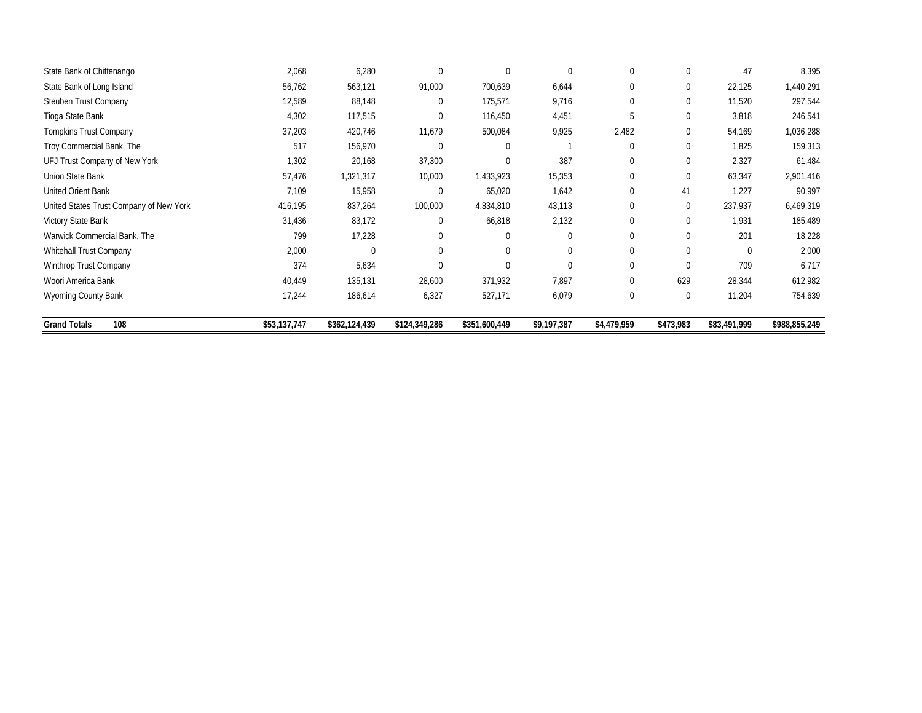| | | | | | | | | | |
|---|---|---|---|---|---|---|---|---|---|
| State Bank of Chittenango | 2,068 | 6,280 | 0 | 0 | 0 | 0 | 0 | 47 | 8,395 |
| State Bank of Long Island | 56,762 | 563,121 | 91,000 | 700,639 | 6,644 | 0 | 0 | 22,125 | 1,440,291 |
| Steuben Trust Company | 12,589 | 88,148 | 0 | 175,571 | 9,716 | 0 | 0 | 11,520 | 297,544 |
| Tioga State Bank | 4,302 | 117,515 | 0 | 116,450 | 4,451 | 5 | 0 | 3,818 | 246,541 |
| Tompkins Trust Company | 37,203 | 420,746 | 11,679 | 500,084 | 9,925 | 2,482 | 0 | 54,169 | 1,036,288 |
| Troy Commercial Bank, The | 517 | 156,970 | 0 | 0 | 1 | 0 | 0 | 1,825 | 159,313 |
| UFJ Trust Company of New York | 1,302 | 20,168 | 37,300 | 0 | 387 | 0 | 0 | 2,327 | 61,484 |
| Union State Bank | 57,476 | 1,321,317 | 10,000 | 1,433,923 | 15,353 | 0 | 0 | 63,347 | 2,901,416 |
| United Orient Bank | 7,109 | 15,958 | 0 | 65,020 | 1,642 | 0 | 41 | 1,227 | 90,997 |
| United States Trust Company of New York | 416,195 | 837,264 | 100,000 | 4,834,810 | 43,113 | 0 | 0 | 237,937 | 6,469,319 |
| Victory State Bank | 31,436 | 83,172 | 0 | 66,818 | 2,132 | 0 | 0 | 1,931 | 185,489 |
| Warwick Commercial Bank, The | 799 | 17,228 | 0 | 0 | 0 | 0 | 0 | 201 | 18,228 |
| Whitehall Trust Company | 2,000 | 0 | 0 | 0 | 0 | 0 | 0 | 0 | 2,000 |
| Winthrop Trust Company | 374 | 5,634 | 0 | 0 | 0 | 0 | 0 | 709 | 6,717 |
| Woori America Bank | 40,449 | 135,131 | 28,600 | 371,932 | 7,897 | 0 | 629 | 28,344 | 612,982 |
| Wyoming County Bank | 17,244 | 186,614 | 6,327 | 527,171 | 6,079 | 0 | 0 | 11,204 | 754,639 |
| **Grand Totals 108** | **$53,137,747** | **$362,124,439** | **$124,349,286** | **$351,600,449** | **$9,197,387** | **$4,479,959** | **$473,983** | **$83,491,999** | **$988,855,249** |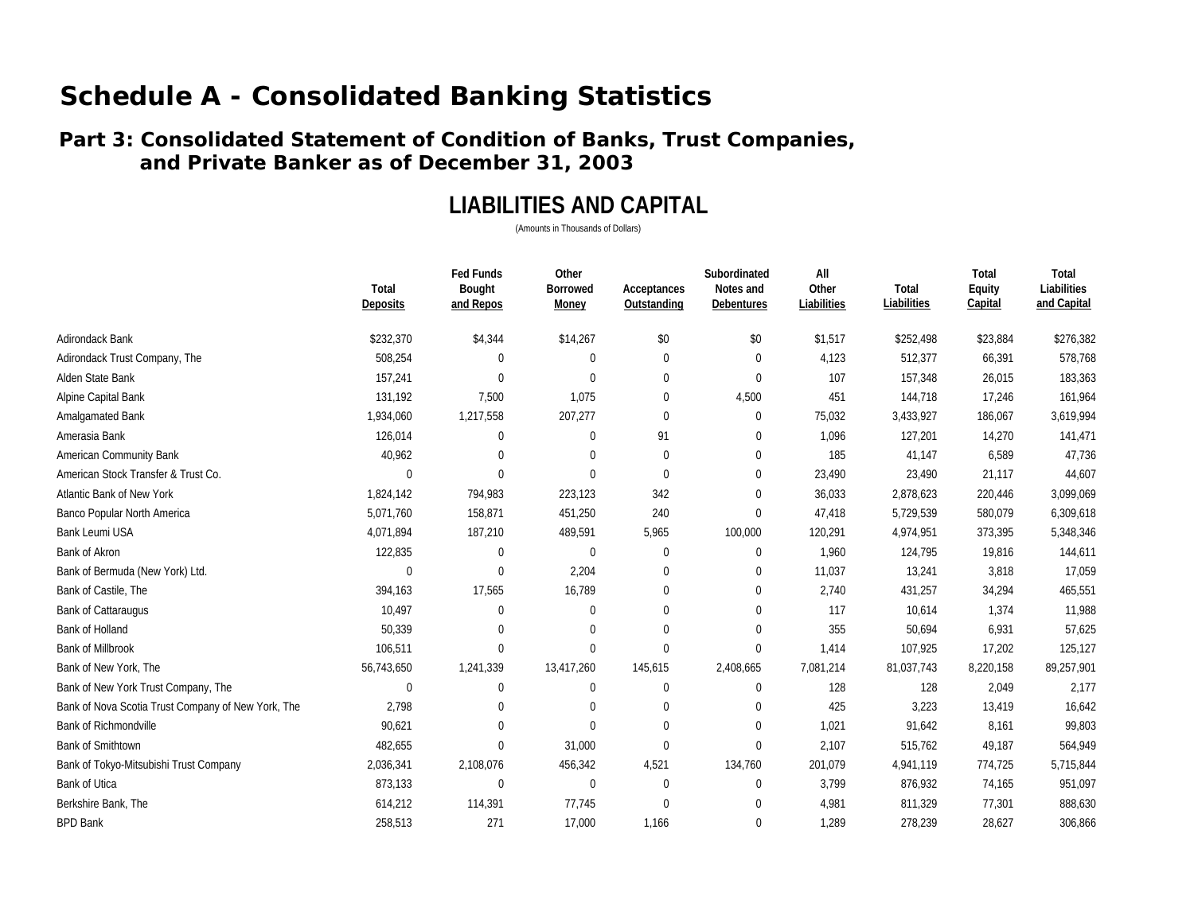# Schedule A - Consolidated Banking Statistics

## Part 3: Consolidated Statement of Condition of Banks, Trust Companies, and Private Banker as of December 31, 2003

### LIABILITIES AND CAPITAL

(Amounts in Thousands of Dollars)

| | Total Deposits | Fed Funds Bought and Repos | Other Borrowed Money | Acceptances Outstanding | Subordinated Notes and Debentures | All Other Liabilities | Total Liabilities | Total Equity Capital | Total Liabilities and Capital |
|---|---|---|---|---|---|---|---|---|---|
| Adirondack Bank | $232,370 | $4,344 | $14,267 | $0 | $0 | $1,517 | $252,498 | $23,884 | $276,382 |
| Adirondack Trust Company, The | 508,254 | 0 | 0 | 0 | 0 | 4,123 | 512,377 | 66,391 | 578,768 |
| Alden State Bank | 157,241 | 0 | 0 | 0 | 0 | 107 | 157,348 | 26,015 | 183,363 |
| Alpine Capital Bank | 131,192 | 7,500 | 1,075 | 0 | 4,500 | 451 | 144,718 | 17,246 | 161,964 |
| Amalgamated Bank | 1,934,060 | 1,217,558 | 207,277 | 0 | 0 | 75,032 | 3,433,927 | 186,067 | 3,619,994 |
| Amerasia Bank | 126,014 | 0 | 0 | 91 | 0 | 1,096 | 127,201 | 14,270 | 141,471 |
| American Community Bank | 40,962 | 0 | 0 | 0 | 0 | 185 | 41,147 | 6,589 | 47,736 |
| American Stock Transfer & Trust Co. | 0 | 0 | 0 | 0 | 0 | 23,490 | 23,490 | 21,117 | 44,607 |
| Atlantic Bank of New York | 1,824,142 | 794,983 | 223,123 | 342 | 0 | 36,033 | 2,878,623 | 220,446 | 3,099,069 |
| Banco Popular North America | 5,071,760 | 158,871 | 451,250 | 240 | 0 | 47,418 | 5,729,539 | 580,079 | 6,309,618 |
| Bank Leumi USA | 4,071,894 | 187,210 | 489,591 | 5,965 | 100,000 | 120,291 | 4,974,951 | 373,395 | 5,348,346 |
| Bank of Akron | 122,835 | 0 | 0 | 0 | 0 | 1,960 | 124,795 | 19,816 | 144,611 |
| Bank of Bermuda (New York) Ltd. | 0 | 0 | 2,204 | 0 | 0 | 11,037 | 13,241 | 3,818 | 17,059 |
| Bank of Castile, The | 394,163 | 17,565 | 16,789 | 0 | 0 | 2,740 | 431,257 | 34,294 | 465,551 |
| Bank of Cattaraugus | 10,497 | 0 | 0 | 0 | 0 | 117 | 10,614 | 1,374 | 11,988 |
| Bank of Holland | 50,339 | 0 | 0 | 0 | 0 | 355 | 50,694 | 6,931 | 57,625 |
| Bank of Millbrook | 106,511 | 0 | 0 | 0 | 0 | 1,414 | 107,925 | 17,202 | 125,127 |
| Bank of New York, The | 56,743,650 | 1,241,339 | 13,417,260 | 145,615 | 2,408,665 | 7,081,214 | 81,037,743 | 8,220,158 | 89,257,901 |
| Bank of New York Trust Company, The | 0 | 0 | 0 | 0 | 0 | 128 | 128 | 2,049 | 2,177 |
| Bank of Nova Scotia Trust Company of New York, The | 2,798 | 0 | 0 | 0 | 0 | 425 | 3,223 | 13,419 | 16,642 |
| Bank of Richmondville | 90,621 | 0 | 0 | 0 | 0 | 1,021 | 91,642 | 8,161 | 99,803 |
| Bank of Smithtown | 482,655 | 0 | 31,000 | 0 | 0 | 2,107 | 515,762 | 49,187 | 564,949 |
| Bank of Tokyo-Mitsubishi Trust Company | 2,036,341 | 2,108,076 | 456,342 | 4,521 | 134,760 | 201,079 | 4,941,119 | 774,725 | 5,715,844 |
| Bank of Utica | 873,133 | 0 | 0 | 0 | 0 | 3,799 | 876,932 | 74,165 | 951,097 |
| Berkshire Bank, The | 614,212 | 114,391 | 77,745 | 0 | 0 | 4,981 | 811,329 | 77,301 | 888,630 |
| BPD Bank | 258,513 | 271 | 17,000 | 1,166 | 0 | 1,289 | 278,239 | 28,627 | 306,866 |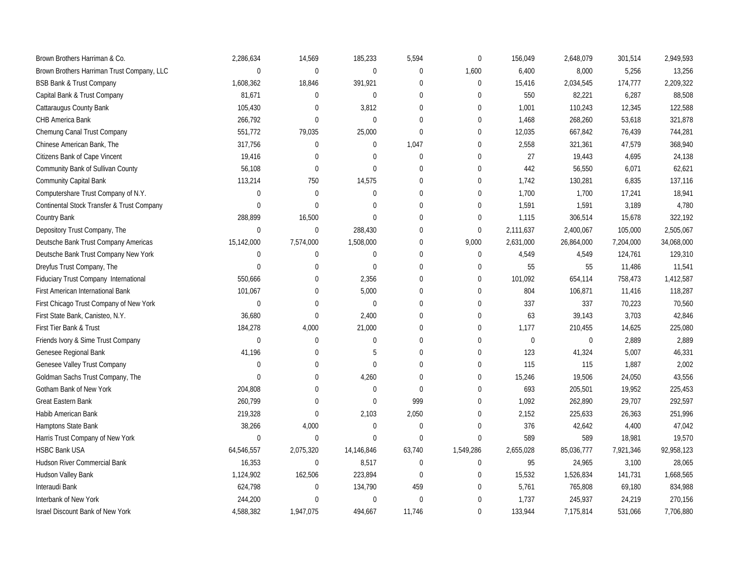| | | | | | | | | | |
|---|---|---|---|---|---|---|---|---|---|
| Brown Brothers Harriman & Co. | 2,286,634 | 14,569 | 185,233 | 5,594 | 0 | 156,049 | 2,648,079 | 301,514 | 2,949,593 |
| Brown Brothers Harriman Trust Company, LLC | 0 | 0 | 0 | 0 | 1,600 | 6,400 | 8,000 | 5,256 | 13,256 |
| BSB Bank & Trust Company | 1,608,362 | 18,846 | 391,921 | 0 | 0 | 15,416 | 2,034,545 | 174,777 | 2,209,322 |
| Capital Bank & Trust Company | 81,671 | 0 | 0 | 0 | 0 | 550 | 82,221 | 6,287 | 88,508 |
| Cattaraugus County Bank | 105,430 | 0 | 3,812 | 0 | 0 | 1,001 | 110,243 | 12,345 | 122,588 |
| CHB America Bank | 266,792 | 0 | 0 | 0 | 0 | 1,468 | 268,260 | 53,618 | 321,878 |
| Chemung Canal Trust Company | 551,772 | 79,035 | 25,000 | 0 | 0 | 12,035 | 667,842 | 76,439 | 744,281 |
| Chinese American Bank, The | 317,756 | 0 | 0 | 1,047 | 0 | 2,558 | 321,361 | 47,579 | 368,940 |
| Citizens Bank of Cape Vincent | 19,416 | 0 | 0 | 0 | 0 | 27 | 19,443 | 4,695 | 24,138 |
| Community Bank of Sullivan County | 56,108 | 0 | 0 | 0 | 0 | 442 | 56,550 | 6,071 | 62,621 |
| Community Capital Bank | 113,214 | 750 | 14,575 | 0 | 0 | 1,742 | 130,281 | 6,835 | 137,116 |
| Computershare Trust Company of N.Y. | 0 | 0 | 0 | 0 | 0 | 1,700 | 1,700 | 17,241 | 18,941 |
| Continental Stock Transfer & Trust Company | 0 | 0 | 0 | 0 | 0 | 1,591 | 1,591 | 3,189 | 4,780 |
| Country Bank | 288,899 | 16,500 | 0 | 0 | 0 | 1,115 | 306,514 | 15,678 | 322,192 |
| Depository Trust Company, The | 0 | 0 | 288,430 | 0 | 0 | 2,111,637 | 2,400,067 | 105,000 | 2,505,067 |
| Deutsche Bank Trust Company Americas | 15,142,000 | 7,574,000 | 1,508,000 | 0 | 9,000 | 2,631,000 | 26,864,000 | 7,204,000 | 34,068,000 |
| Deutsche Bank Trust Company New York | 0 | 0 | 0 | 0 | 0 | 4,549 | 4,549 | 124,761 | 129,310 |
| Dreyfus Trust Company, The | 0 | 0 | 0 | 0 | 0 | 55 | 55 | 11,486 | 11,541 |
| Fiduciary Trust Company International | 550,666 | 0 | 2,356 | 0 | 0 | 101,092 | 654,114 | 758,473 | 1,412,587 |
| First American International Bank | 101,067 | 0 | 5,000 | 0 | 0 | 804 | 106,871 | 11,416 | 118,287 |
| First Chicago Trust Company of New York | 0 | 0 | 0 | 0 | 0 | 337 | 337 | 70,223 | 70,560 |
| First State Bank, Canisteo, N.Y. | 36,680 | 0 | 2,400 | 0 | 0 | 63 | 39,143 | 3,703 | 42,846 |
| First Tier Bank & Trust | 184,278 | 4,000 | 21,000 | 0 | 0 | 1,177 | 210,455 | 14,625 | 225,080 |
| Friends Ivory & Sime Trust Company | 0 | 0 | 0 | 0 | 0 | 0 | 0 | 2,889 | 2,889 |
| Genesee Regional Bank | 41,196 | 0 | 5 | 0 | 0 | 123 | 41,324 | 5,007 | 46,331 |
| Genesee Valley Trust Company | 0 | 0 | 0 | 0 | 0 | 115 | 115 | 1,887 | 2,002 |
| Goldman Sachs Trust Company, The | 0 | 0 | 4,260 | 0 | 0 | 15,246 | 19,506 | 24,050 | 43,556 |
| Gotham Bank of New York | 204,808 | 0 | 0 | 0 | 0 | 693 | 205,501 | 19,952 | 225,453 |
| Great Eastern Bank | 260,799 | 0 | 0 | 999 | 0 | 1,092 | 262,890 | 29,707 | 292,597 |
| Habib American Bank | 219,328 | 0 | 2,103 | 2,050 | 0 | 2,152 | 225,633 | 26,363 | 251,996 |
| Hamptons State Bank | 38,266 | 4,000 | 0 | 0 | 0 | 376 | 42,642 | 4,400 | 47,042 |
| Harris Trust Company of New York | 0 | 0 | 0 | 0 | 0 | 589 | 589 | 18,981 | 19,570 |
| HSBC Bank USA | 64,546,557 | 2,075,320 | 14,146,846 | 63,740 | 1,549,286 | 2,655,028 | 85,036,777 | 7,921,346 | 92,958,123 |
| Hudson River Commercial Bank | 16,353 | 0 | 8,517 | 0 | 0 | 95 | 24,965 | 3,100 | 28,065 |
| Hudson Valley Bank | 1,124,902 | 162,506 | 223,894 | 0 | 0 | 15,532 | 1,526,834 | 141,731 | 1,668,565 |
| Interaudi Bank | 624,798 | 0 | 134,790 | 459 | 0 | 5,761 | 765,808 | 69,180 | 834,988 |
| Interbank of New York | 244,200 | 0 | 0 | 0 | 0 | 1,737 | 245,937 | 24,219 | 270,156 |
| Israel Discount Bank of New York | 4,588,382 | 1,947,075 | 494,667 | 11,746 | 0 | 133,944 | 7,175,814 | 531,066 | 7,706,880 |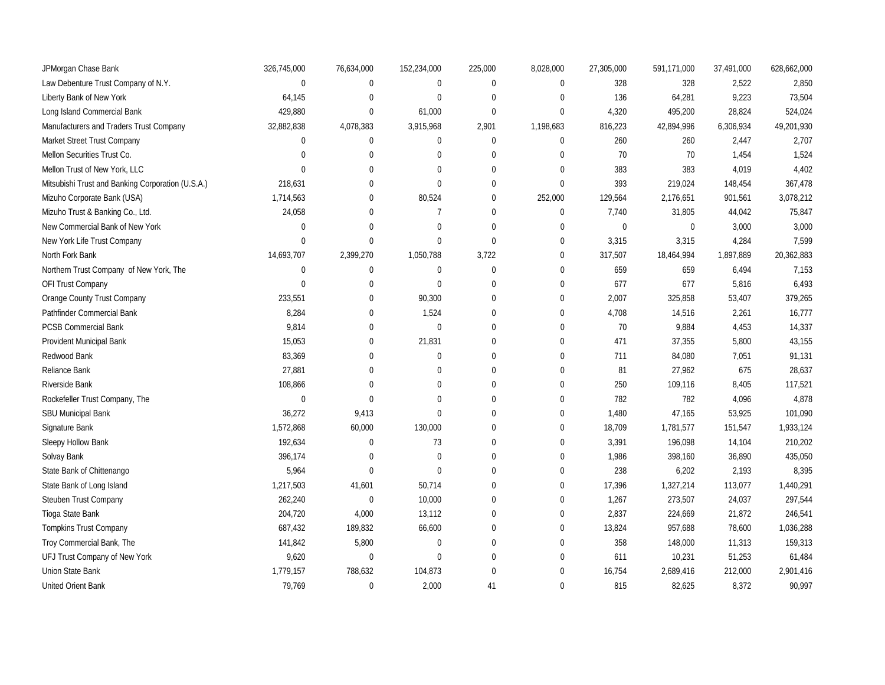| | | | | | | | | | |
|---|---|---|---|---|---|---|---|---|---|
| JPMorgan Chase Bank | 326,745,000 | 76,634,000 | 152,234,000 | 225,000 | 8,028,000 | 27,305,000 | 591,171,000 | 37,491,000 | 628,662,000 |
| Law Debenture Trust Company of N.Y. | 0 | 0 | 0 | 0 | 0 | 328 | 328 | 2,522 | 2,850 |
| Liberty Bank of New York | 64,145 | 0 | 0 | 0 | 0 | 136 | 64,281 | 9,223 | 73,504 |
| Long Island Commercial Bank | 429,880 | 0 | 61,000 | 0 | 0 | 4,320 | 495,200 | 28,824 | 524,024 |
| Manufacturers and Traders Trust Company | 32,882,838 | 4,078,383 | 3,915,968 | 2,901 | 1,198,683 | 816,223 | 42,894,996 | 6,306,934 | 49,201,930 |
| Market Street Trust Company | 0 | 0 | 0 | 0 | 0 | 260 | 260 | 2,447 | 2,707 |
| Mellon Securities Trust Co. | 0 | 0 | 0 | 0 | 0 | 70 | 70 | 1,454 | 1,524 |
| Mellon Trust of New York, LLC | 0 | 0 | 0 | 0 | 0 | 383 | 383 | 4,019 | 4,402 |
| Mitsubishi Trust and Banking Corporation (U.S.A.) | 218,631 | 0 | 0 | 0 | 0 | 393 | 219,024 | 148,454 | 367,478 |
| Mizuho Corporate Bank (USA) | 1,714,563 | 0 | 80,524 | 0 | 252,000 | 129,564 | 2,176,651 | 901,561 | 3,078,212 |
| Mizuho Trust & Banking Co., Ltd. | 24,058 | 0 | 7 | 0 | 0 | 7,740 | 31,805 | 44,042 | 75,847 |
| New Commercial Bank of New York | 0 | 0 | 0 | 0 | 0 | 0 | 0 | 3,000 | 3,000 |
| New York Life Trust Company | 0 | 0 | 0 | 0 | 0 | 3,315 | 3,315 | 4,284 | 7,599 |
| North Fork Bank | 14,693,707 | 2,399,270 | 1,050,788 | 3,722 | 0 | 317,507 | 18,464,994 | 1,897,889 | 20,362,883 |
| Northern Trust Company of New York, The | 0 | 0 | 0 | 0 | 0 | 659 | 659 | 6,494 | 7,153 |
| OFI Trust Company | 0 | 0 | 0 | 0 | 0 | 677 | 677 | 5,816 | 6,493 |
| Orange County Trust Company | 233,551 | 0 | 90,300 | 0 | 0 | 2,007 | 325,858 | 53,407 | 379,265 |
| Pathfinder Commercial Bank | 8,284 | 0 | 1,524 | 0 | 0 | 4,708 | 14,516 | 2,261 | 16,777 |
| PCSB Commercial Bank | 9,814 | 0 | 0 | 0 | 0 | 70 | 9,884 | 4,453 | 14,337 |
| Provident Municipal Bank | 15,053 | 0 | 21,831 | 0 | 0 | 471 | 37,355 | 5,800 | 43,155 |
| Redwood Bank | 83,369 | 0 | 0 | 0 | 0 | 711 | 84,080 | 7,051 | 91,131 |
| Reliance Bank | 27,881 | 0 | 0 | 0 | 0 | 81 | 27,962 | 675 | 28,637 |
| Riverside Bank | 108,866 | 0 | 0 | 0 | 0 | 250 | 109,116 | 8,405 | 117,521 |
| Rockefeller Trust Company, The | 0 | 0 | 0 | 0 | 0 | 782 | 782 | 4,096 | 4,878 |
| SBU Municipal Bank | 36,272 | 9,413 | 0 | 0 | 0 | 1,480 | 47,165 | 53,925 | 101,090 |
| Signature Bank | 1,572,868 | 60,000 | 130,000 | 0 | 0 | 18,709 | 1,781,577 | 151,547 | 1,933,124 |
| Sleepy Hollow Bank | 192,634 | 0 | 73 | 0 | 0 | 3,391 | 196,098 | 14,104 | 210,202 |
| Solvay Bank | 396,174 | 0 | 0 | 0 | 0 | 1,986 | 398,160 | 36,890 | 435,050 |
| State Bank of Chittenango | 5,964 | 0 | 0 | 0 | 0 | 238 | 6,202 | 2,193 | 8,395 |
| State Bank of Long Island | 1,217,503 | 41,601 | 50,714 | 0 | 0 | 17,396 | 1,327,214 | 113,077 | 1,440,291 |
| Steuben Trust Company | 262,240 | 0 | 10,000 | 0 | 0 | 1,267 | 273,507 | 24,037 | 297,544 |
| Tioga State Bank | 204,720 | 4,000 | 13,112 | 0 | 0 | 2,837 | 224,669 | 21,872 | 246,541 |
| Tompkins Trust Company | 687,432 | 189,832 | 66,600 | 0 | 0 | 13,824 | 957,688 | 78,600 | 1,036,288 |
| Troy Commercial Bank, The | 141,842 | 5,800 | 0 | 0 | 0 | 358 | 148,000 | 11,313 | 159,313 |
| UFJ Trust Company of New York | 9,620 | 0 | 0 | 0 | 0 | 611 | 10,231 | 51,253 | 61,484 |
| Union State Bank | 1,779,157 | 788,632 | 104,873 | 0 | 0 | 16,754 | 2,689,416 | 212,000 | 2,901,416 |
| United Orient Bank | 79,769 | 0 | 2,000 | 41 | 0 | 815 | 82,625 | 8,372 | 90,997 |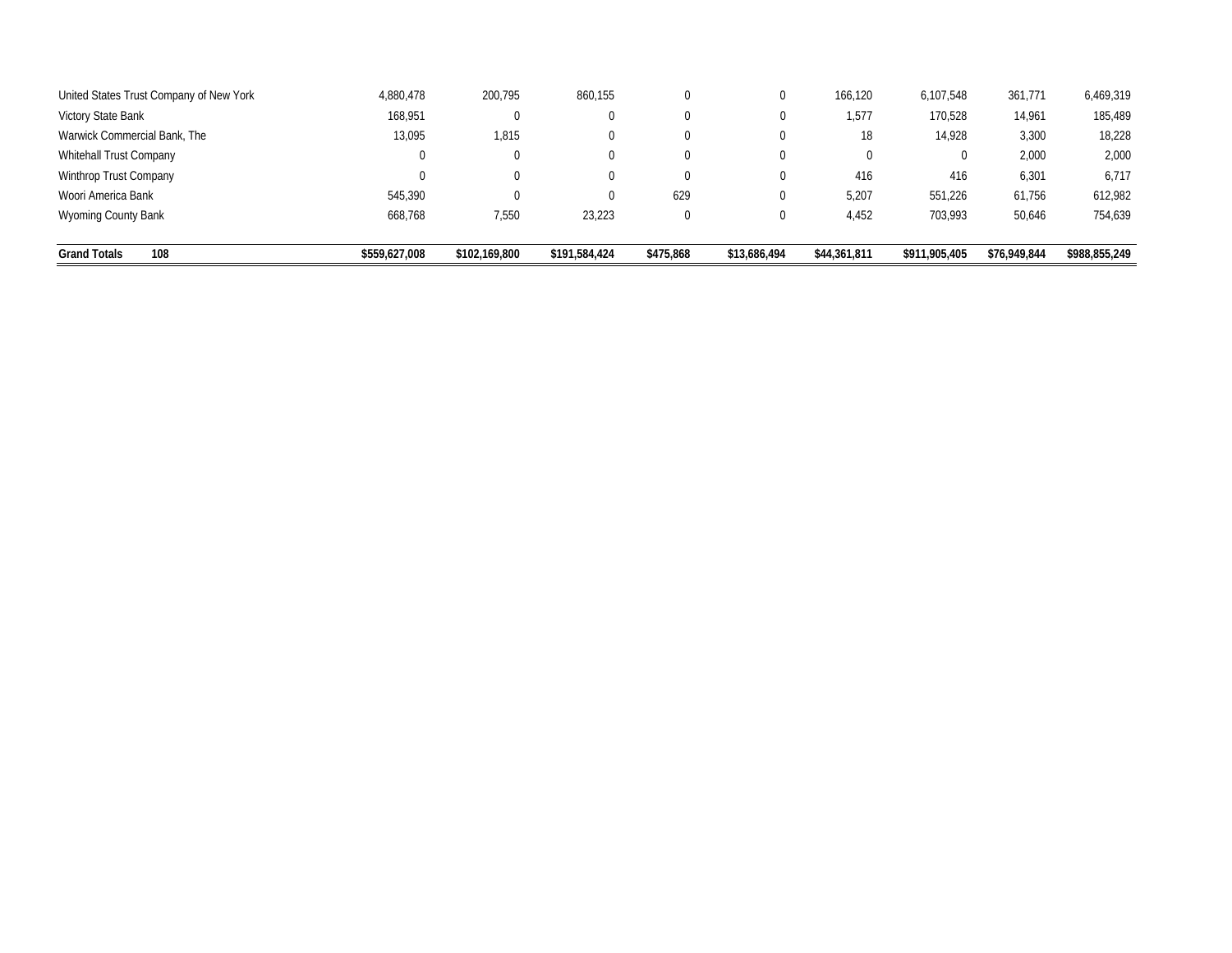| | | | | | | | | | |
|---|---|---|---|---|---|---|---|---|---|
| United States Trust Company of New York | 4,880,478 | 200,795 | 860,155 | 0 | 0 | 166,120 | 6,107,548 | 361,771 | 6,469,319 |
| Victory State Bank | 168,951 | 0 | 0 | 0 | 0 | 1,577 | 170,528 | 14,961 | 185,489 |
| Warwick Commercial Bank, The | 13,095 | 1,815 | 0 | 0 | 0 | 18 | 14,928 | 3,300 | 18,228 |
| Whitehall Trust Company | 0 | 0 | 0 | 0 | 0 | 0 | 0 | 2,000 | 2,000 |
| Winthrop Trust Company | 0 | 0 | 0 | 0 | 0 | 416 | 416 | 6,301 | 6,717 |
| Woori America Bank | 545,390 | 0 | 0 | 629 | 0 | 5,207 | 551,226 | 61,756 | 612,982 |
| Wyoming County Bank | 668,768 | 7,550 | 23,223 | 0 | 0 | 4,452 | 703,993 | 50,646 | 754,639 |
| **Grand Totals 108** | **$559,627,008** | **$102,169,800** | **$191,584,424** | **$475,868** | **$13,686,494** | **$44,361,811** | **$911,905,405** | **$76,949,844** | **$988,855,249** |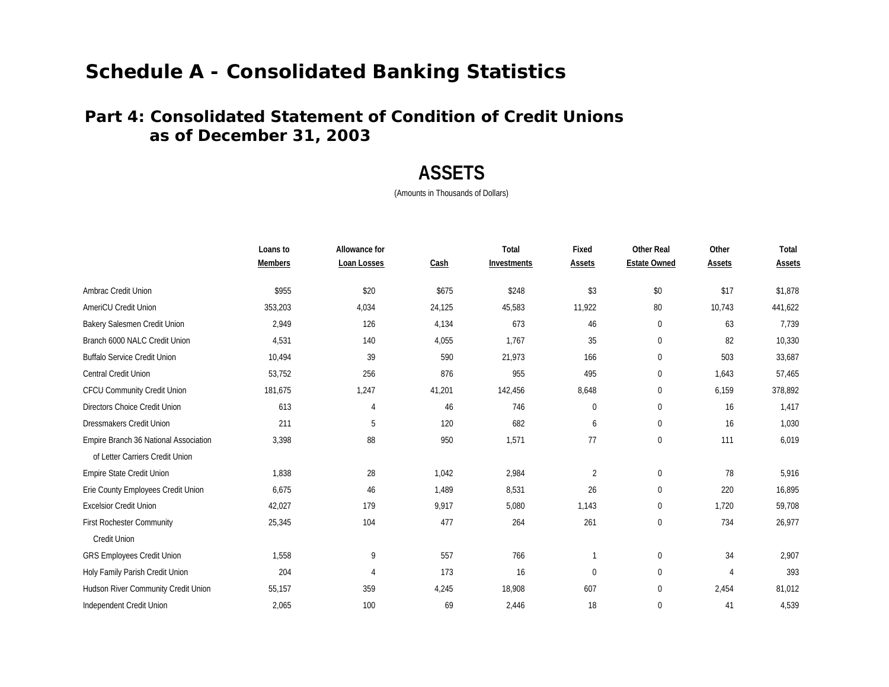# Schedule A - Consolidated Banking Statistics

## Part 4: Consolidated Statement of Condition of Credit Unions as of December 31, 2003

### ASSETS

(Amounts in Thousands of Dollars)

| | Loans to Members | Allowance for Loan Losses | Cash | Total Investments | Fixed Assets | Other Real Estate Owned | Other Assets | Total Assets |
|---|---|---|---|---|---|---|---|---|
| Ambrac Credit Union | $955 | $20 | $675 | $248 | $3 | $0 | $17 | $1,878 |
| AmeriCU Credit Union | 353,203 | 4,034 | 24,125 | 45,583 | 11,922 | 80 | 10,743 | 441,622 |
| Bakery Salesmen Credit Union | 2,949 | 126 | 4,134 | 673 | 46 | 0 | 63 | 7,739 |
| Branch 6000 NALC Credit Union | 4,531 | 140 | 4,055 | 1,767 | 35 | 0 | 82 | 10,330 |
| Buffalo Service Credit Union | 10,494 | 39 | 590 | 21,973 | 166 | 0 | 503 | 33,687 |
| Central Credit Union | 53,752 | 256 | 876 | 955 | 495 | 0 | 1,643 | 57,465 |
| CFCU Community Credit Union | 181,675 | 1,247 | 41,201 | 142,456 | 8,648 | 0 | 6,159 | 378,892 |
| Directors Choice Credit Union | 613 | 4 | 46 | 746 | 0 | 0 | 16 | 1,417 |
| Dressmakers Credit Union | 211 | 5 | 120 | 682 | 6 | 0 | 16 | 1,030 |
| Empire Branch 36 National Association of Letter Carriers Credit Union | 3,398 | 88 | 950 | 1,571 | 77 | 0 | 111 | 6,019 |
| Empire State Credit Union | 1,838 | 28 | 1,042 | 2,984 | 2 | 0 | 78 | 5,916 |
| Erie County Employees Credit Union | 6,675 | 46 | 1,489 | 8,531 | 26 | 0 | 220 | 16,895 |
| Excelsior Credit Union | 42,027 | 179 | 9,917 | 5,080 | 1,143 | 0 | 1,720 | 59,708 |
| First Rochester Community Credit Union | 25,345 | 104 | 477 | 264 | 261 | 0 | 734 | 26,977 |
| GRS Employees Credit Union | 1,558 | 9 | 557 | 766 | 1 | 0 | 34 | 2,907 |
| Holy Family Parish Credit Union | 204 | 4 | 173 | 16 | 0 | 0 | 4 | 393 |
| Hudson River Community Credit Union | 55,157 | 359 | 4,245 | 18,908 | 607 | 0 | 2,454 | 81,012 |
| Independent Credit Union | 2,065 | 100 | 69 | 2,446 | 18 | 0 | 41 | 4,539 |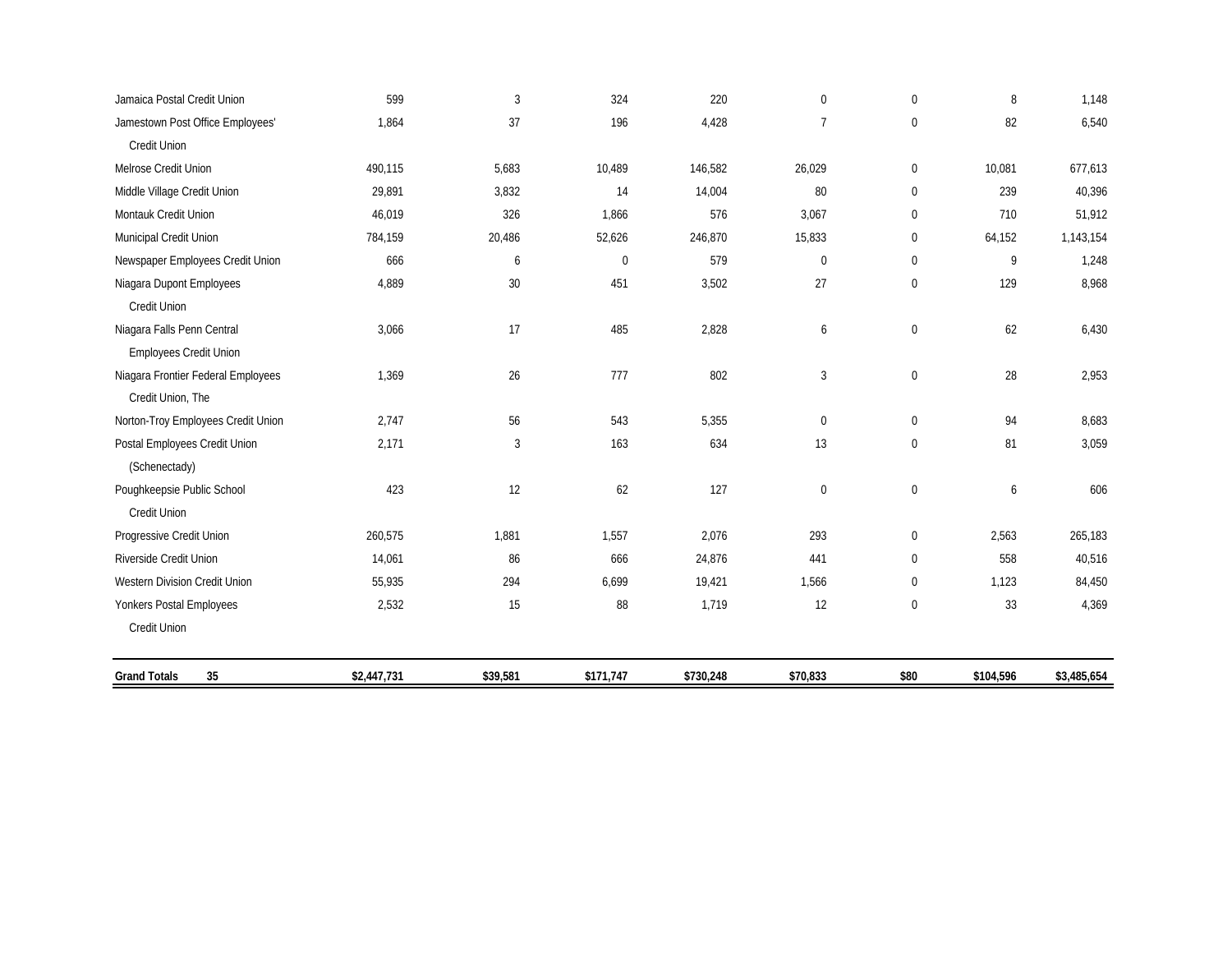| | | | | | | | | |
|---|---|---|---|---|---|---|---|---|
| Jamaica Postal Credit Union | 599 | 3 | 324 | 220 | 0 | 0 | 8 | 1,148 |
| Jamestown Post Office Employees' Credit Union | 1,864 | 37 | 196 | 4,428 | 7 | 0 | 82 | 6,540 |
| Melrose Credit Union | 490,115 | 5,683 | 10,489 | 146,582 | 26,029 | 0 | 10,081 | 677,613 |
| Middle Village Credit Union | 29,891 | 3,832 | 14 | 14,004 | 80 | 0 | 239 | 40,396 |
| Montauk Credit Union | 46,019 | 326 | 1,866 | 576 | 3,067 | 0 | 710 | 51,912 |
| Municipal Credit Union | 784,159 | 20,486 | 52,626 | 246,870 | 15,833 | 0 | 64,152 | 1,143,154 |
| Newspaper Employees Credit Union | 666 | 6 | 0 | 579 | 0 | 0 | 9 | 1,248 |
| Niagara Dupont Employees Credit Union | 4,889 | 30 | 451 | 3,502 | 27 | 0 | 129 | 8,968 |
| Niagara Falls Penn Central Employees Credit Union | 3,066 | 17 | 485 | 2,828 | 6 | 0 | 62 | 6,430 |
| Niagara Frontier Federal Employees Credit Union, The | 1,369 | 26 | 777 | 802 | 3 | 0 | 28 | 2,953 |
| Norton-Troy Employees Credit Union | 2,747 | 56 | 543 | 5,355 | 0 | 0 | 94 | 8,683 |
| Postal Employees Credit Union (Schenectady) | 2,171 | 3 | 163 | 634 | 13 | 0 | 81 | 3,059 |
| Poughkeepsie Public School Credit Union | 423 | 12 | 62 | 127 | 0 | 0 | 6 | 606 |
| Progressive Credit Union | 260,575 | 1,881 | 1,557 | 2,076 | 293 | 0 | 2,563 | 265,183 |
| Riverside Credit Union | 14,061 | 86 | 666 | 24,876 | 441 | 0 | 558 | 40,516 |
| Western Division Credit Union | 55,935 | 294 | 6,699 | 19,421 | 1,566 | 0 | 1,123 | 84,450 |
| Yonkers Postal Employees Credit Union | 2,532 | 15 | 88 | 1,719 | 12 | 0 | 33 | 4,369 |
| **Grand Totals 35** | **$2,447,731** | **$39,581** | **$171,747** | **$730,248** | **$70,833** | **$80** | **$104,596** | **$3,485,654** |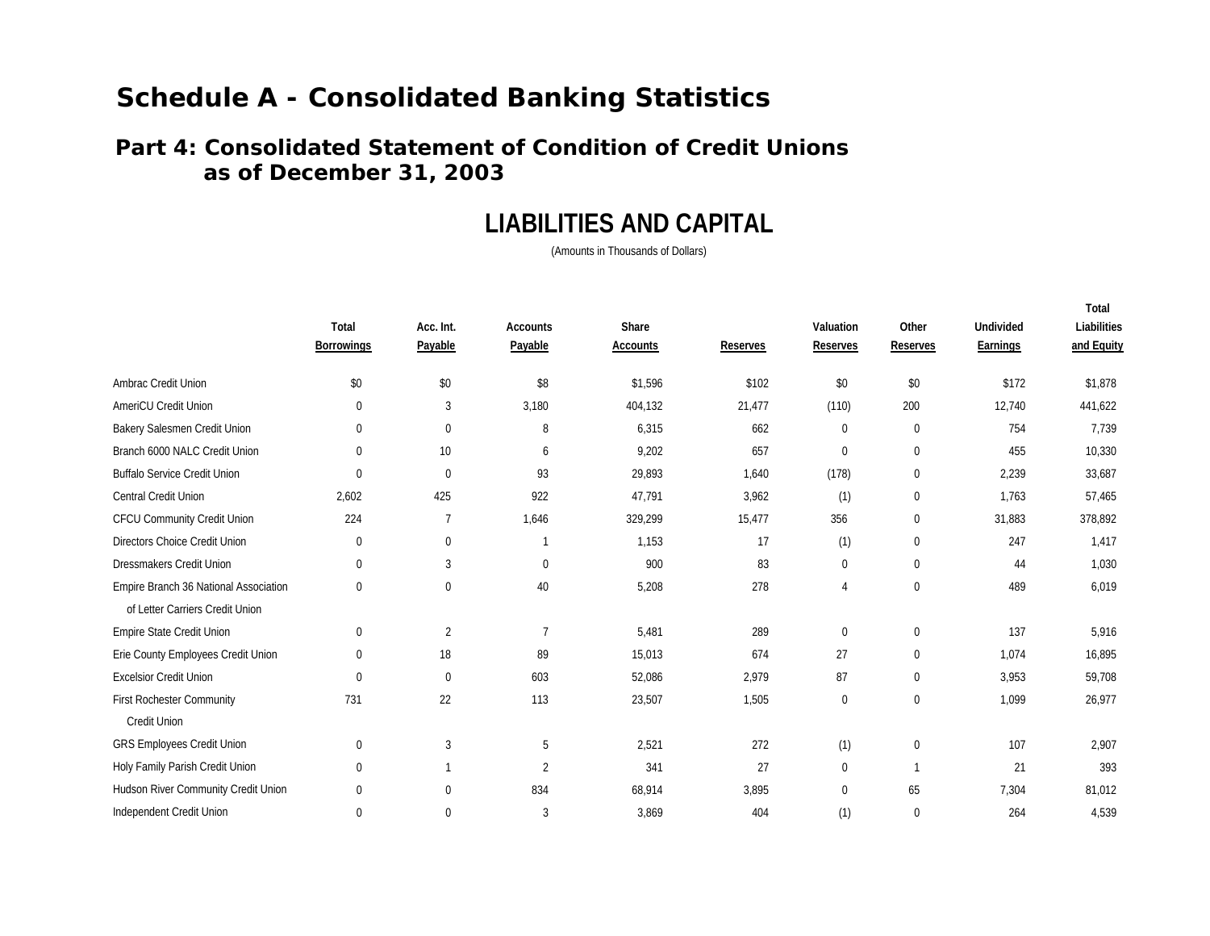# Schedule A - Consolidated Banking Statistics

## Part 4: Consolidated Statement of Condition of Credit Unions as of December 31, 2003

### LIABILITIES AND CAPITAL

(Amounts in Thousands of Dollars)

| | Total Borrowings | Acc. Int. Payable | Accounts Payable | Share Accounts | Reserves | Valuation Reserves | Other Reserves | Undivided Earnings | Total Liabilities and Equity |
|---|---|---|---|---|---|---|---|---|---|
| Ambrac Credit Union | $0 | $0 | $8 | $1,596 | $102 | $0 | $0 | $172 | $1,878 |
| AmeriCU Credit Union | 0 | 3 | 3,180 | 404,132 | 21,477 | (110) | 200 | 12,740 | 441,622 |
| Bakery Salesmen Credit Union | 0 | 0 | 8 | 6,315 | 662 | 0 | 0 | 754 | 7,739 |
| Branch 6000 NALC Credit Union | 0 | 10 | 6 | 9,202 | 657 | 0 | 0 | 455 | 10,330 |
| Buffalo Service Credit Union | 0 | 0 | 93 | 29,893 | 1,640 | (178) | 0 | 2,239 | 33,687 |
| Central Credit Union | 2,602 | 425 | 922 | 47,791 | 3,962 | (1) | 0 | 1,763 | 57,465 |
| CFCU Community Credit Union | 224 | 7 | 1,646 | 329,299 | 15,477 | 356 | 0 | 31,883 | 378,892 |
| Directors Choice Credit Union | 0 | 0 | 1 | 1,153 | 17 | (1) | 0 | 247 | 1,417 |
| Dressmakers Credit Union | 0 | 3 | 0 | 900 | 83 | 0 | 0 | 44 | 1,030 |
| Empire Branch 36 National Association of Letter Carriers Credit Union | 0 | 0 | 40 | 5,208 | 278 | 4 | 0 | 489 | 6,019 |
| Empire State Credit Union | 0 | 2 | 7 | 5,481 | 289 | 0 | 0 | 137 | 5,916 |
| Erie County Employees Credit Union | 0 | 18 | 89 | 15,013 | 674 | 27 | 0 | 1,074 | 16,895 |
| Excelsior Credit Union | 0 | 0 | 603 | 52,086 | 2,979 | 87 | 0 | 3,953 | 59,708 |
| First Rochester Community Credit Union | 731 | 22 | 113 | 23,507 | 1,505 | 0 | 0 | 1,099 | 26,977 |
| GRS Employees Credit Union | 0 | 3 | 5 | 2,521 | 272 | (1) | 0 | 107 | 2,907 |
| Holy Family Parish Credit Union | 0 | 1 | 2 | 341 | 27 | 0 | 1 | 21 | 393 |
| Hudson River Community Credit Union | 0 | 0 | 834 | 68,914 | 3,895 | 0 | 65 | 7,304 | 81,012 |
| Independent Credit Union | 0 | 0 | 3 | 3,869 | 404 | (1) | 0 | 264 | 4,539 |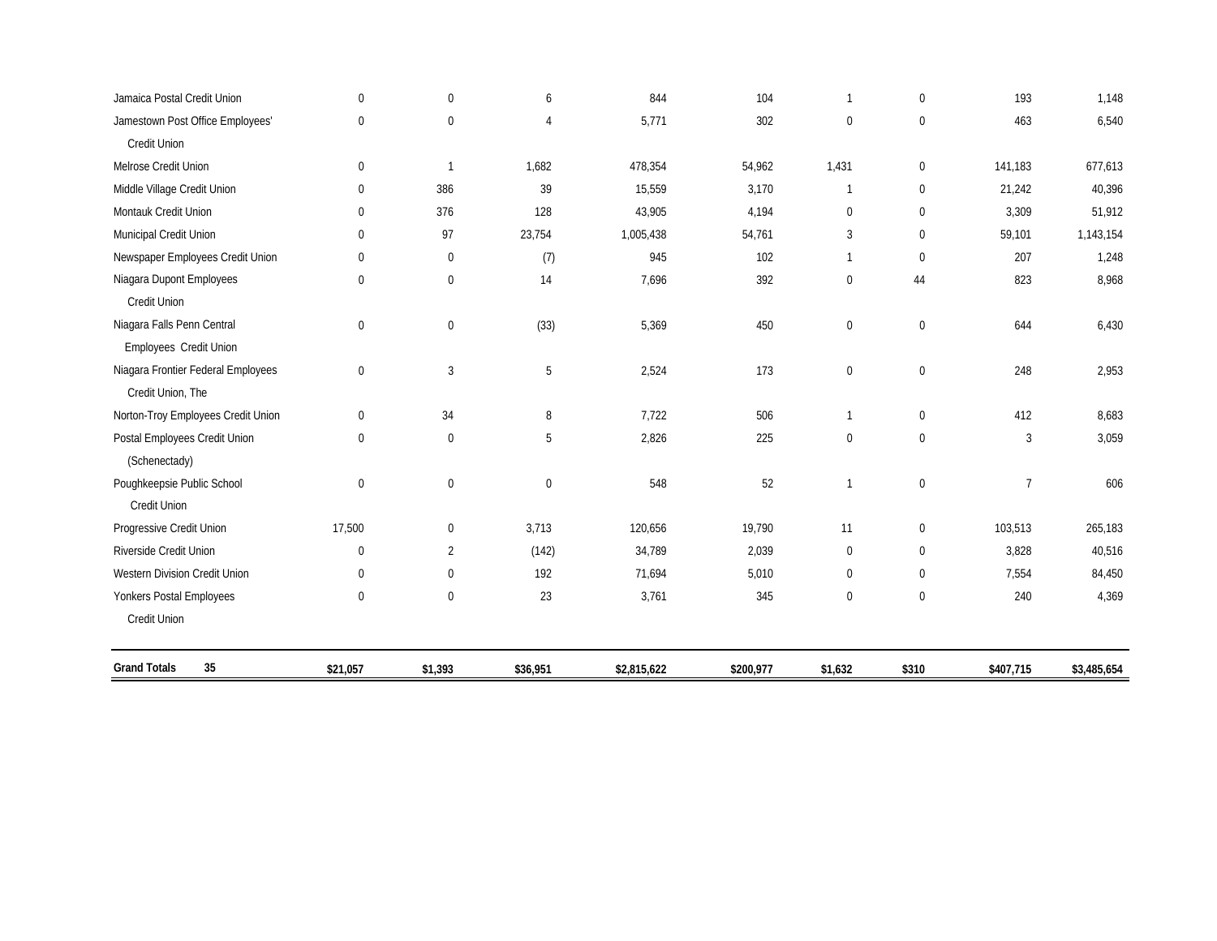| | | | | | | | | | |
|---|---|---|---|---|---|---|---|---|---|
| Jamaica Postal Credit Union | 0 | 0 | 6 | 844 | 104 | 1 | 0 | 193 | 1,148 |
| Jamestown Post Office Employees' Credit Union | 0 | 0 | 4 | 5,771 | 302 | 0 | 0 | 463 | 6,540 |
| Melrose Credit Union | 0 | 1 | 1,682 | 478,354 | 54,962 | 1,431 | 0 | 141,183 | 677,613 |
| Middle Village Credit Union | 0 | 386 | 39 | 15,559 | 3,170 | 1 | 0 | 21,242 | 40,396 |
| Montauk Credit Union | 0 | 376 | 128 | 43,905 | 4,194 | 0 | 0 | 3,309 | 51,912 |
| Municipal Credit Union | 0 | 97 | 23,754 | 1,005,438 | 54,761 | 3 | 0 | 59,101 | 1,143,154 |
| Newspaper Employees Credit Union | 0 | 0 | (7) | 945 | 102 | 1 | 0 | 207 | 1,248 |
| Niagara Dupont Employees Credit Union | 0 | 0 | 14 | 7,696 | 392 | 0 | 44 | 823 | 8,968 |
| Niagara Falls Penn Central Employees Credit Union | 0 | 0 | (33) | 5,369 | 450 | 0 | 0 | 644 | 6,430 |
| Niagara Frontier Federal Employees Credit Union, The | 0 | 3 | 5 | 2,524 | 173 | 0 | 0 | 248 | 2,953 |
| Norton-Troy Employees Credit Union | 0 | 34 | 8 | 7,722 | 506 | 1 | 0 | 412 | 8,683 |
| Postal Employees Credit Union (Schenectady) | 0 | 0 | 5 | 2,826 | 225 | 0 | 0 | 3 | 3,059 |
| Poughkeepsie Public School Credit Union | 0 | 0 | 0 | 548 | 52 | 1 | 0 | 7 | 606 |
| Progressive Credit Union | 17,500 | 0 | 3,713 | 120,656 | 19,790 | 11 | 0 | 103,513 | 265,183 |
| Riverside Credit Union | 0 | 2 | (142) | 34,789 | 2,039 | 0 | 0 | 3,828 | 40,516 |
| Western Division Credit Union | 0 | 0 | 192 | 71,694 | 5,010 | 0 | 0 | 7,554 | 84,450 |
| Yonkers Postal Employees Credit Union | 0 | 0 | 23 | 3,761 | 345 | 0 | 0 | 240 | 4,369 |
| **Grand Totals 35** | **$21,057** | **$1,393** | **$36,951** | **$2,815,622** | **$200,977** | **$1,632** | **$310** | **$407,715** | **$3,485,654** |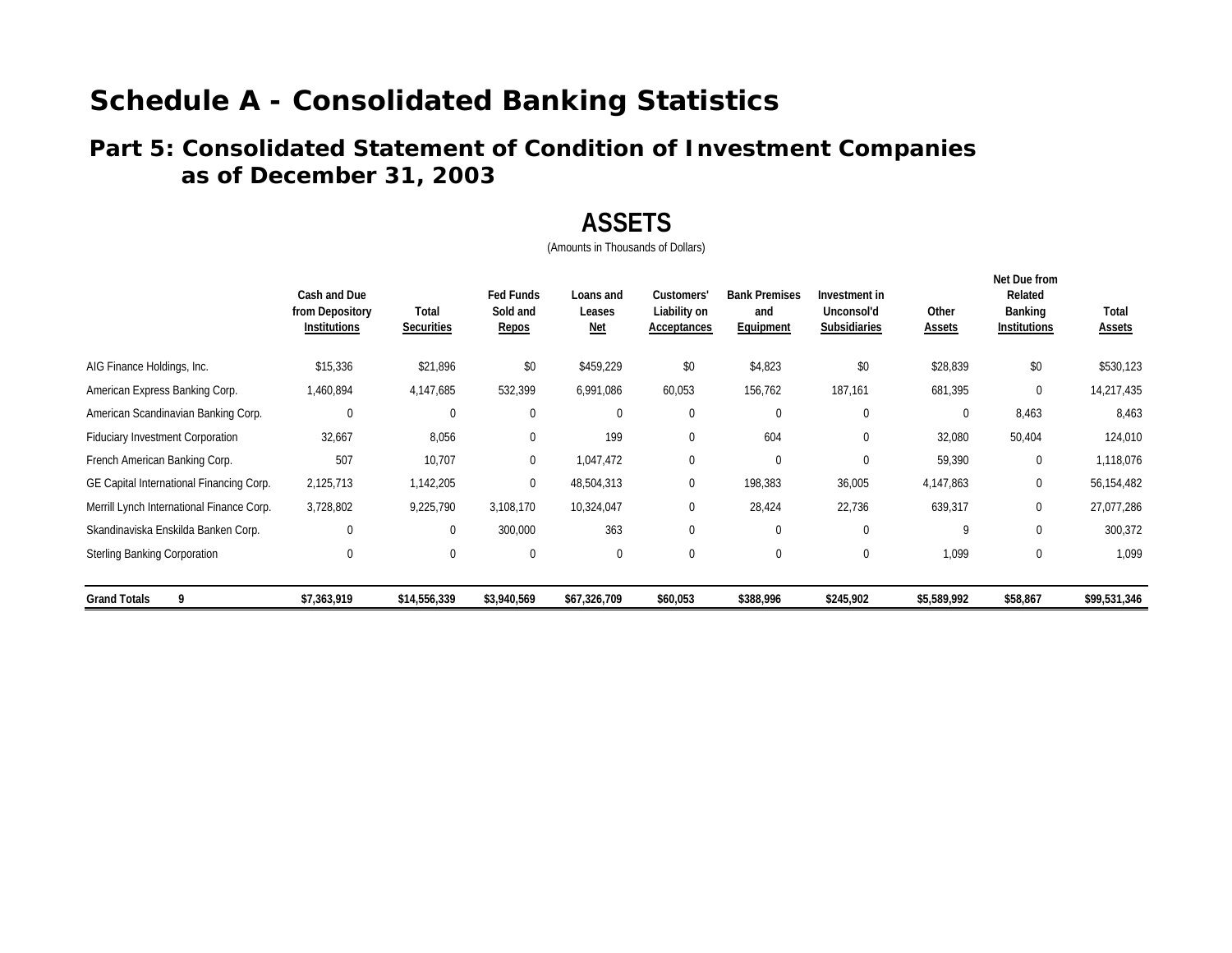# Schedule A - Consolidated Banking Statistics

## Part 5: Consolidated Statement of Condition of Investment Companies as of December 31, 2003

### ASSETS

(Amounts in Thousands of Dollars)

| | Cash and Due from Depository Institutions | Total Securities | Fed Funds Sold and Repos | Loans and Leases Net | Customers' Liability on Acceptances | Bank Premises and Equipment | Investment in Unconsol'd Subsidiaries | Other Assets | Net Due from Related Banking Institutions | Total Assets |
|---|---|---|---|---|---|---|---|---|---|---|
| AIG Finance Holdings, Inc. | $15,336 | $21,896 | $0 | $459,229 | $0 | $4,823 | $0 | $28,839 | $0 | $530,123 |
| American Express Banking Corp. | 1,460,894 | 4,147,685 | 532,399 | 6,991,086 | 60,053 | 156,762 | 187,161 | 681,395 | 0 | 14,217,435 |
| American Scandinavian Banking Corp. | 0 | 0 | 0 | 0 | 0 | 0 | 0 | 0 | 8,463 | 8,463 |
| Fiduciary Investment Corporation | 32,667 | 8,056 | 0 | 199 | 0 | 604 | 0 | 32,080 | 50,404 | 124,010 |
| French American Banking Corp. | 507 | 10,707 | 0 | 1,047,472 | 0 | 0 | 0 | 59,390 | 0 | 1,118,076 |
| GE Capital International Financing Corp. | 2,125,713 | 1,142,205 | 0 | 48,504,313 | 0 | 198,383 | 36,005 | 4,147,863 | 0 | 56,154,482 |
| Merrill Lynch International Finance Corp. | 3,728,802 | 9,225,790 | 3,108,170 | 10,324,047 | 0 | 28,424 | 22,736 | 639,317 | 0 | 27,077,286 |
| Skandinaviska Enskilda Banken Corp. | 0 | 0 | 300,000 | 363 | 0 | 0 | 0 | 9 | 0 | 300,372 |
| Sterling Banking Corporation | 0 | 0 | 0 | 0 | 0 | 0 | 0 | 1,099 | 0 | 1,099 |
| **Grand Totals 9** | **$7,363,919** | **$14,556,339** | **$3,940,569** | **$67,326,709** | **$60,053** | **$388,996** | **$245,902** | **$5,589,992** | **$58,867** | **$99,531,346** |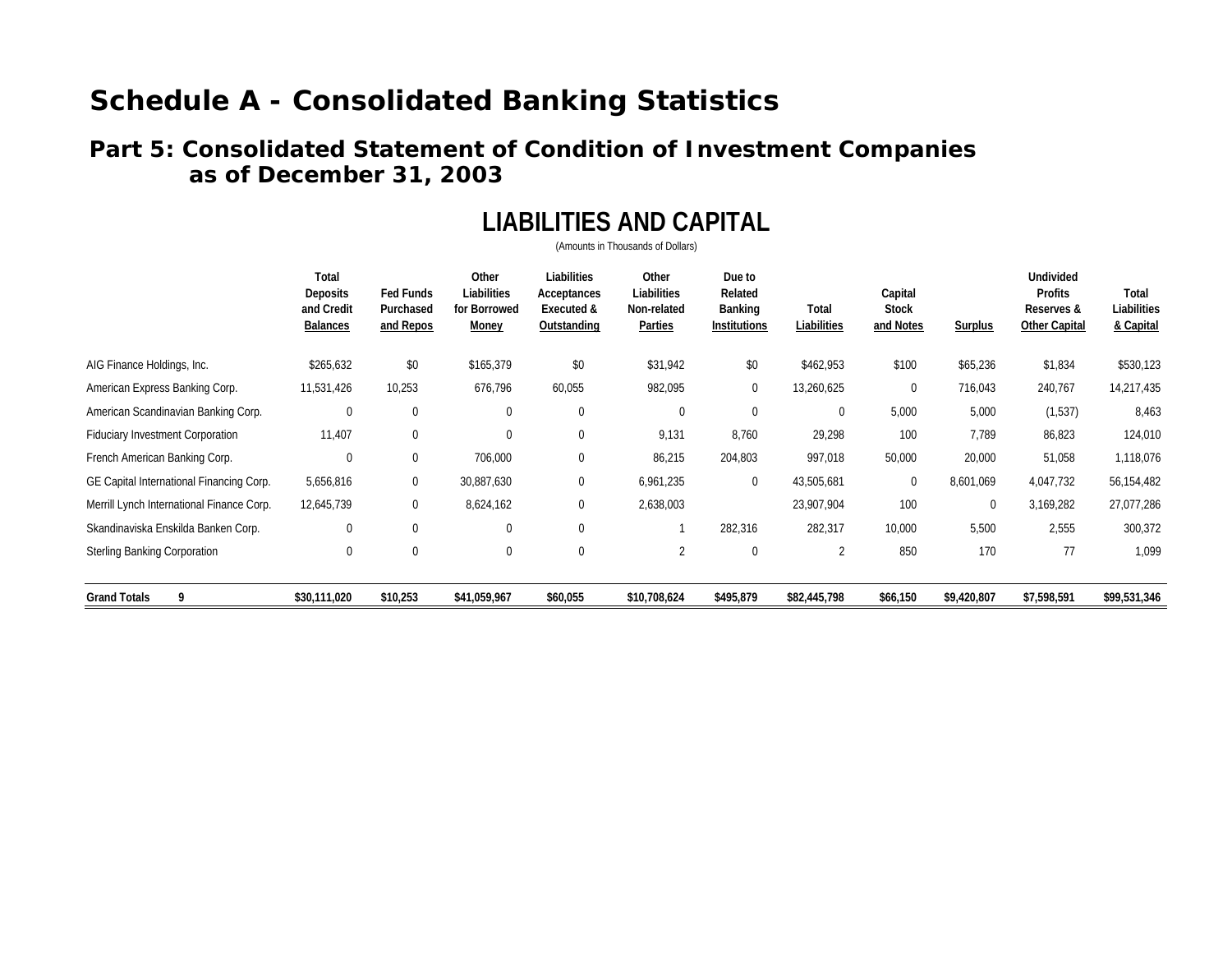# Schedule A - Consolidated Banking Statistics

## Part 5: Consolidated Statement of Condition of Investment Companies as of December 31, 2003

### LIABILITIES AND CAPITAL

(Amounts in Thousands of Dollars)

| | Total Deposits and Credit Balances | Fed Funds Purchased and Repos | Other Liabilities for Borrowed Money | Liabilities Acceptances Executed & Outstanding | Other Liabilities Non-related Parties | Due to Related Banking Institutions | Total Liabilities | Capital Stock and Notes | Surplus | Undivided Profits Reserves & Other Capital | Total Liabilities & Capital |
|---|---|---|---|---|---|---|---|---|---|---|---|
| AIG Finance Holdings, Inc. | $265,632 | $0 | $165,379 | $0 | $31,942 | $0 | $462,953 | $100 | $65,236 | $1,834 | $530,123 |
| American Express Banking Corp. | 11,531,426 | 10,253 | 676,796 | 60,055 | 982,095 | 0 | 13,260,625 | 0 | 716,043 | 240,767 | 14,217,435 |
| American Scandinavian Banking Corp. | 0 | 0 | 0 | 0 | 0 | 0 | 0 | 5,000 | 5,000 | (1,537) | 8,463 |
| Fiduciary Investment Corporation | 11,407 | 0 | 0 | 0 | 9,131 | 8,760 | 29,298 | 100 | 7,789 | 86,823 | 124,010 |
| French American Banking Corp. | 0 | 0 | 706,000 | 0 | 86,215 | 204,803 | 997,018 | 50,000 | 20,000 | 51,058 | 1,118,076 |
| GE Capital International Financing Corp. | 5,656,816 | 0 | 30,887,630 | 0 | 6,961,235 | 0 | 43,505,681 | 0 | 8,601,069 | 4,047,732 | 56,154,482 |
| Merrill Lynch International Finance Corp. | 12,645,739 | 0 | 8,624,162 | 0 | 2,638,003 | | 23,907,904 | 100 | 0 | 3,169,282 | 27,077,286 |
| Skandinaviska Enskilda Banken Corp. | 0 | 0 | 0 | 0 | 1 | 282,316 | 282,317 | 10,000 | 5,500 | 2,555 | 300,372 |
| Sterling Banking Corporation | 0 | 0 | 0 | 0 | 2 | 0 | 2 | 850 | 170 | 77 | 1,099 |
| **Grand Totals 9** | **$30,111,020** | **$10,253** | **$41,059,967** | **$60,055** | **$10,708,624** | **$495,879** | **$82,445,798** | **$66,150** | **$9,420,807** | **$7,598,591** | **$99,531,346** |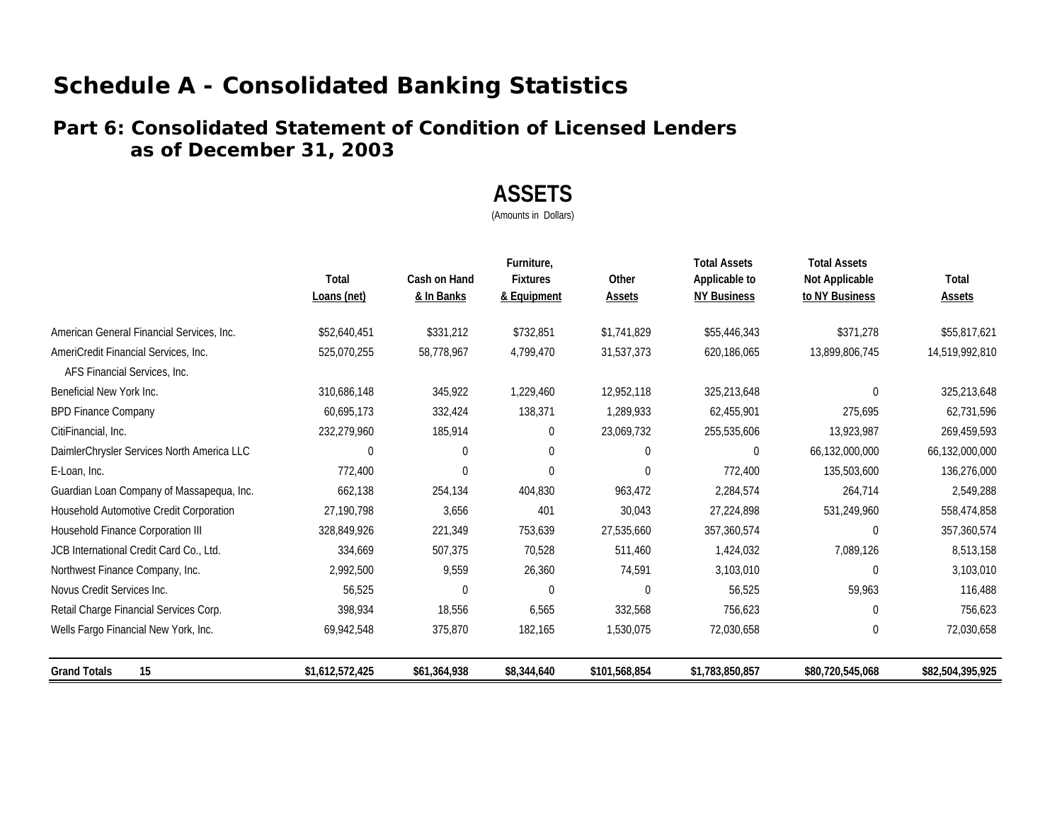# Schedule A - Consolidated Banking Statistics

## Part 6: Consolidated Statement of Condition of Licensed Lenders as of December 31, 2003

### ASSETS

(Amounts in Dollars)

| | Total Loans (net) | Cash on Hand & In Banks | Furniture, Fixtures & Equipment | Other Assets | Total Assets Applicable to NY Business | Total Assets Not Applicable to NY Business | Total Assets |
|---|---|---|---|---|---|---|---|
| American General Financial Services, Inc. | $52,640,451 | $331,212 | $732,851 | $1,741,829 | $55,446,343 | $371,278 | $55,817,621 |
| AmeriCredit Financial Services, Inc. AFS Financial Services, Inc. | 525,070,255 | 58,778,967 | 4,799,470 | 31,537,373 | 620,186,065 | 13,899,806,745 | 14,519,992,810 |
| Beneficial New York Inc. | 310,686,148 | 345,922 | 1,229,460 | 12,952,118 | 325,213,648 | 0 | 325,213,648 |
| BPD Finance Company | 60,695,173 | 332,424 | 138,371 | 1,289,933 | 62,455,901 | 275,695 | 62,731,596 |
| CitiFinancial, Inc. | 232,279,960 | 185,914 | 0 | 23,069,732 | 255,535,606 | 13,923,987 | 269,459,593 |
| DaimlerChrysler Services North America LLC | 0 | 0 | 0 | 0 | 0 | 66,132,000,000 | 66,132,000,000 |
| E-Loan, Inc. | 772,400 | 0 | 0 | 0 | 772,400 | 135,503,600 | 136,276,000 |
| Guardian Loan Company of Massapequa, Inc. | 662,138 | 254,134 | 404,830 | 963,472 | 2,284,574 | 264,714 | 2,549,288 |
| Household Automotive Credit Corporation | 27,190,798 | 3,656 | 401 | 30,043 | 27,224,898 | 531,249,960 | 558,474,858 |
| Household Finance Corporation III | 328,849,926 | 221,349 | 753,639 | 27,535,660 | 357,360,574 | 0 | 357,360,574 |
| JCB International Credit Card Co., Ltd. | 334,669 | 507,375 | 70,528 | 511,460 | 1,424,032 | 7,089,126 | 8,513,158 |
| Northwest Finance Company, Inc. | 2,992,500 | 9,559 | 26,360 | 74,591 | 3,103,010 | 0 | 3,103,010 |
| Novus Credit Services Inc. | 56,525 | 0 | 0 | 0 | 56,525 | 59,963 | 116,488 |
| Retail Charge Financial Services Corp. | 398,934 | 18,556 | 6,565 | 332,568 | 756,623 | 0 | 756,623 |
| Wells Fargo Financial New York, Inc. | 69,942,548 | 375,870 | 182,165 | 1,530,075 | 72,030,658 | 0 | 72,030,658 |
| **Grand Totals 15** | **$1,612,572,425** | **$61,364,938** | **$8,344,640** | **$101,568,854** | **$1,783,850,857** | **$80,720,545,068** | **$82,504,395,925** |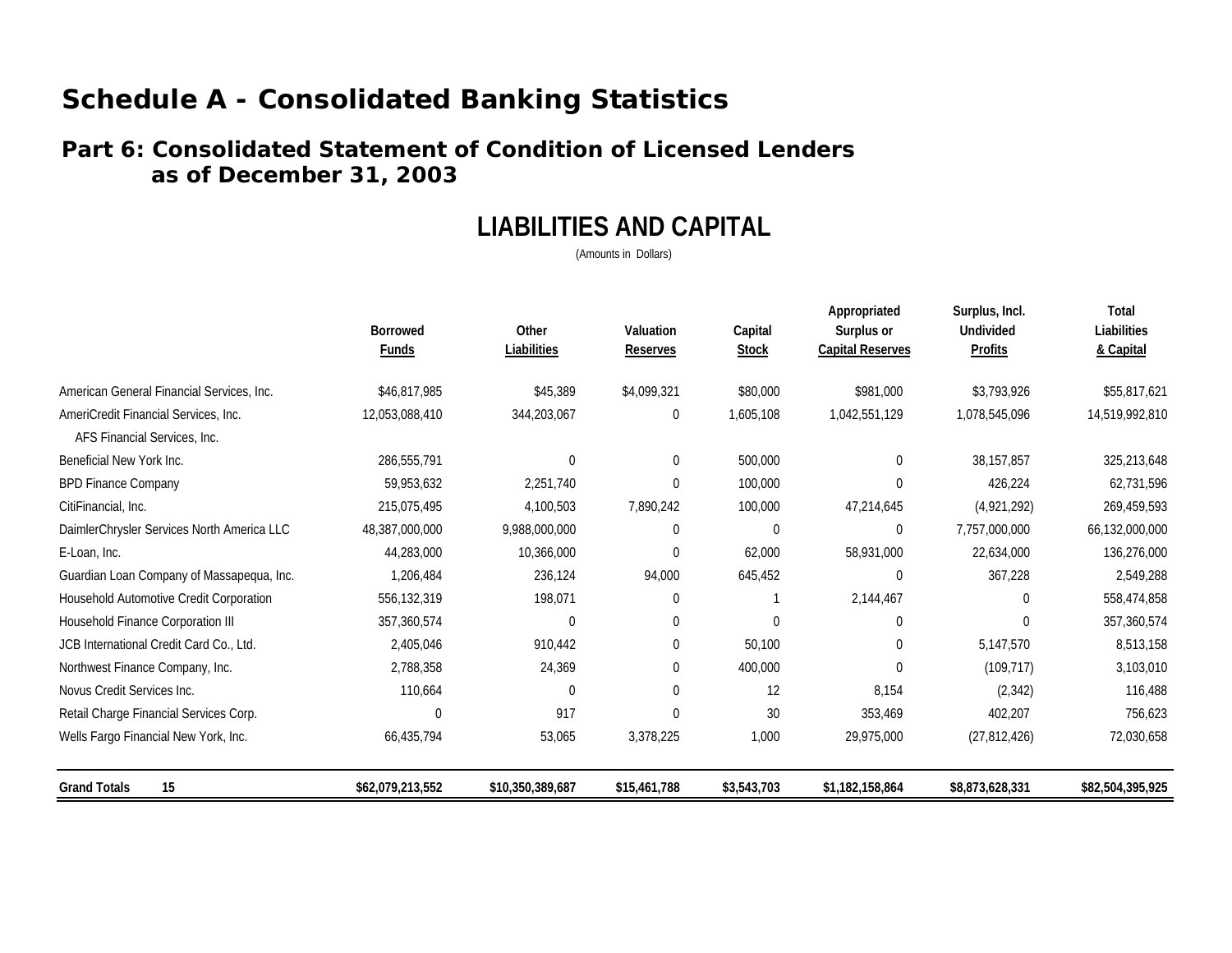# Schedule A - Consolidated Banking Statistics

## Part 6: Consolidated Statement of Condition of Licensed Lenders as of December 31, 2003

### LIABILITIES AND CAPITAL

(Amounts in Dollars)

| | Borrowed Funds | Other Liabilities | Valuation Reserves | Capital Stock | Appropriated Surplus or Capital Reserves | Surplus, Incl. Undivided Profits | Total Liabilities & Capital |
|---|---|---|---|---|---|---|---|
| American General Financial Services, Inc. | $46,817,985 | $45,389 | $4,099,321 | $80,000 | $981,000 | $3,793,926 | $55,817,621 |
| AmeriCredit Financial Services, Inc. | 12,053,088,410 | 344,203,067 | 0 | 1,605,108 | 1,042,551,129 | 1,078,545,096 | 14,519,992,810 |
| AFS Financial Services, Inc. | | | | | | | |
| Beneficial New York Inc. | 286,555,791 | 0 | 0 | 500,000 | 0 | 38,157,857 | 325,213,648 |
| BPD Finance Company | 59,953,632 | 2,251,740 | 0 | 100,000 | 0 | 426,224 | 62,731,596 |
| CitiFinancial, Inc. | 215,075,495 | 4,100,503 | 7,890,242 | 100,000 | 47,214,645 | (4,921,292) | 269,459,593 |
| DaimlerChrysler Services North America LLC | 48,387,000,000 | 9,988,000,000 | 0 | 0 | 0 | 7,757,000,000 | 66,132,000,000 |
| E-Loan, Inc. | 44,283,000 | 10,366,000 | 0 | 62,000 | 58,931,000 | 22,634,000 | 136,276,000 |
| Guardian Loan Company of Massapequa, Inc. | 1,206,484 | 236,124 | 94,000 | 645,452 | 0 | 367,228 | 2,549,288 |
| Household Automotive Credit Corporation | 556,132,319 | 198,071 | 0 | 1 | 2,144,467 | 0 | 558,474,858 |
| Household Finance Corporation III | 357,360,574 | 0 | 0 | 0 | 0 | 0 | 357,360,574 |
| JCB International Credit Card Co., Ltd. | 2,405,046 | 910,442 | 0 | 50,100 | 0 | 5,147,570 | 8,513,158 |
| Northwest Finance Company, Inc. | 2,788,358 | 24,369 | 0 | 400,000 | 0 | (109,717) | 3,103,010 |
| Novus Credit Services Inc. | 110,664 | 0 | 0 | 12 | 8,154 | (2,342) | 116,488 |
| Retail Charge Financial Services Corp. | 0 | 917 | 0 | 30 | 353,469 | 402,207 | 756,623 |
| Wells Fargo Financial New York, Inc. | 66,435,794 | 53,065 | 3,378,225 | 1,000 | 29,975,000 | (27,812,426) | 72,030,658 |
| **Grand Totals 15** | **$62,079,213,552** | **$10,350,389,687** | **$15,461,788** | **$3,543,703** | **$1,182,158,864** | **$8,873,628,331** | **$82,504,395,925** |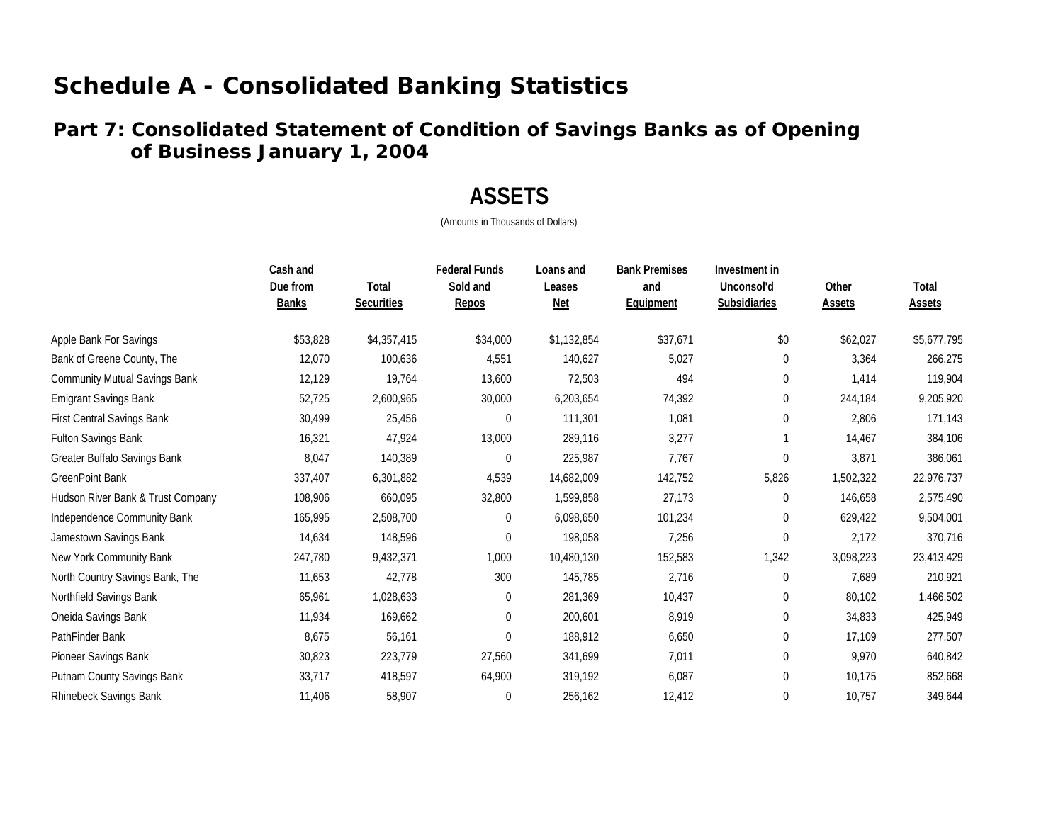# Schedule A - Consolidated Banking Statistics

## Part 7: Consolidated Statement of Condition of Savings Banks as of Opening of Business January 1, 2004

### ASSETS

(Amounts in Thousands of Dollars)

| | Cash and Due from Banks | Total Securities | Federal Funds Sold and Repos | Loans and Leases Net | Bank Premises and Equipment | Investment in Unconsol'd Subsidiaries | Other Assets | Total Assets |
|---|---|---|---|---|---|---|---|---|
| Apple Bank For Savings | $53,828 | $4,357,415 | $34,000 | $1,132,854 | $37,671 | $0 | $62,027 | $5,677,795 |
| Bank of Greene County, The | 12,070 | 100,636 | 4,551 | 140,627 | 5,027 | 0 | 3,364 | 266,275 |
| Community Mutual Savings Bank | 12,129 | 19,764 | 13,600 | 72,503 | 494 | 0 | 1,414 | 119,904 |
| Emigrant Savings Bank | 52,725 | 2,600,965 | 30,000 | 6,203,654 | 74,392 | 0 | 244,184 | 9,205,920 |
| First Central Savings Bank | 30,499 | 25,456 | 0 | 111,301 | 1,081 | 0 | 2,806 | 171,143 |
| Fulton Savings Bank | 16,321 | 47,924 | 13,000 | 289,116 | 3,277 | 1 | 14,467 | 384,106 |
| Greater Buffalo Savings Bank | 8,047 | 140,389 | 0 | 225,987 | 7,767 | 0 | 3,871 | 386,061 |
| GreenPoint Bank | 337,407 | 6,301,882 | 4,539 | 14,682,009 | 142,752 | 5,826 | 1,502,322 | 22,976,737 |
| Hudson River Bank & Trust Company | 108,906 | 660,095 | 32,800 | 1,599,858 | 27,173 | 0 | 146,658 | 2,575,490 |
| Independence Community Bank | 165,995 | 2,508,700 | 0 | 6,098,650 | 101,234 | 0 | 629,422 | 9,504,001 |
| Jamestown Savings Bank | 14,634 | 148,596 | 0 | 198,058 | 7,256 | 0 | 2,172 | 370,716 |
| New York Community Bank | 247,780 | 9,432,371 | 1,000 | 10,480,130 | 152,583 | 1,342 | 3,098,223 | 23,413,429 |
| North Country Savings Bank, The | 11,653 | 42,778 | 300 | 145,785 | 2,716 | 0 | 7,689 | 210,921 |
| Northfield Savings Bank | 65,961 | 1,028,633 | 0 | 281,369 | 10,437 | 0 | 80,102 | 1,466,502 |
| Oneida Savings Bank | 11,934 | 169,662 | 0 | 200,601 | 8,919 | 0 | 34,833 | 425,949 |
| PathFinder Bank | 8,675 | 56,161 | 0 | 188,912 | 6,650 | 0 | 17,109 | 277,507 |
| Pioneer Savings Bank | 30,823 | 223,779 | 27,560 | 341,699 | 7,011 | 0 | 9,970 | 640,842 |
| Putnam County Savings Bank | 33,717 | 418,597 | 64,900 | 319,192 | 6,087 | 0 | 10,175 | 852,668 |
| Rhinebeck Savings Bank | 11,406 | 58,907 | 0 | 256,162 | 12,412 | 0 | 10,757 | 349,644 |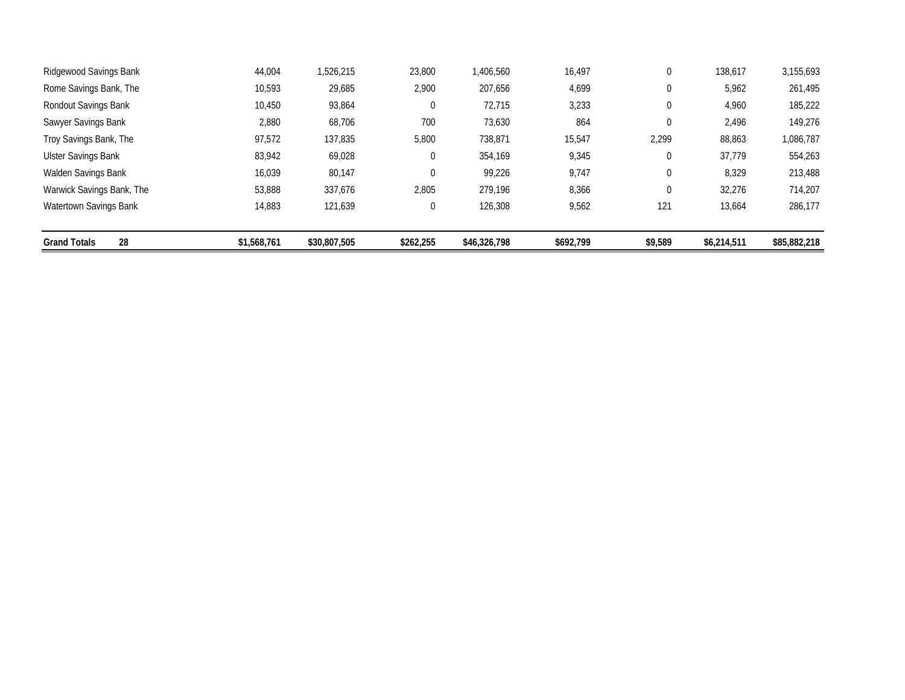| | | | | | | | | |
|---|---|---|---|---|---|---|---|---|
| Ridgewood Savings Bank | 44,004 | 1,526,215 | 23,800 | 1,406,560 | 16,497 | 0 | 138,617 | 3,155,693 |
| Rome Savings Bank, The | 10,593 | 29,685 | 2,900 | 207,656 | 4,699 | 0 | 5,962 | 261,495 |
| Rondout Savings Bank | 10,450 | 93,864 | 0 | 72,715 | 3,233 | 0 | 4,960 | 185,222 |
| Sawyer Savings Bank | 2,880 | 68,706 | 700 | 73,630 | 864 | 0 | 2,496 | 149,276 |
| Troy Savings Bank, The | 97,572 | 137,835 | 5,800 | 738,871 | 15,547 | 2,299 | 88,863 | 1,086,787 |
| Ulster Savings Bank | 83,942 | 69,028 | 0 | 354,169 | 9,345 | 0 | 37,779 | 554,263 |
| Walden Savings Bank | 16,039 | 80,147 | 0 | 99,226 | 9,747 | 0 | 8,329 | 213,488 |
| Warwick Savings Bank, The | 53,888 | 337,676 | 2,805 | 279,196 | 8,366 | 0 | 32,276 | 714,207 |
| Watertown Savings Bank | 14,883 | 121,639 | 0 | 126,308 | 9,562 | 121 | 13,664 | 286,177 |
| **Grand Totals 28** | **$1,568,761** | **$30,807,505** | **$262,255** | **$46,326,798** | **$692,799** | **$9,589** | **$6,214,511** | **$85,882,218** |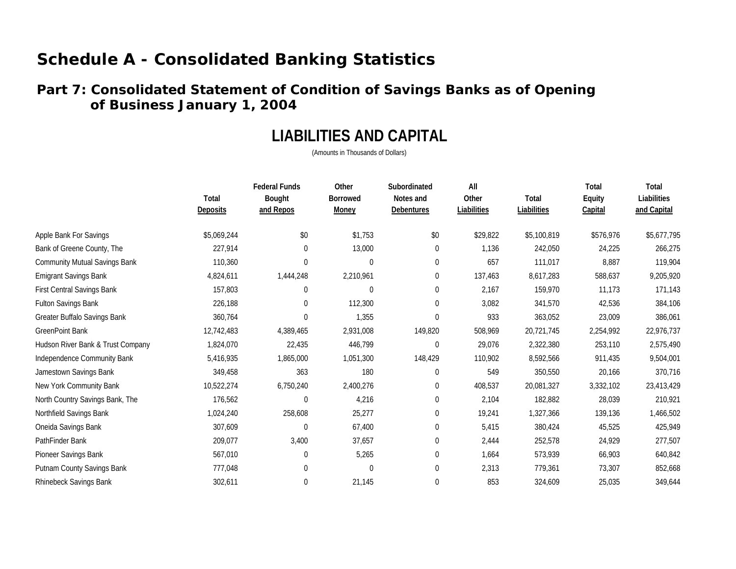# Schedule A - Consolidated Banking Statistics

## Part 7: Consolidated Statement of Condition of Savings Banks as of Opening of Business January 1, 2004

### LIABILITIES AND CAPITAL

(Amounts in Thousands of Dollars)

| | Total Deposits | Federal Funds Bought and Repos | Other Borrowed Money | Subordinated Notes and Debentures | All Other Liabilities | Total Liabilities | Total Equity Capital | Total Liabilities and Capital |
|---|---|---|---|---|---|---|---|---|
| Apple Bank For Savings | $5,069,244 | $0 | $1,753 | $0 | $29,822 | $5,100,819 | $576,976 | $5,677,795 |
| Bank of Greene County, The | 227,914 | 0 | 13,000 | 0 | 1,136 | 242,050 | 24,225 | 266,275 |
| Community Mutual Savings Bank | 110,360 | 0 | 0 | 0 | 657 | 111,017 | 8,887 | 119,904 |
| Emigrant Savings Bank | 4,824,611 | 1,444,248 | 2,210,961 | 0 | 137,463 | 8,617,283 | 588,637 | 9,205,920 |
| First Central Savings Bank | 157,803 | 0 | 0 | 0 | 2,167 | 159,970 | 11,173 | 171,143 |
| Fulton Savings Bank | 226,188 | 0 | 112,300 | 0 | 3,082 | 341,570 | 42,536 | 384,106 |
| Greater Buffalo Savings Bank | 360,764 | 0 | 1,355 | 0 | 933 | 363,052 | 23,009 | 386,061 |
| GreenPoint Bank | 12,742,483 | 4,389,465 | 2,931,008 | 149,820 | 508,969 | 20,721,745 | 2,254,992 | 22,976,737 |
| Hudson River Bank & Trust Company | 1,824,070 | 22,435 | 446,799 | 0 | 29,076 | 2,322,380 | 253,110 | 2,575,490 |
| Independence Community Bank | 5,416,935 | 1,865,000 | 1,051,300 | 148,429 | 110,902 | 8,592,566 | 911,435 | 9,504,001 |
| Jamestown Savings Bank | 349,458 | 363 | 180 | 0 | 549 | 350,550 | 20,166 | 370,716 |
| New York Community Bank | 10,522,274 | 6,750,240 | 2,400,276 | 0 | 408,537 | 20,081,327 | 3,332,102 | 23,413,429 |
| North Country Savings Bank, The | 176,562 | 0 | 4,216 | 0 | 2,104 | 182,882 | 28,039 | 210,921 |
| Northfield Savings Bank | 1,024,240 | 258,608 | 25,277 | 0 | 19,241 | 1,327,366 | 139,136 | 1,466,502 |
| Oneida Savings Bank | 307,609 | 0 | 67,400 | 0 | 5,415 | 380,424 | 45,525 | 425,949 |
| PathFinder Bank | 209,077 | 3,400 | 37,657 | 0 | 2,444 | 252,578 | 24,929 | 277,507 |
| Pioneer Savings Bank | 567,010 | 0 | 5,265 | 0 | 1,664 | 573,939 | 66,903 | 640,842 |
| Putnam County Savings Bank | 777,048 | 0 | 0 | 0 | 2,313 | 779,361 | 73,307 | 852,668 |
| Rhinebeck Savings Bank | 302,611 | 0 | 21,145 | 0 | 853 | 324,609 | 25,035 | 349,644 |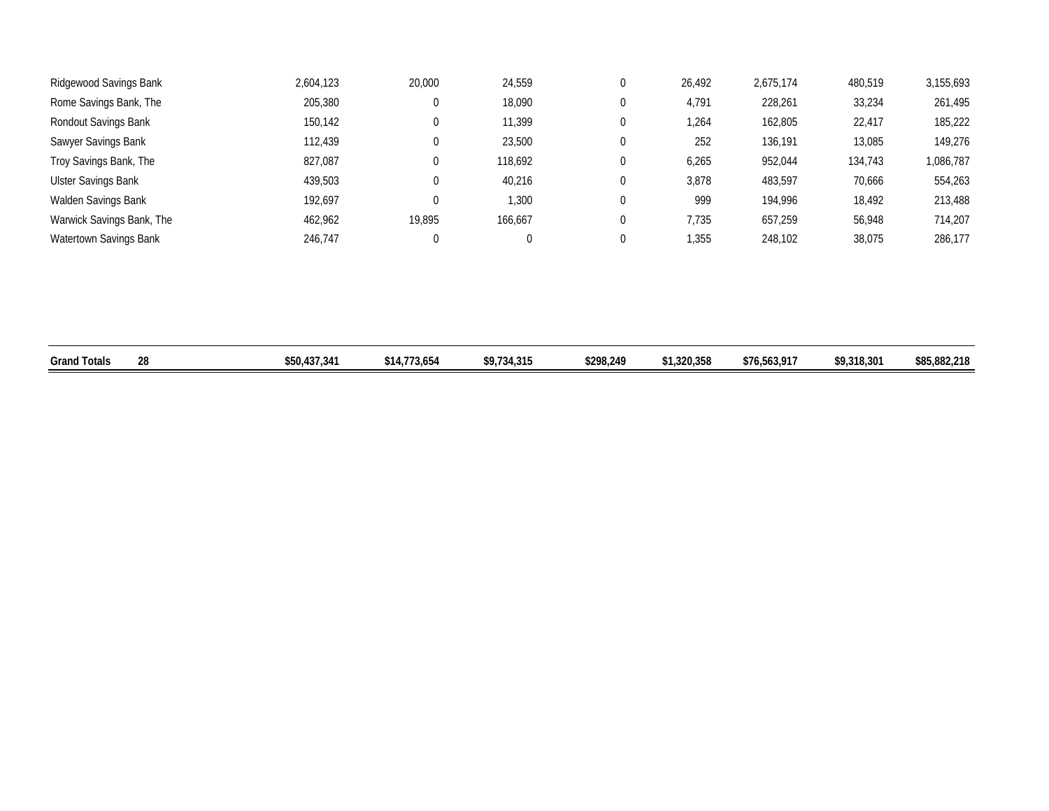| | | | | | | | | |
|---|---|---|---|---|---|---|---|---|
| Ridgewood Savings Bank | 2,604,123 | 20,000 | 24,559 | 0 | 26,492 | 2,675,174 | 480,519 | 3,155,693 |
| Rome Savings Bank, The | 205,380 | 0 | 18,090 | 0 | 4,791 | 228,261 | 33,234 | 261,495 |
| Rondout Savings Bank | 150,142 | 0 | 11,399 | 0 | 1,264 | 162,805 | 22,417 | 185,222 |
| Sawyer Savings Bank | 112,439 | 0 | 23,500 | 0 | 252 | 136,191 | 13,085 | 149,276 |
| Troy Savings Bank, The | 827,087 | 0 | 118,692 | 0 | 6,265 | 952,044 | 134,743 | 1,086,787 |
| Ulster Savings Bank | 439,503 | 0 | 40,216 | 0 | 3,878 | 483,597 | 70,666 | 554,263 |
| Walden Savings Bank | 192,697 | 0 | 1,300 | 0 | 999 | 194,996 | 18,492 | 213,488 |
| Warwick Savings Bank, The | 462,962 | 19,895 | 166,667 | 0 | 7,735 | 657,259 | 56,948 | 714,207 |
| Watertown Savings Bank | 246,747 | 0 | 0 | 0 | 1,355 | 248,102 | 38,075 | 286,177 |
| **Grand Totals 28** | **$50,437,341** | **$14,773,654** | **$9,734,315** | **$298,249** | **$1,320,358** | **$76,563,917** | **$9,318,301** | **$85,882,218** |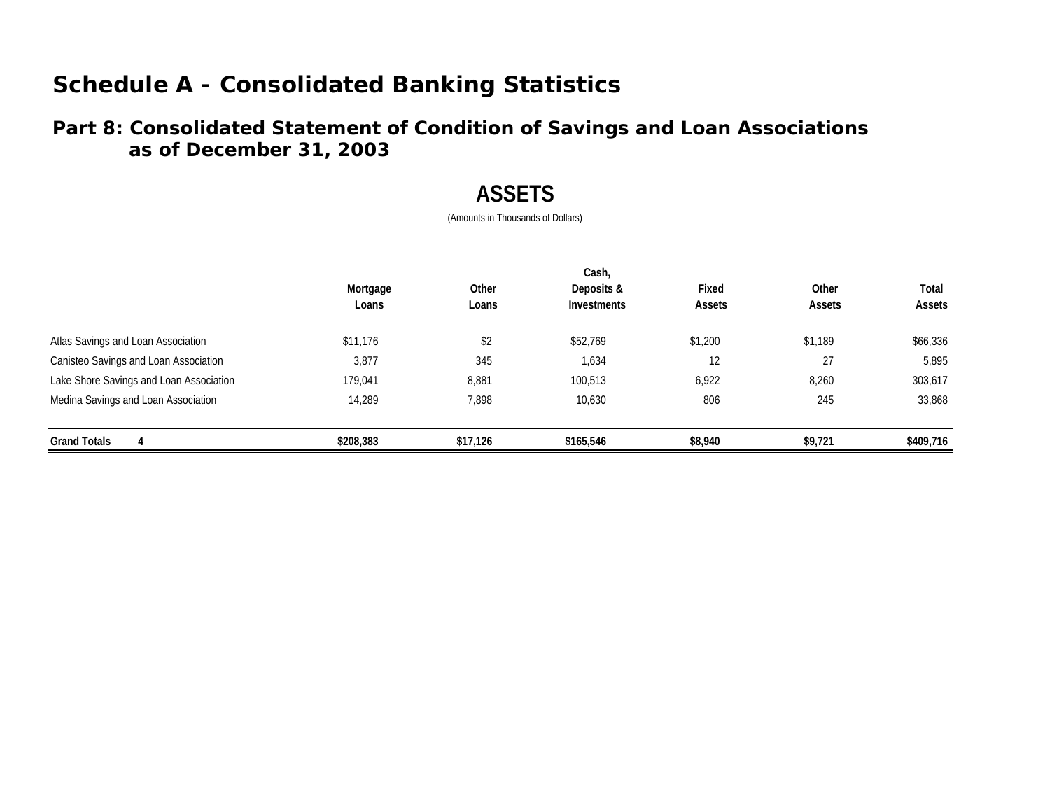# Schedule A - Consolidated Banking Statistics

## Part 8: Consolidated Statement of Condition of Savings and Loan Associations as of December 31, 2003

### ASSETS

(Amounts in Thousands of Dollars)

| | Mortgage Loans | Other Loans | Cash, Deposits & Investments | Fixed Assets | Other Assets | Total Assets |
|---|---|---|---|---|---|---|
| Atlas Savings and Loan Association | $11,176 | $2 | $52,769 | $1,200 | $1,189 | $66,336 |
| Canisteo Savings and Loan Association | 3,877 | 345 | 1,634 | 12 | 27 | 5,895 |
| Lake Shore Savings and Loan Association | 179,041 | 8,881 | 100,513 | 6,922 | 8,260 | 303,617 |
| Medina Savings and Loan Association | 14,289 | 7,898 | 10,630 | 806 | 245 | 33,868 |
| **Grand Totals 4** | **$208,383** | **$17,126** | **$165,546** | **$8,940** | **$9,721** | **$409,716** |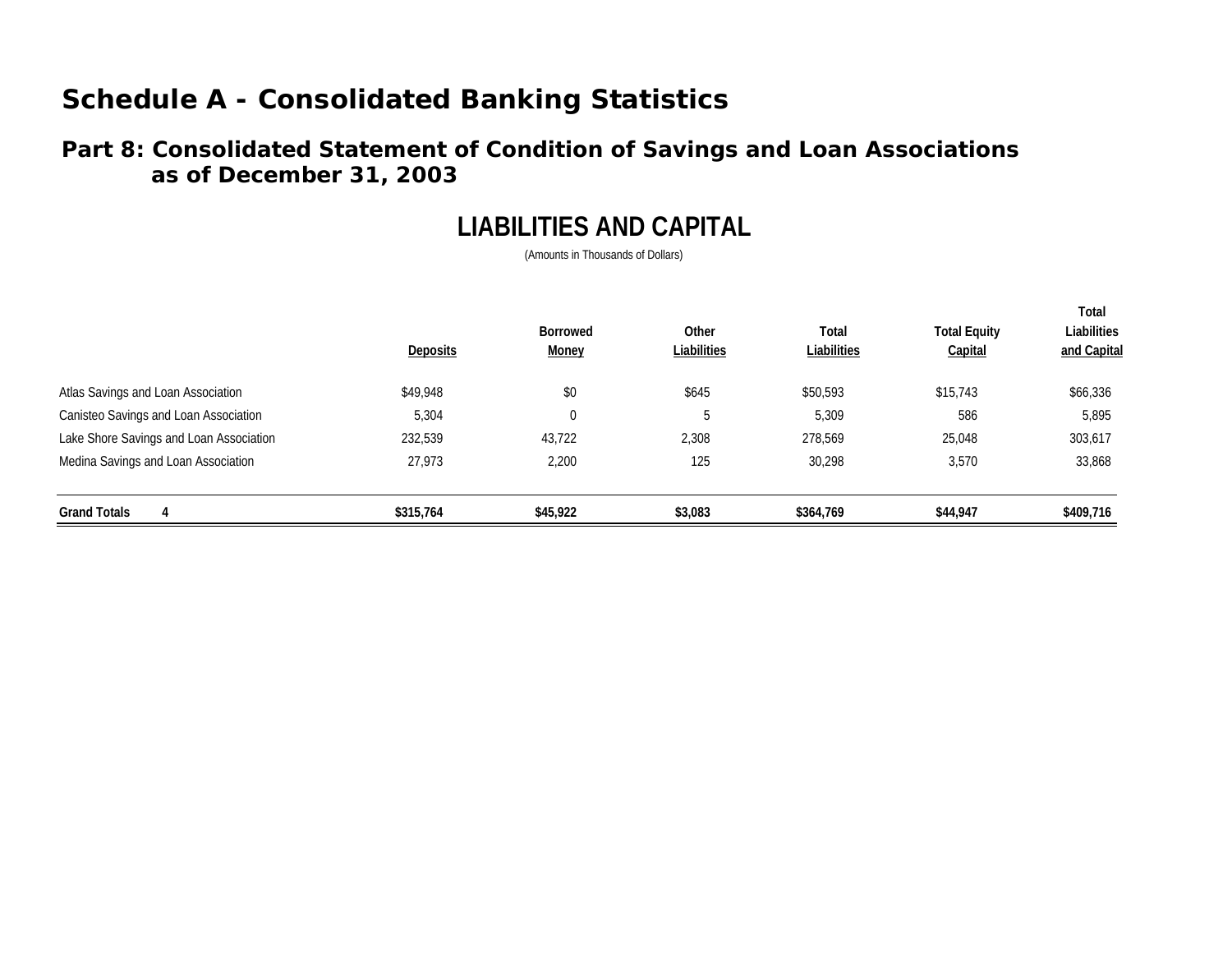# Schedule A - Consolidated Banking Statistics

## Part 8: Consolidated Statement of Condition of Savings and Loan Associations as of December 31, 2003

### LIABILITIES AND CAPITAL

(Amounts in Thousands of Dollars)

| | Deposits | Borrowed Money | Other Liabilities | Total Liabilities | Total Equity Capital | Total Liabilities and Capital |
|---|---|---|---|---|---|---|
| Atlas Savings and Loan Association | $49,948 | $0 | $645 | $50,593 | $15,743 | $66,336 |
| Canisteo Savings and Loan Association | 5,304 | 0 | 5 | 5,309 | 586 | 5,895 |
| Lake Shore Savings and Loan Association | 232,539 | 43,722 | 2,308 | 278,569 | 25,048 | 303,617 |
| Medina Savings and Loan Association | 27,973 | 2,200 | 125 | 30,298 | 3,570 | 33,868 |
| **Grand Totals 4** | **$315,764** | **$45,922** | **$3,083** | **$364,769** | **$44,947** | **$409,716** |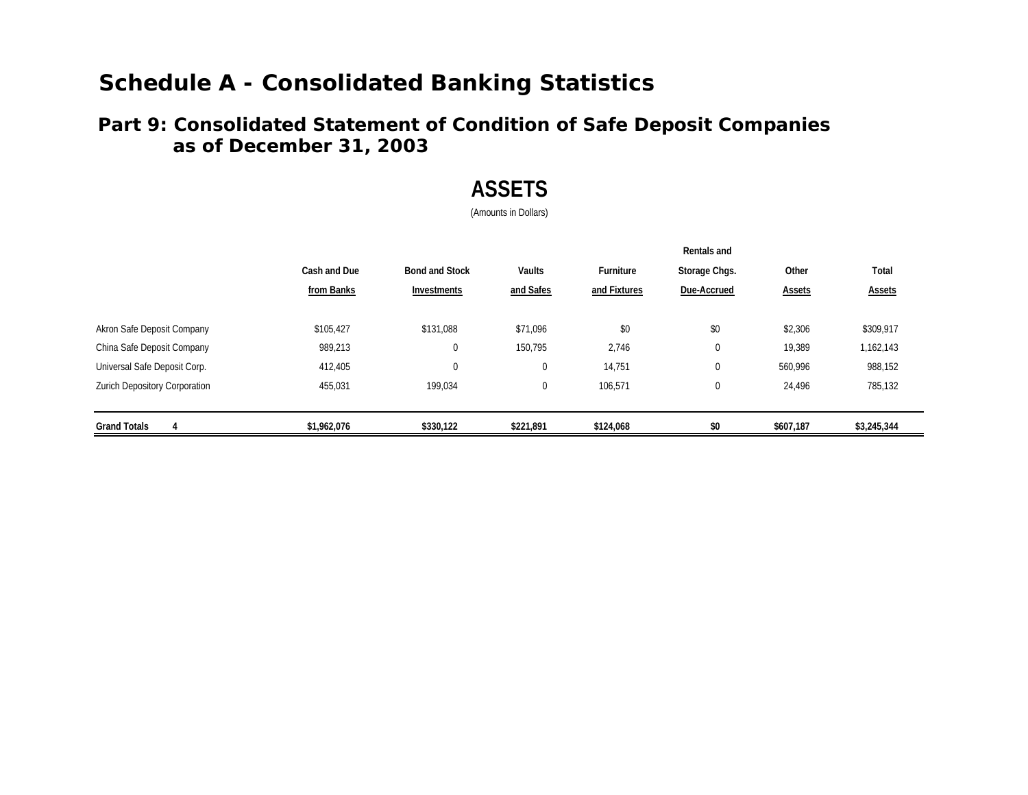# Schedule A - Consolidated Banking Statistics

## Part 9: Consolidated Statement of Condition of Safe Deposit Companies as of December 31, 2003

### ASSETS

(Amounts in Dollars)

| | Cash and Due from Banks | Bond and Stock Investments | Vaults and Safes | Furniture and Fixtures | Rentals and Storage Chgs. Due-Accrued | Other Assets | Total Assets |
|---|---|---|---|---|---|---|---|
| Akron Safe Deposit Company | $105,427 | $131,088 | $71,096 | $0 | $0 | $2,306 | $309,917 |
| China Safe Deposit Company | 989,213 | 0 | 150,795 | 2,746 | 0 | 19,389 | 1,162,143 |
| Universal Safe Deposit Corp. | 412,405 | 0 | 0 | 14,751 | 0 | 560,996 | 988,152 |
| Zurich Depository Corporation | 455,031 | 199,034 | 0 | 106,571 | 0 | 24,496 | 785,132 |
| **Grand Totals 4** | **$1,962,076** | **$330,122** | **$221,891** | **$124,068** | **$0** | **$607,187** | **$3,245,344** |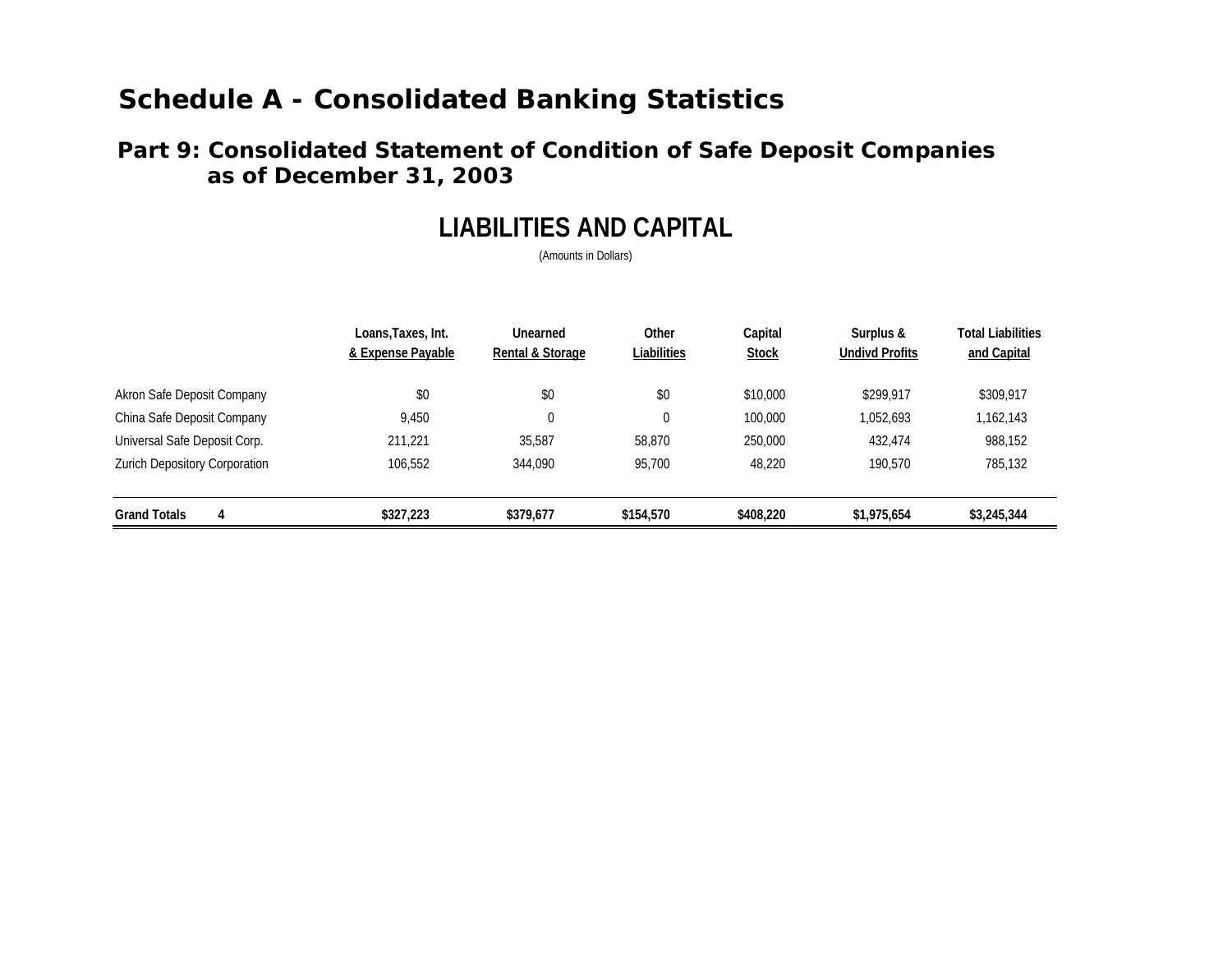# Schedule A - Consolidated Banking Statistics

## Part 9: Consolidated Statement of Condition of Safe Deposit Companies as of December 31, 2003

### LIABILITIES AND CAPITAL

(Amounts in Dollars)

| | Loans,Taxes, Int. & Expense Payable | Unearned Rental & Storage | Other Liabilities | Capital Stock | Surplus & Undivd Profits | Total Liabilities and Capital |
|---|---|---|---|---|---|---|
| Akron Safe Deposit Company | $0 | $0 | $0 | $10,000 | $299,917 | $309,917 |
| China Safe Deposit Company | 9,450 | 0 | 0 | 100,000 | 1,052,693 | 1,162,143 |
| Universal Safe Deposit Corp. | 211,221 | 35,587 | 58,870 | 250,000 | 432,474 | 988,152 |
| Zurich Depository Corporation | 106,552 | 344,090 | 95,700 | 48,220 | 190,570 | 785,132 |
| **Grand Totals 4** | **$327,223** | **$379,677** | **$154,570** | **$408,220** | **$1,975,654** | **$3,245,344** |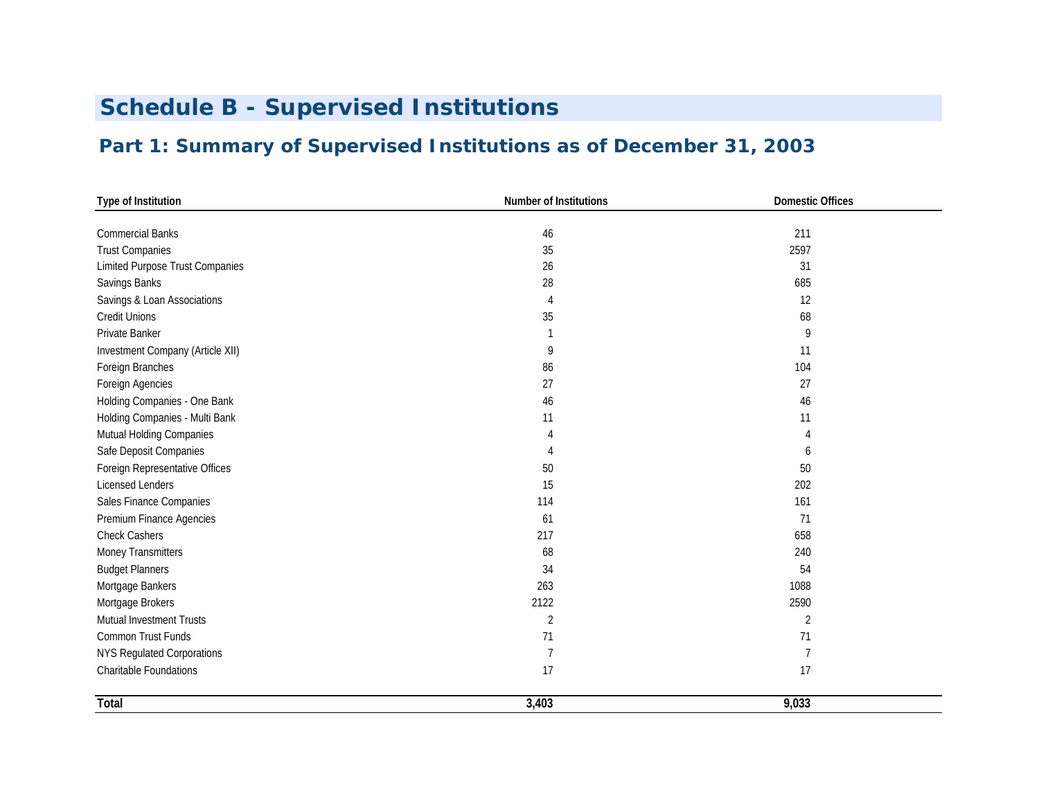# Schedule B - Supervised Institutions

## Part 1: Summary of Supervised Institutions as of December 31, 2003

| Type of Institution | Number of Institutions | Domestic Offices |
|---|---|---|
| Commercial Banks | 46 | 211 |
| Trust Companies | 35 | 2597 |
| Limited Purpose Trust Companies | 26 | 31 |
| Savings Banks | 28 | 685 |
| Savings & Loan Associations | 4 | 12 |
| Credit Unions | 35 | 68 |
| Private Banker | 1 | 9 |
| Investment Company (Article XII) | 9 | 11 |
| Foreign Branches | 86 | 104 |
| Foreign Agencies | 27 | 27 |
| Holding Companies - One Bank | 46 | 46 |
| Holding Companies - Multi Bank | 11 | 11 |
| Mutual Holding Companies | 4 | 4 |
| Safe Deposit Companies | 4 | 6 |
| Foreign Representative Offices | 50 | 50 |
| Licensed Lenders | 15 | 202 |
| Sales Finance Companies | 114 | 161 |
| Premium Finance Agencies | 61 | 71 |
| Check Cashers | 217 | 658 |
| Money Transmitters | 68 | 240 |
| Budget Planners | 34 | 54 |
| Mortgage Bankers | 263 | 1088 |
| Mortgage Brokers | 2122 | 2590 |
| Mutual Investment Trusts | 2 | 2 |
| Common Trust Funds | 71 | 71 |
| NYS Regulated Corporations | 7 | 7 |
| Charitable Foundations | 17 | 17 |
| **Total** | **3,403** | **9,033** |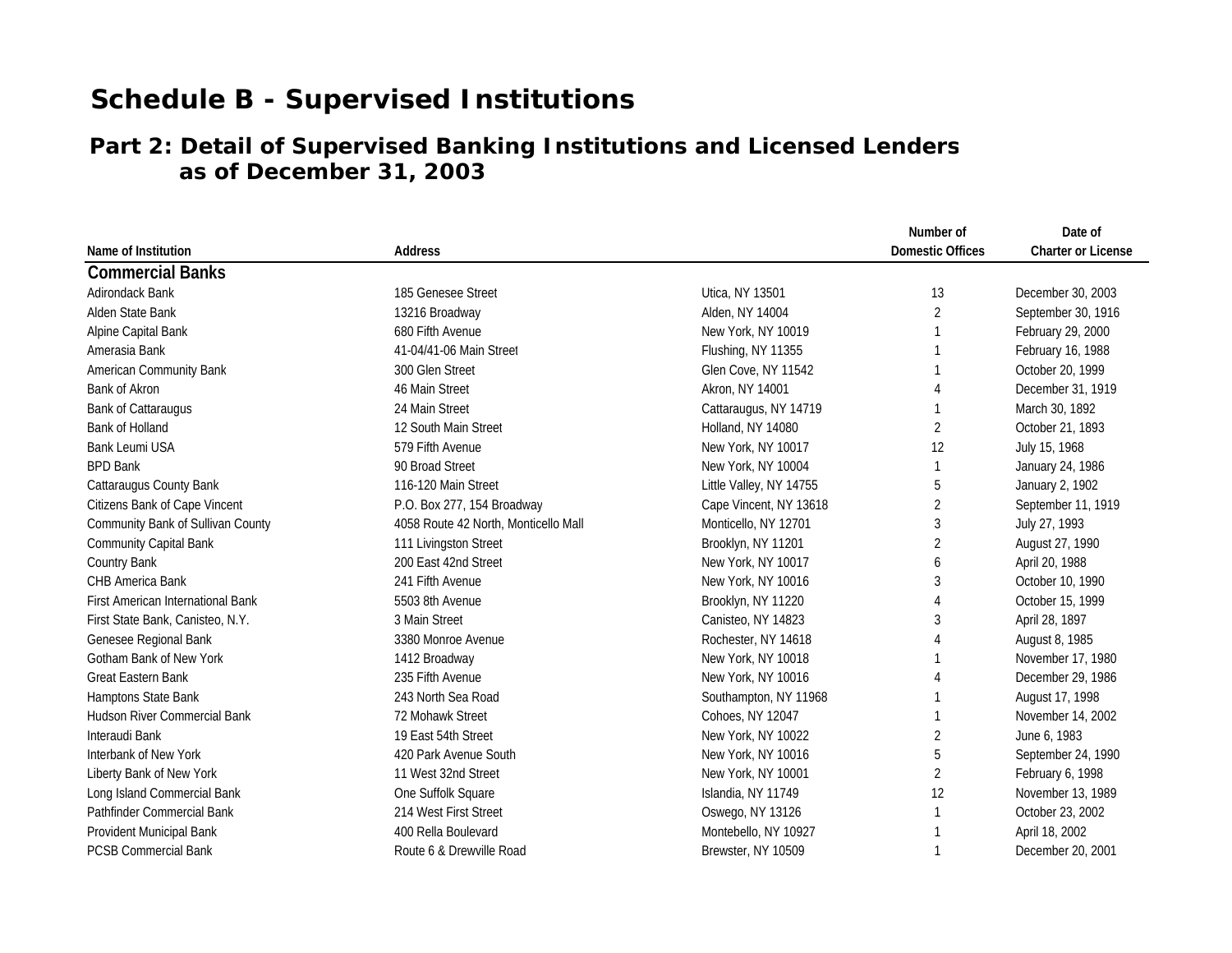# Schedule B - Supervised Institutions

## Part 2: Detail of Supervised Banking Institutions and Licensed Lenders as of December 31, 2003

| Name of Institution | Address | | Number of Domestic Offices | Date of Charter or License |
|---|---|---|---|---|
| **Commercial Banks** | | | | |
| Adirondack Bank | 185 Genesee Street | Utica, NY 13501 | 13 | December 30, 2003 |
| Alden State Bank | 13216 Broadway | Alden, NY 14004 | 2 | September 30, 1916 |
| Alpine Capital Bank | 680 Fifth Avenue | New York, NY 10019 | 1 | February 29, 2000 |
| Amerasia Bank | 41-04/41-06 Main Street | Flushing, NY 11355 | 1 | February 16, 1988 |
| American Community Bank | 300 Glen Street | Glen Cove, NY 11542 | 1 | October 20, 1999 |
| Bank of Akron | 46 Main Street | Akron, NY 14001 | 4 | December 31, 1919 |
| Bank of Cattaraugus | 24 Main Street | Cattaraugus, NY 14719 | 1 | March 30, 1892 |
| Bank of Holland | 12 South Main Street | Holland, NY 14080 | 2 | October 21, 1893 |
| Bank Leumi USA | 579 Fifth Avenue | New York, NY 10017 | 12 | July 15, 1968 |
| BPD Bank | 90 Broad Street | New York, NY 10004 | 1 | January 24, 1986 |
| Cattaraugus County Bank | 116-120 Main Street | Little Valley, NY 14755 | 5 | January 2, 1902 |
| Citizens Bank of Cape Vincent | P.O. Box 277, 154 Broadway | Cape Vincent, NY 13618 | 2 | September 11, 1919 |
| Community Bank of Sullivan County | 4058 Route 42 North, Monticello Mall | Monticello, NY 12701 | 3 | July 27, 1993 |
| Community Capital Bank | 111 Livingston Street | Brooklyn, NY 11201 | 2 | August 27, 1990 |
| Country Bank | 200 East 42nd Street | New York, NY 10017 | 6 | April 20, 1988 |
| CHB America Bank | 241 Fifth Avenue | New York, NY 10016 | 3 | October 10, 1990 |
| First American International Bank | 5503 8th Avenue | Brooklyn, NY 11220 | 4 | October 15, 1999 |
| First State Bank, Canisteo, N.Y. | 3 Main Street | Canisteo, NY 14823 | 3 | April 28, 1897 |
| Genesee Regional Bank | 3380 Monroe Avenue | Rochester, NY 14618 | 4 | August 8, 1985 |
| Gotham Bank of New York | 1412 Broadway | New York, NY 10018 | 1 | November 17, 1980 |
| Great Eastern Bank | 235 Fifth Avenue | New York, NY 10016 | 4 | December 29, 1986 |
| Hamptons State Bank | 243 North Sea Road | Southampton, NY 11968 | 1 | August 17, 1998 |
| Hudson River Commercial Bank | 72 Mohawk Street | Cohoes, NY 12047 | 1 | November 14, 2002 |
| Interaudi Bank | 19 East 54th Street | New York, NY 10022 | 2 | June 6, 1983 |
| Interbank of New York | 420 Park Avenue South | New York, NY 10016 | 5 | September 24, 1990 |
| Liberty Bank of New York | 11 West 32nd Street | New York, NY 10001 | 2 | February 6, 1998 |
| Long Island Commercial Bank | One Suffolk Square | Islandia, NY 11749 | 12 | November 13, 1989 |
| Pathfinder Commercial Bank | 214 West First Street | Oswego, NY 13126 | 1 | October 23, 2002 |
| Provident Municipal Bank | 400 Rella Boulevard | Montebello, NY 10927 | 1 | April 18, 2002 |
| PCSB Commercial Bank | Route 6 & Drewville Road | Brewster, NY 10509 | 1 | December 20, 2001 |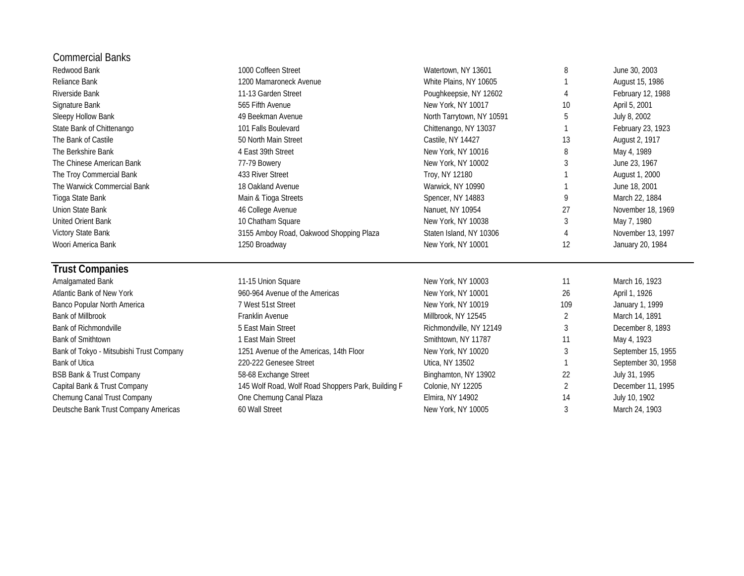## Commercial Banks

| | | | | |
|---|---|---|---|---|
| Redwood Bank | 1000 Coffeen Street | Watertown, NY 13601 | 8 | June 30, 2003 |
| Reliance Bank | 1200 Mamaroneck Avenue | White Plains, NY 10605 | 1 | August 15, 1986 |
| Riverside Bank | 11-13 Garden Street | Poughkeepsie, NY 12602 | 4 | February 12, 1988 |
| Signature Bank | 565 Fifth Avenue | New York, NY 10017 | 10 | April 5, 2001 |
| Sleepy Hollow Bank | 49 Beekman Avenue | North Tarrytown, NY 10591 | 5 | July 8, 2002 |
| State Bank of Chittenango | 101 Falls Boulevard | Chittenango, NY 13037 | 1 | February 23, 1923 |
| The Bank of Castile | 50 North Main Street | Castile, NY 14427 | 13 | August 2, 1917 |
| The Berkshire Bank | 4 East 39th Street | New York, NY 10016 | 8 | May 4, 1989 |
| The Chinese American Bank | 77-79 Bowery | New York, NY 10002 | 3 | June 23, 1967 |
| The Troy Commercial Bank | 433 River Street | Troy, NY 12180 | 1 | August 1, 2000 |
| The Warwick Commercial Bank | 18 Oakland Avenue | Warwick, NY 10990 | 1 | June 18, 2001 |
| Tioga State Bank | Main & Tioga Streets | Spencer, NY 14883 | 9 | March 22, 1884 |
| Union State Bank | 46 College Avenue | Nanuet, NY 10954 | 27 | November 18, 1969 |
| United Orient Bank | 10 Chatham Square | New York, NY 10038 | 3 | May 7, 1980 |
| Victory State Bank | 3155 Amboy Road, Oakwood Shopping Plaza | Staten Island, NY 10306 | 4 | November 13, 1997 |
| Woori America Bank | 1250 Broadway | New York, NY 10001 | 12 | January 20, 1984 |

## Trust Companies

| | | | | |
|---|---|---|---|---|
| Amalgamated Bank | 11-15 Union Square | New York, NY 10003 | 11 | March 16, 1923 |
| Atlantic Bank of New York | 960-964 Avenue of the Americas | New York, NY 10001 | 26 | April 1, 1926 |
| Banco Popular North America | 7 West 51st Street | New York, NY 10019 | 109 | January 1, 1999 |
| Bank of Millbrook | Franklin Avenue | Millbrook, NY 12545 | 2 | March 14, 1891 |
| Bank of Richmondville | 5 East Main Street | Richmondville, NY 12149 | 3 | December 8, 1893 |
| Bank of Smithtown | 1 East Main Street | Smithtown, NY 11787 | 11 | May 4, 1923 |
| Bank of Tokyo - Mitsubishi Trust Company | 1251 Avenue of the Americas, 14th Floor | New York, NY 10020 | 3 | September 15, 1955 |
| Bank of Utica | 220-222 Genesee Street | Utica, NY 13502 | 1 | September 30, 1958 |
| BSB Bank & Trust Company | 58-68 Exchange Street | Binghamton, NY 13902 | 22 | July 31, 1995 |
| Capital Bank & Trust Company | 145 Wolf Road, Wolf Road Shoppers Park, Building F | Colonie, NY 12205 | 2 | December 11, 1995 |
| Chemung Canal Trust Company | One Chemung Canal Plaza | Elmira, NY 14902 | 14 | July 10, 1902 |
| Deutsche Bank Trust Company Americas | 60 Wall Street | New York, NY 10005 | 3 | March 24, 1903 |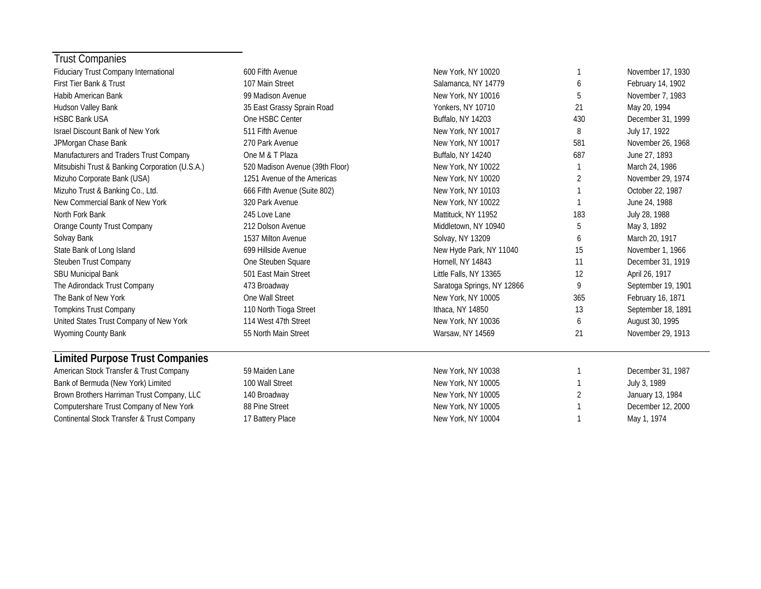## Trust Companies

| | | | | |
|---|---|---|---|---|
| Fiduciary Trust Company International | 600 Fifth Avenue | New York, NY 10020 | 1 | November 17, 1930 |
| First Tier Bank & Trust | 107 Main Street | Salamanca, NY 14779 | 6 | February 14, 1902 |
| Habib American Bank | 99 Madison Avenue | New York, NY 10016 | 5 | November 7, 1983 |
| Hudson Valley Bank | 35 East Grassy Sprain Road | Yonkers, NY 10710 | 21 | May 20, 1994 |
| HSBC Bank USA | One HSBC Center | Buffalo, NY 14203 | 430 | December 31, 1999 |
| Israel Discount Bank of New York | 511 Fifth Avenue | New York, NY 10017 | 8 | July 17, 1922 |
| JPMorgan Chase Bank | 270 Park Avenue | New York, NY 10017 | 581 | November 26, 1968 |
| Manufacturers and Traders Trust Company | One M & T Plaza | Buffalo, NY 14240 | 687 | June 27, 1893 |
| Mitsubishi Trust & Banking Corporation (U.S.A.) | 520 Madison Avenue (39th Floor) | New York, NY 10022 | 1 | March 24, 1986 |
| Mizuho Corporate Bank (USA) | 1251 Avenue of the Americas | New York, NY 10020 | 2 | November 29, 1974 |
| Mizuho Trust & Banking Co., Ltd. | 666 Fifth Avenue (Suite 802) | New York, NY 10103 | 1 | October 22, 1987 |
| New Commercial Bank of New York | 320 Park Avenue | New York, NY 10022 | 1 | June 24, 1988 |
| North Fork Bank | 245 Love Lane | Mattituck, NY 11952 | 183 | July 28, 1988 |
| Orange County Trust Company | 212 Dolson Avenue | Middletown, NY 10940 | 5 | May 3, 1892 |
| Solvay Bank | 1537 Milton Avenue | Solvay, NY 13209 | 6 | March 20, 1917 |
| State Bank of Long Island | 699 Hillside Avenue | New Hyde Park, NY 11040 | 15 | November 1, 1966 |
| Steuben Trust Company | One Steuben Square | Hornell, NY 14843 | 11 | December 31, 1919 |
| SBU Municipal Bank | 501 East Main Street | Little Falls, NY 13365 | 12 | April 26, 1917 |
| The Adirondack Trust Company | 473 Broadway | Saratoga Springs, NY 12866 | 9 | September 19, 1901 |
| The Bank of New York | One Wall Street | New York, NY 10005 | 365 | February 16, 1871 |
| Tompkins Trust Company | 110 North Tioga Street | Ithaca, NY 14850 | 13 | September 18, 1891 |
| United States Trust Company of New York | 114 West 47th Street | New York, NY 10036 | 6 | August 30, 1995 |
| Wyoming County Bank | 55 North Main Street | Warsaw, NY 14569 | 21 | November 29, 1913 |

## Limited Purpose Trust Companies

| | | | | |
|---|---|---|---|---|
| American Stock Transfer & Trust Company | 59 Maiden Lane | New York, NY 10038 | 1 | December 31, 1987 |
| Bank of Bermuda (New York) Limited | 100 Wall Street | New York, NY 10005 | 1 | July 3, 1989 |
| Brown Brothers Harriman Trust Company, LLC | 140 Broadway | New York, NY 10005 | 2 | January 13, 1984 |
| Computershare Trust Company of New York | 88 Pine Street | New York, NY 10005 | 1 | December 12, 2000 |
| Continental Stock Transfer & Trust Company | 17 Battery Place | New York, NY 10004 | 1 | May 1, 1974 |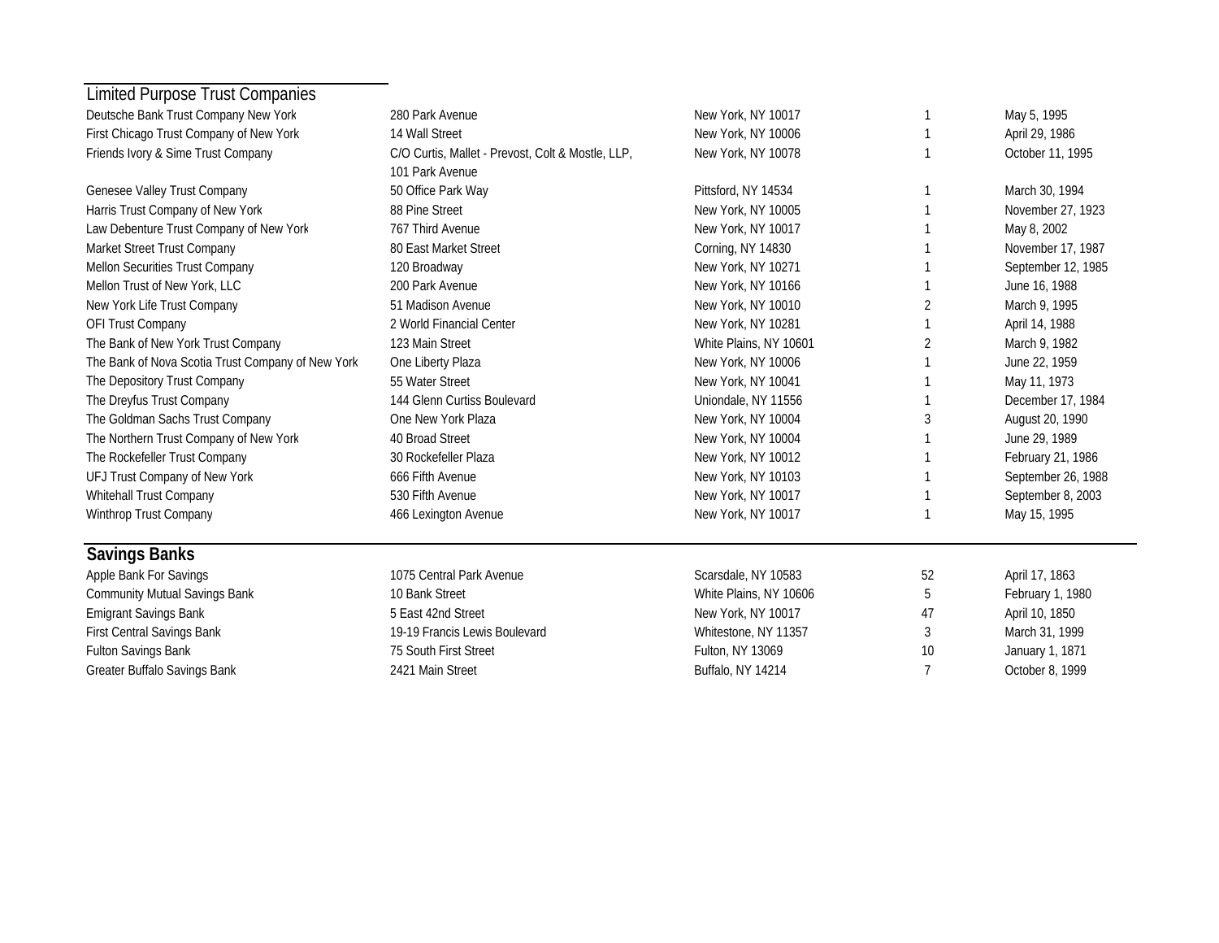## Limited Purpose Trust Companies

| | | | | |
|---|---|---|---|---|
| Deutsche Bank Trust Company New York | 280 Park Avenue | New York, NY 10017 | 1 | May 5, 1995 |
| First Chicago Trust Company of New York | 14 Wall Street | New York, NY 10006 | 1 | April 29, 1986 |
| Friends Ivory & Sime Trust Company | C/O Curtis, Mallet - Prevost, Colt & Mostle, LLP, 101 Park Avenue | New York, NY 10078 | 1 | October 11, 1995 |
| Genesee Valley Trust Company | 50 Office Park Way | Pittsford, NY 14534 | 1 | March 30, 1994 |
| Harris Trust Company of New York | 88 Pine Street | New York, NY 10005 | 1 | November 27, 1923 |
| Law Debenture Trust Company of New York | 767 Third Avenue | New York, NY 10017 | 1 | May 8, 2002 |
| Market Street Trust Company | 80 East Market Street | Corning, NY 14830 | 1 | November 17, 1987 |
| Mellon Securities Trust Company | 120 Broadway | New York, NY 10271 | 1 | September 12, 1985 |
| Mellon Trust of New York, LLC | 200 Park Avenue | New York, NY 10166 | 1 | June 16, 1988 |
| New York Life Trust Company | 51 Madison Avenue | New York, NY 10010 | 2 | March 9, 1995 |
| OFI Trust Company | 2 World Financial Center | New York, NY 10281 | 1 | April 14, 1988 |
| The Bank of New York Trust Company | 123 Main Street | White Plains, NY 10601 | 2 | March 9, 1982 |
| The Bank of Nova Scotia Trust Company of New York | One Liberty Plaza | New York, NY 10006 | 1 | June 22, 1959 |
| The Depository Trust Company | 55 Water Street | New York, NY 10041 | 1 | May 11, 1973 |
| The Dreyfus Trust Company | 144 Glenn Curtiss Boulevard | Uniondale, NY 11556 | 1 | December 17, 1984 |
| The Goldman Sachs Trust Company | One New York Plaza | New York, NY 10004 | 3 | August 20, 1990 |
| The Northern Trust Company of New York | 40 Broad Street | New York, NY 10004 | 1 | June 29, 1989 |
| The Rockefeller Trust Company | 30 Rockefeller Plaza | New York, NY 10012 | 1 | February 21, 1986 |
| UFJ Trust Company of New York | 666 Fifth Avenue | New York, NY 10103 | 1 | September 26, 1988 |
| Whitehall Trust Company | 530 Fifth Avenue | New York, NY 10017 | 1 | September 8, 2003 |
| Winthrop Trust Company | 466 Lexington Avenue | New York, NY 10017 | 1 | May 15, 1995 |

## Savings Banks

| | | | | |
|---|---|---|---|---|
| Apple Bank For Savings | 1075 Central Park Avenue | Scarsdale, NY 10583 | 52 | April 17, 1863 |
| Community Mutual Savings Bank | 10 Bank Street | White Plains, NY 10606 | 5 | February 1, 1980 |
| Emigrant Savings Bank | 5 East 42nd Street | New York, NY 10017 | 47 | April 10, 1850 |
| First Central Savings Bank | 19-19 Francis Lewis Boulevard | Whitestone, NY 11357 | 3 | March 31, 1999 |
| Fulton Savings Bank | 75 South First Street | Fulton, NY 13069 | 10 | January 1, 1871 |
| Greater Buffalo Savings Bank | 2421 Main Street | Buffalo, NY 14214 | 7 | October 8, 1999 |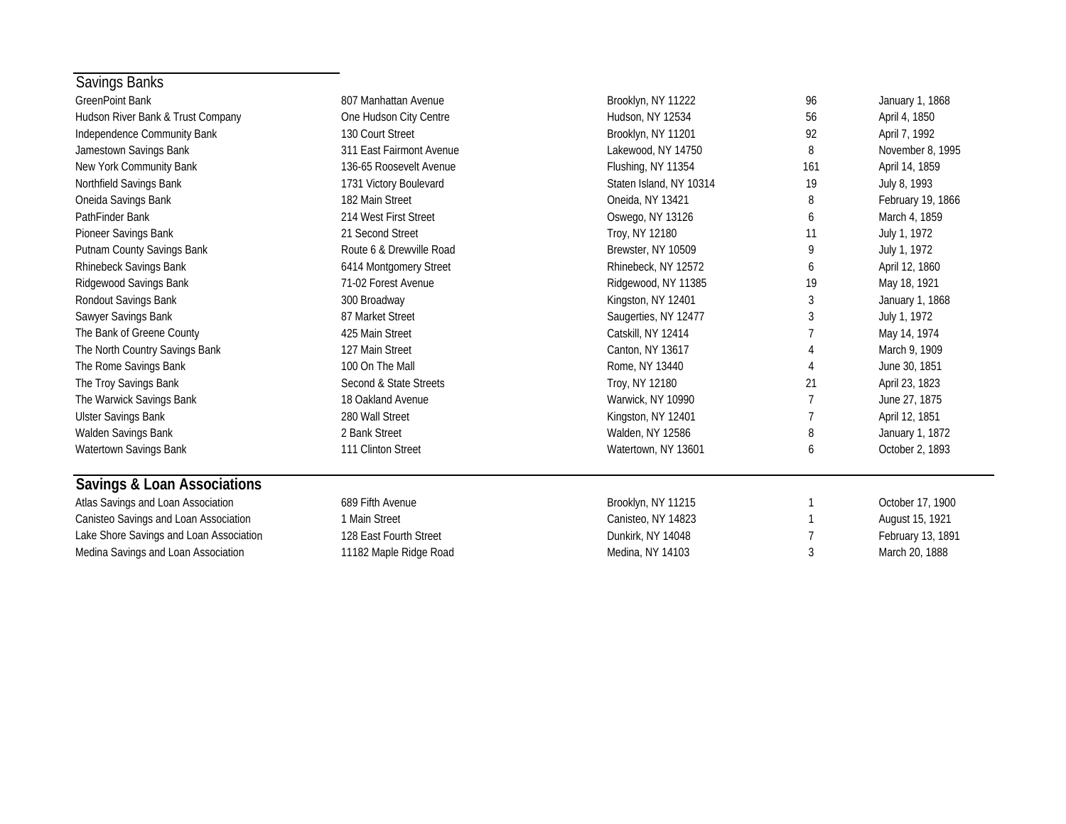## Savings Banks

| | | | | |
|---|---|---|---|---|
| GreenPoint Bank | 807 Manhattan Avenue | Brooklyn, NY 11222 | 96 | January 1, 1868 |
| Hudson River Bank & Trust Company | One Hudson City Centre | Hudson, NY 12534 | 56 | April 4, 1850 |
| Independence Community Bank | 130 Court Street | Brooklyn, NY 11201 | 92 | April 7, 1992 |
| Jamestown Savings Bank | 311 East Fairmont Avenue | Lakewood, NY 14750 | 8 | November 8, 1995 |
| New York Community Bank | 136-65 Roosevelt Avenue | Flushing, NY 11354 | 161 | April 14, 1859 |
| Northfield Savings Bank | 1731 Victory Boulevard | Staten Island, NY 10314 | 19 | July 8, 1993 |
| Oneida Savings Bank | 182 Main Street | Oneida, NY 13421 | 8 | February 19, 1866 |
| PathFinder Bank | 214 West First Street | Oswego, NY 13126 | 6 | March 4, 1859 |
| Pioneer Savings Bank | 21 Second Street | Troy, NY 12180 | 11 | July 1, 1972 |
| Putnam County Savings Bank | Route 6 & Drewville Road | Brewster, NY 10509 | 9 | July 1, 1972 |
| Rhinebeck Savings Bank | 6414 Montgomery Street | Rhinebeck, NY 12572 | 6 | April 12, 1860 |
| Ridgewood Savings Bank | 71-02 Forest Avenue | Ridgewood, NY 11385 | 19 | May 18, 1921 |
| Rondout Savings Bank | 300 Broadway | Kingston, NY 12401 | 3 | January 1, 1868 |
| Sawyer Savings Bank | 87 Market Street | Saugerties, NY 12477 | 3 | July 1, 1972 |
| The Bank of Greene County | 425 Main Street | Catskill, NY 12414 | 7 | May 14, 1974 |
| The North Country Savings Bank | 127 Main Street | Canton, NY 13617 | 4 | March 9, 1909 |
| The Rome Savings Bank | 100 On The Mall | Rome, NY 13440 | 4 | June 30, 1851 |
| The Troy Savings Bank | Second & State Streets | Troy, NY 12180 | 21 | April 23, 1823 |
| The Warwick Savings Bank | 18 Oakland Avenue | Warwick, NY 10990 | 7 | June 27, 1875 |
| Ulster Savings Bank | 280 Wall Street | Kingston, NY 12401 | 7 | April 12, 1851 |
| Walden Savings Bank | 2 Bank Street | Walden, NY 12586 | 8 | January 1, 1872 |
| Watertown Savings Bank | 111 Clinton Street | Watertown, NY 13601 | 6 | October 2, 1893 |

## Savings & Loan Associations

| | | | | |
|---|---|---|---|---|
| Atlas Savings and Loan Association | 689 Fifth Avenue | Brooklyn, NY 11215 | 1 | October 17, 1900 |
| Canisteo Savings and Loan Association | 1 Main Street | Canisteo, NY 14823 | 1 | August 15, 1921 |
| Lake Shore Savings and Loan Association | 128 East Fourth Street | Dunkirk, NY 14048 | 7 | February 13, 1891 |
| Medina Savings and Loan Association | 11182 Maple Ridge Road | Medina, NY 14103 | 3 | March 20, 1888 |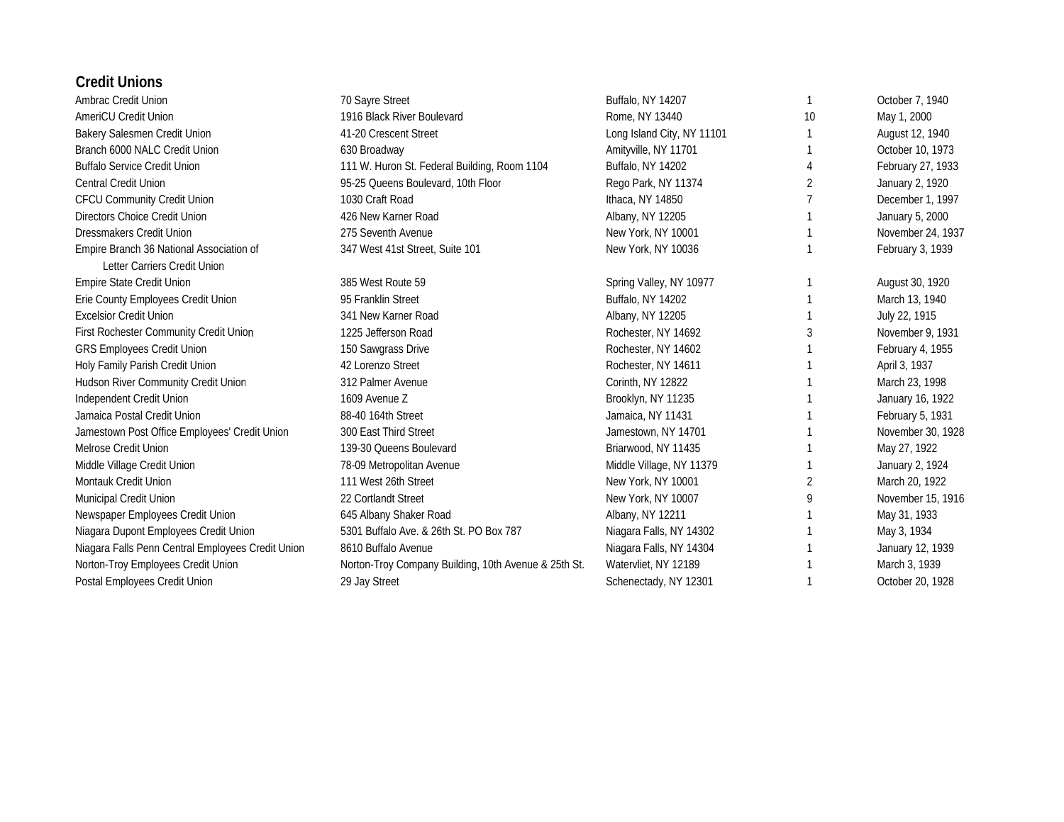## Credit Unions

| | | | | |
|---|---|---|---|---|
| Ambrac Credit Union | 70 Sayre Street | Buffalo, NY 14207 | 1 | October 7, 1940 |
| AmeriCU Credit Union | 1916 Black River Boulevard | Rome, NY 13440 | 10 | May 1, 2000 |
| Bakery Salesmen Credit Union | 41-20 Crescent Street | Long Island City, NY 11101 | 1 | August 12, 1940 |
| Branch 6000 NALC Credit Union | 630 Broadway | Amityville, NY 11701 | 1 | October 10, 1973 |
| Buffalo Service Credit Union | 111 W. Huron St. Federal Building, Room 1104 | Buffalo, NY 14202 | 4 | February 27, 1933 |
| Central Credit Union | 95-25 Queens Boulevard, 10th Floor | Rego Park, NY 11374 | 2 | January 2, 1920 |
| CFCU Community Credit Union | 1030 Craft Road | Ithaca, NY 14850 | 7 | December 1, 1997 |
| Directors Choice Credit Union | 426 New Karner Road | Albany, NY 12205 | 1 | January 5, 2000 |
| Dressmakers Credit Union | 275 Seventh Avenue | New York, NY 10001 | 1 | November 24, 1937 |
| Empire Branch 36 National Association of Letter Carriers Credit Union | 347 West 41st Street, Suite 101 | New York, NY 10036 | 1 | February 3, 1939 |
| Empire State Credit Union | 385 West Route 59 | Spring Valley, NY 10977 | 1 | August 30, 1920 |
| Erie County Employees Credit Union | 95 Franklin Street | Buffalo, NY 14202 | 1 | March 13, 1940 |
| Excelsior Credit Union | 341 New Karner Road | Albany, NY 12205 | 1 | July 22, 1915 |
| First Rochester Community Credit Union | 1225 Jefferson Road | Rochester, NY 14692 | 3 | November 9, 1931 |
| GRS Employees Credit Union | 150 Sawgrass Drive | Rochester, NY 14602 | 1 | February 4, 1955 |
| Holy Family Parish Credit Union | 42 Lorenzo Street | Rochester, NY 14611 | 1 | April 3, 1937 |
| Hudson River Community Credit Union | 312 Palmer Avenue | Corinth, NY 12822 | 1 | March 23, 1998 |
| Independent Credit Union | 1609 Avenue Z | Brooklyn, NY 11235 | 1 | January 16, 1922 |
| Jamaica Postal Credit Union | 88-40 164th Street | Jamaica, NY 11431 | 1 | February 5, 1931 |
| Jamestown Post Office Employees' Credit Union | 300 East Third Street | Jamestown, NY 14701 | 1 | November 30, 1928 |
| Melrose Credit Union | 139-30 Queens Boulevard | Briarwood, NY 11435 | 1 | May 27, 1922 |
| Middle Village Credit Union | 78-09 Metropolitan Avenue | Middle Village, NY 11379 | 1 | January 2, 1924 |
| Montauk Credit Union | 111 West 26th Street | New York, NY 10001 | 2 | March 20, 1922 |
| Municipal Credit Union | 22 Cortlandt Street | New York, NY 10007 | 9 | November 15, 1916 |
| Newspaper Employees Credit Union | 645 Albany Shaker Road | Albany, NY 12211 | 1 | May 31, 1933 |
| Niagara Dupont Employees Credit Union | 5301 Buffalo Ave. & 26th St. PO Box 787 | Niagara Falls, NY 14302 | 1 | May 3, 1934 |
| Niagara Falls Penn Central Employees Credit Union | 8610 Buffalo Avenue | Niagara Falls, NY 14304 | 1 | January 12, 1939 |
| Norton-Troy Employees Credit Union | Norton-Troy Company Building, 10th Avenue & 25th St. | Watervliet, NY 12189 | 1 | March 3, 1939 |
| Postal Employees Credit Union | 29 Jay Street | Schenectady, NY 12301 | 1 | October 20, 1928 |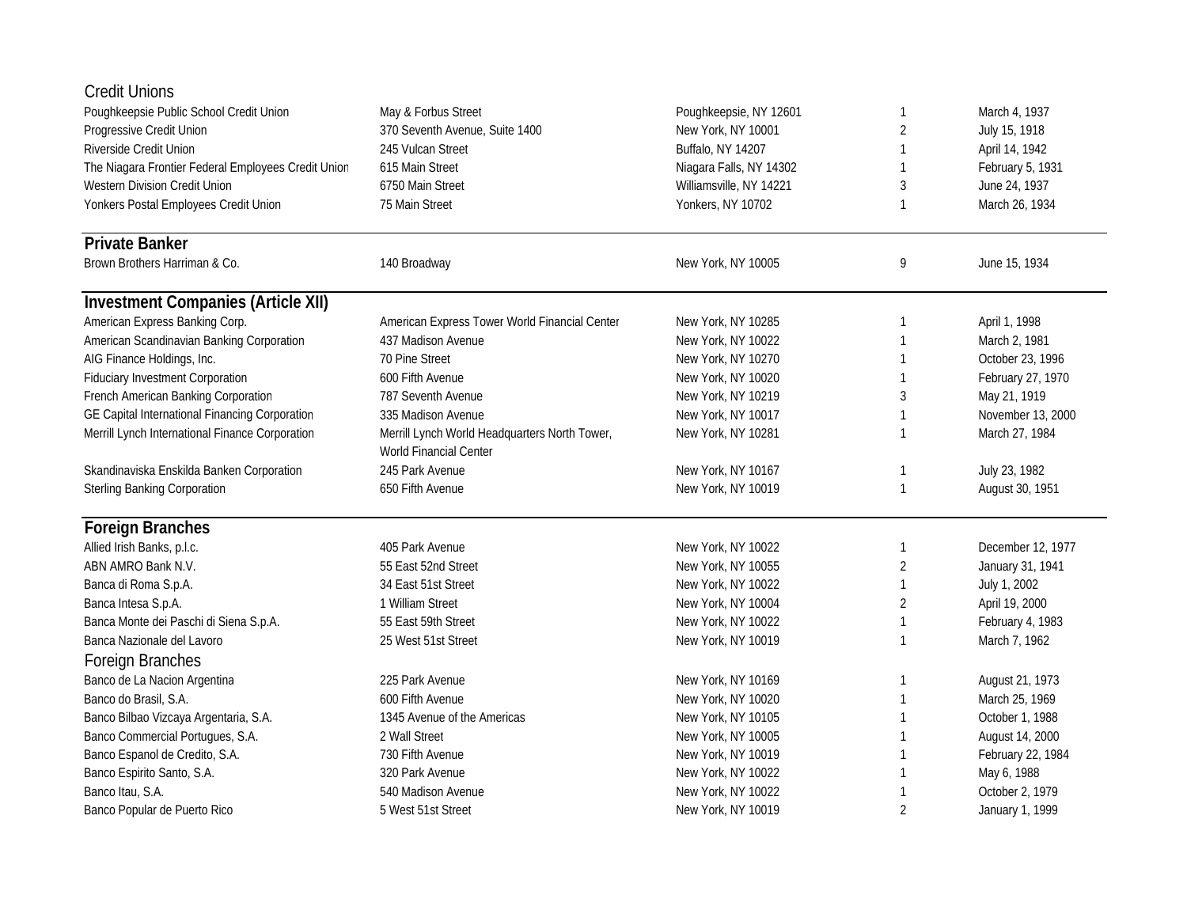## Credit Unions

| | | | | |
|---|---|---|---|---|
| Poughkeepsie Public School Credit Union | May & Forbus Street | Poughkeepsie, NY 12601 | 1 | March 4, 1937 |
| Progressive Credit Union | 370 Seventh Avenue, Suite 1400 | New York, NY 10001 | 2 | July 15, 1918 |
| Riverside Credit Union | 245 Vulcan Street | Buffalo, NY 14207 | 1 | April 14, 1942 |
| The Niagara Frontier Federal Employees Credit Union | 615 Main Street | Niagara Falls, NY 14302 | 1 | February 5, 1931 |
| Western Division Credit Union | 6750 Main Street | Williamsville, NY 14221 | 3 | June 24, 1937 |
| Yonkers Postal Employees Credit Union | 75 Main Street | Yonkers, NY 10702 | 1 | March 26, 1934 |

## Private Banker

| | | | | |
|---|---|---|---|---|
| Brown Brothers Harriman & Co. | 140 Broadway | New York, NY 10005 | 9 | June 15, 1934 |

## Investment Companies (Article XII)

| | | | | |
|---|---|---|---|---|
| American Express Banking Corp. | American Express Tower World Financial Center | New York, NY 10285 | 1 | April 1, 1998 |
| American Scandinavian Banking Corporation | 437 Madison Avenue | New York, NY 10022 | 1 | March 2, 1981 |
| AIG Finance Holdings, Inc. | 70 Pine Street | New York, NY 10270 | 1 | October 23, 1996 |
| Fiduciary Investment Corporation | 600 Fifth Avenue | New York, NY 10020 | 1 | February 27, 1970 |
| French American Banking Corporation | 787 Seventh Avenue | New York, NY 10219 | 3 | May 21, 1919 |
| GE Capital International Financing Corporation | 335 Madison Avenue | New York, NY 10017 | 1 | November 13, 2000 |
| Merrill Lynch International Finance Corporation | Merrill Lynch World Headquarters North Tower, World Financial Center | New York, NY 10281 | 1 | March 27, 1984 |
| Skandinaviska Enskilda Banken Corporation | 245 Park Avenue | New York, NY 10167 | 1 | July 23, 1982 |
| Sterling Banking Corporation | 650 Fifth Avenue | New York, NY 10019 | 1 | August 30, 1951 |

## Foreign Branches

| | | | | |
|---|---|---|---|---|
| Allied Irish Banks, p.l.c. | 405 Park Avenue | New York, NY 10022 | 1 | December 12, 1977 |
| ABN AMRO Bank N.V. | 55 East 52nd Street | New York, NY 10055 | 2 | January 31, 1941 |
| Banca di Roma S.p.A. | 34 East 51st Street | New York, NY 10022 | 1 | July 1, 2002 |
| Banca Intesa S.p.A. | 1 William Street | New York, NY 10004 | 2 | April 19, 2000 |
| Banca Monte dei Paschi di Siena S.p.A. | 55 East 59th Street | New York, NY 10022 | 1 | February 4, 1983 |
| Banca Nazionale del Lavoro | 25 West 51st Street | New York, NY 10019 | 1 | March 7, 1962 |

## Foreign Branches

| | | | | |
|---|---|---|---|---|
| Banco de La Nacion Argentina | 225 Park Avenue | New York, NY 10169 | 1 | August 21, 1973 |
| Banco do Brasil, S.A. | 600 Fifth Avenue | New York, NY 10020 | 1 | March 25, 1969 |
| Banco Bilbao Vizcaya Argentaria, S.A. | 1345 Avenue of the Americas | New York, NY 10105 | 1 | October 1, 1988 |
| Banco Commercial Portugues, S.A. | 2 Wall Street | New York, NY 10005 | 1 | August 14, 2000 |
| Banco Espanol de Credito, S.A. | 730 Fifth Avenue | New York, NY 10019 | 1 | February 22, 1984 |
| Banco Espirito Santo, S.A. | 320 Park Avenue | New York, NY 10022 | 1 | May 6, 1988 |
| Banco Itau, S.A. | 540 Madison Avenue | New York, NY 10022 | 1 | October 2, 1979 |
| Banco Popular de Puerto Rico | 5 West 51st Street | New York, NY 10019 | 2 | January 1, 1999 |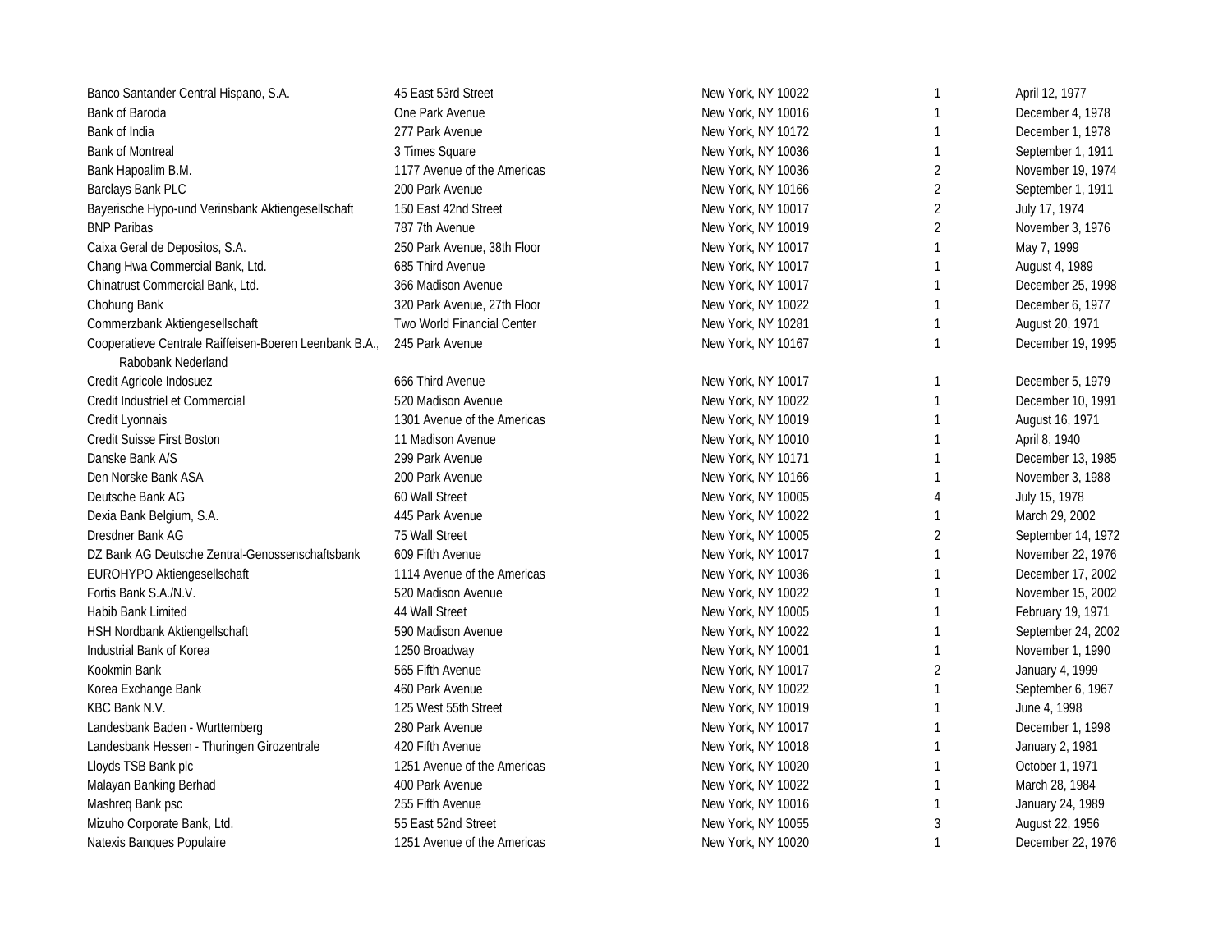| | | | | |
|---|---|---|---|---|
| Banco Santander Central Hispano, S.A. | 45 East 53rd Street | New York, NY 10022 | 1 | April 12, 1977 |
| Bank of Baroda | One Park Avenue | New York, NY 10016 | 1 | December 4, 1978 |
| Bank of India | 277 Park Avenue | New York, NY 10172 | 1 | December 1, 1978 |
| Bank of Montreal | 3 Times Square | New York, NY 10036 | 1 | September 1, 1911 |
| Bank Hapoalim B.M. | 1177 Avenue of the Americas | New York, NY 10036 | 2 | November 19, 1974 |
| Barclays Bank PLC | 200 Park Avenue | New York, NY 10166 | 2 | September 1, 1911 |
| Bayerische Hypo-und Verinsbank Aktiengesellschaft | 150 East 42nd Street | New York, NY 10017 | 2 | July 17, 1974 |
| BNP Paribas | 787 7th Avenue | New York, NY 10019 | 2 | November 3, 1976 |
| Caixa Geral de Depositos, S.A. | 250 Park Avenue, 38th Floor | New York, NY 10017 | 1 | May 7, 1999 |
| Chang Hwa Commercial Bank, Ltd. | 685 Third Avenue | New York, NY 10017 | 1 | August 4, 1989 |
| Chinatrust Commercial Bank, Ltd. | 366 Madison Avenue | New York, NY 10017 | 1 | December 25, 1998 |
| Chohung Bank | 320 Park Avenue, 27th Floor | New York, NY 10022 | 1 | December 6, 1977 |
| Commerzbank Aktiengesellschaft | Two World Financial Center | New York, NY 10281 | 1 | August 20, 1971 |
| Cooperatieve Centrale Raiffeisen-Boeren Leenbank B.A., Rabobank Nederland | 245 Park Avenue | New York, NY 10167 | 1 | December 19, 1995 |
| Credit Agricole Indosuez | 666 Third Avenue | New York, NY 10017 | 1 | December 5, 1979 |
| Credit Industriel et Commercial | 520 Madison Avenue | New York, NY 10022 | 1 | December 10, 1991 |
| Credit Lyonnais | 1301 Avenue of the Americas | New York, NY 10019 | 1 | August 16, 1971 |
| Credit Suisse First Boston | 11 Madison Avenue | New York, NY 10010 | 1 | April 8, 1940 |
| Danske Bank A/S | 299 Park Avenue | New York, NY 10171 | 1 | December 13, 1985 |
| Den Norske Bank ASA | 200 Park Avenue | New York, NY 10166 | 1 | November 3, 1988 |
| Deutsche Bank AG | 60 Wall Street | New York, NY 10005 | 4 | July 15, 1978 |
| Dexia Bank Belgium, S.A. | 445 Park Avenue | New York, NY 10022 | 1 | March 29, 2002 |
| Dresdner Bank AG | 75 Wall Street | New York, NY 10005 | 2 | September 14, 1972 |
| DZ Bank AG Deutsche Zentral-Genossenschaftsbank | 609 Fifth Avenue | New York, NY 10017 | 1 | November 22, 1976 |
| EUROHYPO Aktiengesellschaft | 1114 Avenue of the Americas | New York, NY 10036 | 1 | December 17, 2002 |
| Fortis Bank S.A./N.V. | 520 Madison Avenue | New York, NY 10022 | 1 | November 15, 2002 |
| Habib Bank Limited | 44 Wall Street | New York, NY 10005 | 1 | February 19, 1971 |
| HSH Nordbank Aktiengellschaft | 590 Madison Avenue | New York, NY 10022 | 1 | September 24, 2002 |
| Industrial Bank of Korea | 1250 Broadway | New York, NY 10001 | 1 | November 1, 1990 |
| Kookmin Bank | 565 Fifth Avenue | New York, NY 10017 | 2 | January 4, 1999 |
| Korea Exchange Bank | 460 Park Avenue | New York, NY 10022 | 1 | September 6, 1967 |
| KBC Bank N.V. | 125 West 55th Street | New York, NY 10019 | 1 | June 4, 1998 |
| Landesbank Baden - Wurttemberg | 280 Park Avenue | New York, NY 10017 | 1 | December 1, 1998 |
| Landesbank Hessen - Thuringen Girozentrale | 420 Fifth Avenue | New York, NY 10018 | 1 | January 2, 1981 |
| Lloyds TSB Bank plc | 1251 Avenue of the Americas | New York, NY 10020 | 1 | October 1, 1971 |
| Malayan Banking Berhad | 400 Park Avenue | New York, NY 10022 | 1 | March 28, 1984 |
| Mashreq Bank psc | 255 Fifth Avenue | New York, NY 10016 | 1 | January 24, 1989 |
| Mizuho Corporate Bank, Ltd. | 55 East 52nd Street | New York, NY 10055 | 3 | August 22, 1956 |
| Natexis Banques Populaire | 1251 Avenue of the Americas | New York, NY 10020 | 1 | December 22, 1976 |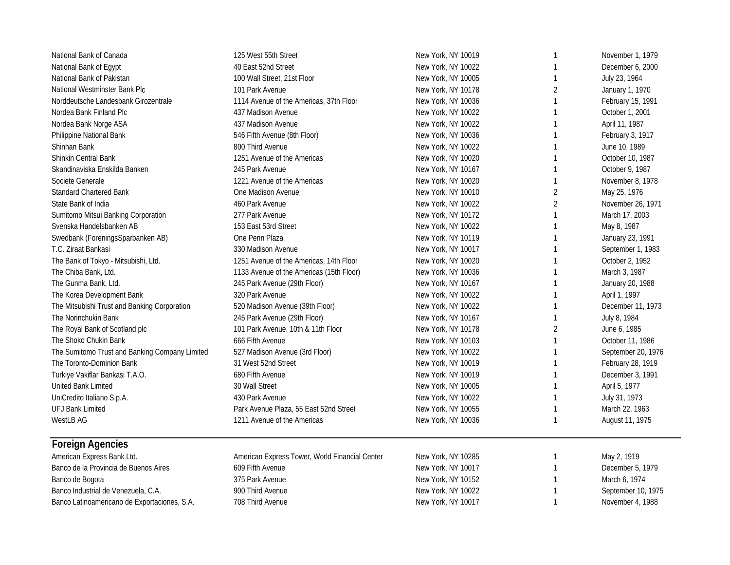| | | | | |
|---|---|---|---|---|
| National Bank of Canada | 125 West 55th Street | New York, NY 10019 | 1 | November 1, 1979 |
| National Bank of Egypt | 40 East 52nd Street | New York, NY 10022 | 1 | December 6, 2000 |
| National Bank of Pakistan | 100 Wall Street, 21st Floor | New York, NY 10005 | 1 | July 23, 1964 |
| National Westminster Bank Plc | 101 Park Avenue | New York, NY 10178 | 2 | January 1, 1970 |
| Norddeutsche Landesbank Girozentrale | 1114 Avenue of the Americas, 37th Floor | New York, NY 10036 | 1 | February 15, 1991 |
| Nordea Bank Finland Plc | 437 Madison Avenue | New York, NY 10022 | 1 | October 1, 2001 |
| Nordea Bank Norge ASA | 437 Madison Avenue | New York, NY 10022 | 1 | April 11, 1987 |
| Philippine National Bank | 546 Fifth Avenue (8th Floor) | New York, NY 10036 | 1 | February 3, 1917 |
| Shinhan Bank | 800 Third Avenue | New York, NY 10022 | 1 | June 10, 1989 |
| Shinkin Central Bank | 1251 Avenue of the Americas | New York, NY 10020 | 1 | October 10, 1987 |
| Skandinaviska Enskilda Banken | 245 Park Avenue | New York, NY 10167 | 1 | October 9, 1987 |
| Societe Generale | 1221 Avenue of the Americas | New York, NY 10020 | 1 | November 8, 1978 |
| Standard Chartered Bank | One Madison Avenue | New York, NY 10010 | 2 | May 25, 1976 |
| State Bank of India | 460 Park Avenue | New York, NY 10022 | 2 | November 26, 1971 |
| Sumitomo Mitsui Banking Corporation | 277 Park Avenue | New York, NY 10172 | 1 | March 17, 2003 |
| Svenska Handelsbanken AB | 153 East 53rd Street | New York, NY 10022 | 1 | May 8, 1987 |
| Swedbank (ForeningsSparbanken AB) | One Penn Plaza | New York, NY 10119 | 1 | January 23, 1991 |
| T.C. Ziraat Bankasi | 330 Madison Avenue | New York, NY 10017 | 1 | September 1, 1983 |
| The Bank of Tokyo - Mitsubishi, Ltd. | 1251 Avenue of the Americas, 14th Floor | New York, NY 10020 | 1 | October 2, 1952 |
| The Chiba Bank, Ltd. | 1133 Avenue of the Americas (15th Floor) | New York, NY 10036 | 1 | March 3, 1987 |
| The Gunma Bank, Ltd. | 245 Park Avenue (29th Floor) | New York, NY 10167 | 1 | January 20, 1988 |
| The Korea Development Bank | 320 Park Avenue | New York, NY 10022 | 1 | April 1, 1997 |
| The Mitsubishi Trust and Banking Corporation | 520 Madison Avenue (39th Floor) | New York, NY 10022 | 1 | December 11, 1973 |
| The Norinchukin Bank | 245 Park Avenue (29th Floor) | New York, NY 10167 | 1 | July 8, 1984 |
| The Royal Bank of Scotland plc | 101 Park Avenue, 10th & 11th Floor | New York, NY 10178 | 2 | June 6, 1985 |
| The Shoko Chukin Bank | 666 Fifth Avenue | New York, NY 10103 | 1 | October 11, 1986 |
| The Sumitomo Trust and Banking Company Limited | 527 Madison Avenue (3rd Floor) | New York, NY 10022 | 1 | September 20, 1976 |
| The Toronto-Dominion Bank | 31 West 52nd Street | New York, NY 10019 | 1 | February 28, 1919 |
| Turkiye Vakiflar Bankasi T.A.O. | 680 Fifth Avenue | New York, NY 10019 | 1 | December 3, 1991 |
| United Bank Limited | 30 Wall Street | New York, NY 10005 | 1 | April 5, 1977 |
| UniCredito Italiano S.p.A. | 430 Park Avenue | New York, NY 10022 | 1 | July 31, 1973 |
| UFJ Bank Limited | Park Avenue Plaza, 55 East 52nd Street | New York, NY 10055 | 1 | March 22, 1963 |
| WestLB AG | 1211 Avenue of the Americas | New York, NY 10036 | 1 | August 11, 1975 |

## Foreign Agencies

| | | | | |
|---|---|---|---|---|
| American Express Bank Ltd. | American Express Tower, World Financial Center | New York, NY 10285 | 1 | May 2, 1919 |
| Banco de la Provincia de Buenos Aires | 609 Fifth Avenue | New York, NY 10017 | 1 | December 5, 1979 |
| Banco de Bogota | 375 Park Avenue | New York, NY 10152 | 1 | March 6, 1974 |
| Banco Industrial de Venezuela, C.A. | 900 Third Avenue | New York, NY 10022 | 1 | September 10, 1975 |
| Banco Latinoamericano de Exportaciones, S.A. | 708 Third Avenue | New York, NY 10017 | 1 | November 4, 1988 |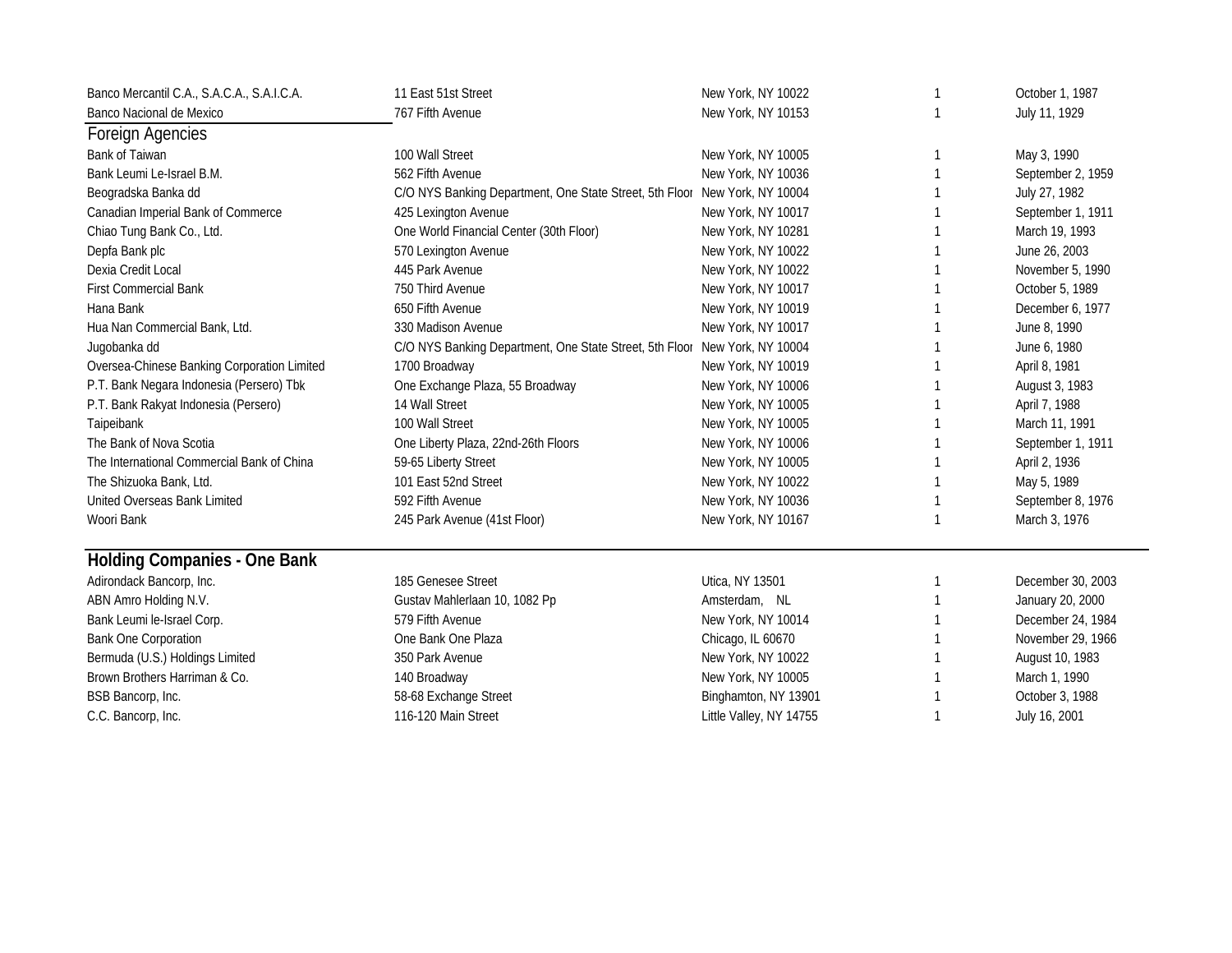| | | | | |
|---|---|---|---|---|
| Banco Mercantil C.A., S.A.C.A., S.A.I.C.A. | 11 East 51st Street | New York, NY 10022 | 1 | October 1, 1987 |
| Banco Nacional de Mexico | 767 Fifth Avenue | New York, NY 10153 | 1 | July 11, 1929 |

## Foreign Agencies

| | | | | |
|---|---|---|---|---|
| Bank of Taiwan | 100 Wall Street | New York, NY 10005 | 1 | May 3, 1990 |
| Bank Leumi Le-Israel B.M. | 562 Fifth Avenue | New York, NY 10036 | 1 | September 2, 1959 |
| Beogradska Banka dd | C/O NYS Banking Department, One State Street, 5th Floor | New York, NY 10004 | 1 | July 27, 1982 |
| Canadian Imperial Bank of Commerce | 425 Lexington Avenue | New York, NY 10017 | 1 | September 1, 1911 |
| Chiao Tung Bank Co., Ltd. | One World Financial Center (30th Floor) | New York, NY 10281 | 1 | March 19, 1993 |
| Depfa Bank plc | 570 Lexington Avenue | New York, NY 10022 | 1 | June 26, 2003 |
| Dexia Credit Local | 445 Park Avenue | New York, NY 10022 | 1 | November 5, 1990 |
| First Commercial Bank | 750 Third Avenue | New York, NY 10017 | 1 | October 5, 1989 |
| Hana Bank | 650 Fifth Avenue | New York, NY 10019 | 1 | December 6, 1977 |
| Hua Nan Commercial Bank, Ltd. | 330 Madison Avenue | New York, NY 10017 | 1 | June 8, 1990 |
| Jugobanka dd | C/O NYS Banking Department, One State Street, 5th Floor | New York, NY 10004 | 1 | June 6, 1980 |
| Oversea-Chinese Banking Corporation Limited | 1700 Broadway | New York, NY 10019 | 1 | April 8, 1981 |
| P.T. Bank Negara Indonesia (Persero) Tbk | One Exchange Plaza, 55 Broadway | New York, NY 10006 | 1 | August 3, 1983 |
| P.T. Bank Rakyat Indonesia (Persero) | 14 Wall Street | New York, NY 10005 | 1 | April 7, 1988 |
| Taipeibank | 100 Wall Street | New York, NY 10005 | 1 | March 11, 1991 |
| The Bank of Nova Scotia | One Liberty Plaza, 22nd-26th Floors | New York, NY 10006 | 1 | September 1, 1911 |
| The International Commercial Bank of China | 59-65 Liberty Street | New York, NY 10005 | 1 | April 2, 1936 |
| The Shizuoka Bank, Ltd. | 101 East 52nd Street | New York, NY 10022 | 1 | May 5, 1989 |
| United Overseas Bank Limited | 592 Fifth Avenue | New York, NY 10036 | 1 | September 8, 1976 |
| Woori Bank | 245 Park Avenue (41st Floor) | New York, NY 10167 | 1 | March 3, 1976 |

## Holding Companies - One Bank

| | | | | |
|---|---|---|---|---|
| Adirondack Bancorp, Inc. | 185 Genesee Street | Utica, NY 13501 | 1 | December 30, 2003 |
| ABN Amro Holding N.V. | Gustav Mahlerlaan 10, 1082 Pp | Amsterdam, NL | 1 | January 20, 2000 |
| Bank Leumi le-Israel Corp. | 579 Fifth Avenue | New York, NY 10014 | 1 | December 24, 1984 |
| Bank One Corporation | One Bank One Plaza | Chicago, IL 60670 | 1 | November 29, 1966 |
| Bermuda (U.S.) Holdings Limited | 350 Park Avenue | New York, NY 10022 | 1 | August 10, 1983 |
| Brown Brothers Harriman & Co. | 140 Broadway | New York, NY 10005 | 1 | March 1, 1990 |
| BSB Bancorp, Inc. | 58-68 Exchange Street | Binghamton, NY 13901 | 1 | October 3, 1988 |
| C.C. Bancorp, Inc. | 116-120 Main Street | Little Valley, NY 14755 | 1 | July 16, 2001 |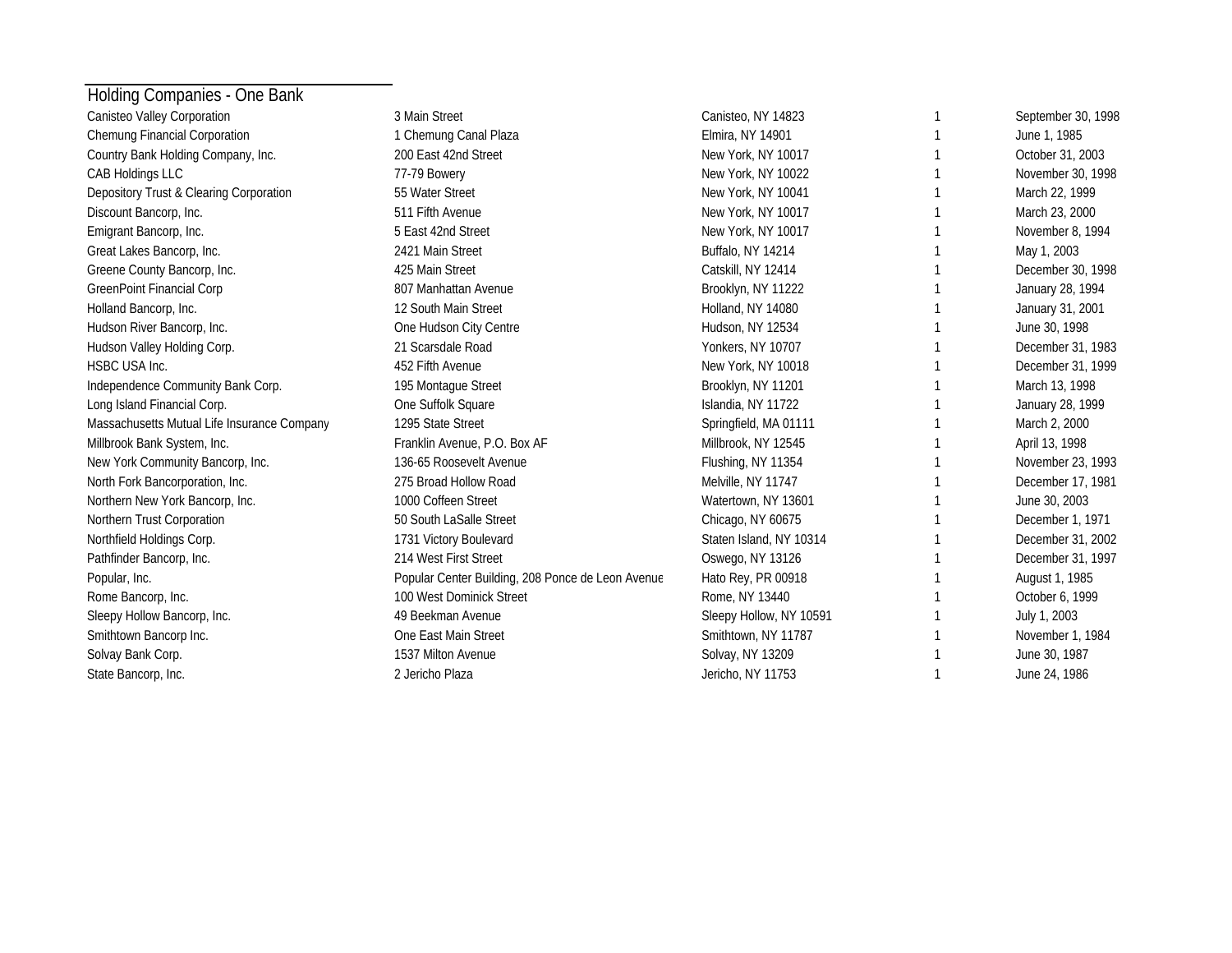## Holding Companies - One Bank

| | | | | |
|---|---|---|---|---|
| Canisteo Valley Corporation | 3 Main Street | Canisteo, NY 14823 | 1 | September 30, 1998 |
| Chemung Financial Corporation | 1 Chemung Canal Plaza | Elmira, NY 14901 | 1 | June 1, 1985 |
| Country Bank Holding Company, Inc. | 200 East 42nd Street | New York, NY 10017 | 1 | October 31, 2003 |
| CAB Holdings LLC | 77-79 Bowery | New York, NY 10022 | 1 | November 30, 1998 |
| Depository Trust & Clearing Corporation | 55 Water Street | New York, NY 10041 | 1 | March 22, 1999 |
| Discount Bancorp, Inc. | 511 Fifth Avenue | New York, NY 10017 | 1 | March 23, 2000 |
| Emigrant Bancorp, Inc. | 5 East 42nd Street | New York, NY 10017 | 1 | November 8, 1994 |
| Great Lakes Bancorp, Inc. | 2421 Main Street | Buffalo, NY 14214 | 1 | May 1, 2003 |
| Greene County Bancorp, Inc. | 425 Main Street | Catskill, NY 12414 | 1 | December 30, 1998 |
| GreenPoint Financial Corp | 807 Manhattan Avenue | Brooklyn, NY 11222 | 1 | January 28, 1994 |
| Holland Bancorp, Inc. | 12 South Main Street | Holland, NY 14080 | 1 | January 31, 2001 |
| Hudson River Bancorp, Inc. | One Hudson City Centre | Hudson, NY 12534 | 1 | June 30, 1998 |
| Hudson Valley Holding Corp. | 21 Scarsdale Road | Yonkers, NY 10707 | 1 | December 31, 1983 |
| HSBC USA Inc. | 452 Fifth Avenue | New York, NY 10018 | 1 | December 31, 1999 |
| Independence Community Bank Corp. | 195 Montague Street | Brooklyn, NY 11201 | 1 | March 13, 1998 |
| Long Island Financial Corp. | One Suffolk Square | Islandia, NY 11722 | 1 | January 28, 1999 |
| Massachusetts Mutual Life Insurance Company | 1295 State Street | Springfield, MA 01111 | 1 | March 2, 2000 |
| Millbrook Bank System, Inc. | Franklin Avenue, P.O. Box AF | Millbrook, NY 12545 | 1 | April 13, 1998 |
| New York Community Bancorp, Inc. | 136-65 Roosevelt Avenue | Flushing, NY 11354 | 1 | November 23, 1993 |
| North Fork Bancorporation, Inc. | 275 Broad Hollow Road | Melville, NY 11747 | 1 | December 17, 1981 |
| Northern New York Bancorp, Inc. | 1000 Coffeen Street | Watertown, NY 13601 | 1 | June 30, 2003 |
| Northern Trust Corporation | 50 South LaSalle Street | Chicago, NY 60675 | 1 | December 1, 1971 |
| Northfield Holdings Corp. | 1731 Victory Boulevard | Staten Island, NY 10314 | 1 | December 31, 2002 |
| Pathfinder Bancorp, Inc. | 214 West First Street | Oswego, NY 13126 | 1 | December 31, 1997 |
| Popular, Inc. | Popular Center Building, 208 Ponce de Leon Avenue | Hato Rey, PR 00918 | 1 | August 1, 1985 |
| Rome Bancorp, Inc. | 100 West Dominick Street | Rome, NY 13440 | 1 | October 6, 1999 |
| Sleepy Hollow Bancorp, Inc. | 49 Beekman Avenue | Sleepy Hollow, NY 10591 | 1 | July 1, 2003 |
| Smithtown Bancorp Inc. | One East Main Street | Smithtown, NY 11787 | 1 | November 1, 1984 |
| Solvay Bank Corp. | 1537 Milton Avenue | Solvay, NY 13209 | 1 | June 30, 1987 |
| State Bancorp, Inc. | 2 Jericho Plaza | Jericho, NY 11753 | 1 | June 24, 1986 |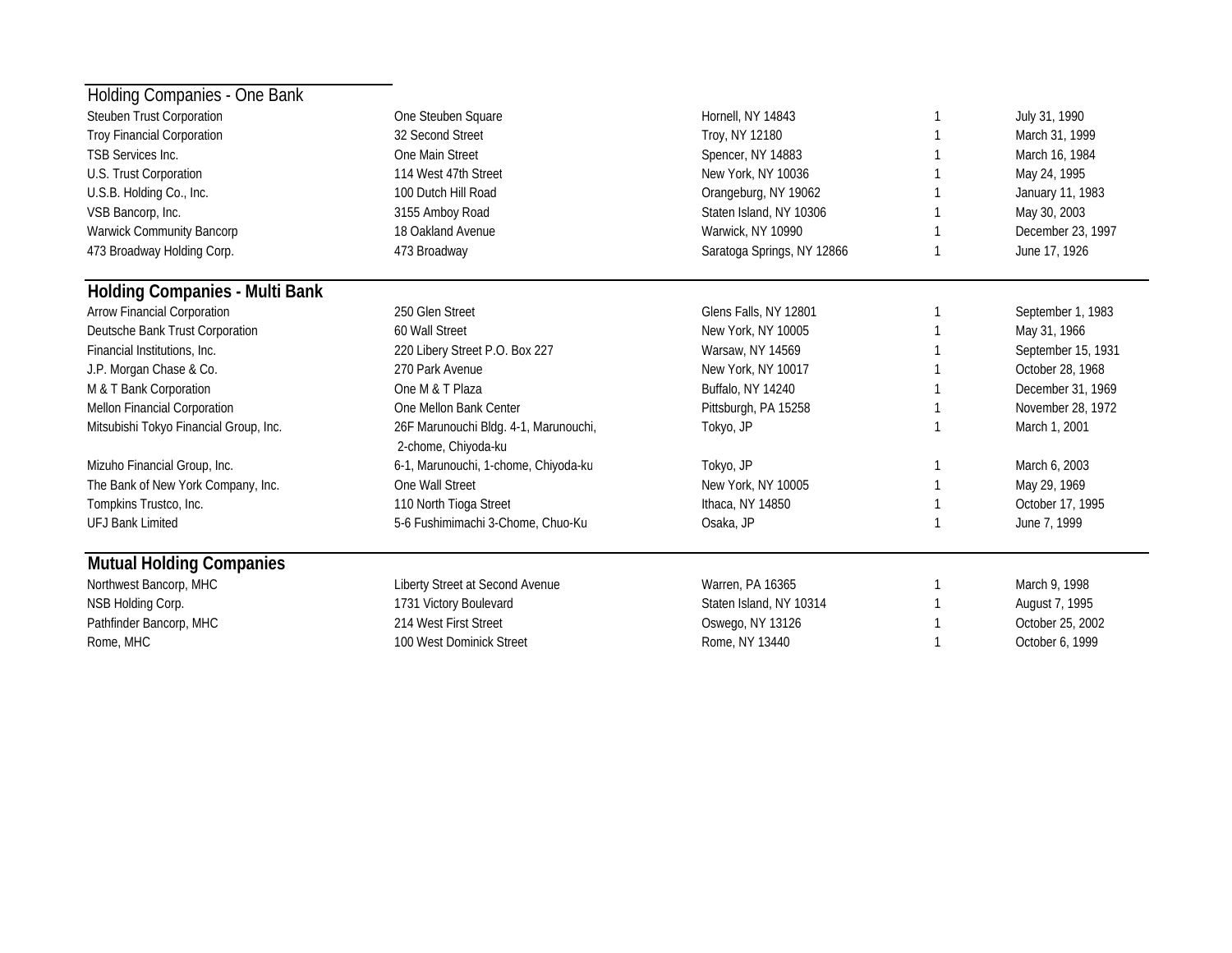## Holding Companies - One Bank

| | | | | |
|---|---|---|---|---|
| Steuben Trust Corporation | One Steuben Square | Hornell, NY 14843 | 1 | July 31, 1990 |
| Troy Financial Corporation | 32 Second Street | Troy, NY 12180 | 1 | March 31, 1999 |
| TSB Services Inc. | One Main Street | Spencer, NY 14883 | 1 | March 16, 1984 |
| U.S. Trust Corporation | 114 West 47th Street | New York, NY 10036 | 1 | May 24, 1995 |
| U.S.B. Holding Co., Inc. | 100 Dutch Hill Road | Orangeburg, NY 19062 | 1 | January 11, 1983 |
| VSB Bancorp, Inc. | 3155 Amboy Road | Staten Island, NY 10306 | 1 | May 30, 2003 |
| Warwick Community Bancorp | 18 Oakland Avenue | Warwick, NY 10990 | 1 | December 23, 1997 |
| 473 Broadway Holding Corp. | 473 Broadway | Saratoga Springs, NY 12866 | 1 | June 17, 1926 |

## Holding Companies - Multi Bank

| | | | | |
|---|---|---|---|---|
| Arrow Financial Corporation | 250 Glen Street | Glens Falls, NY 12801 | 1 | September 1, 1983 |
| Deutsche Bank Trust Corporation | 60 Wall Street | New York, NY 10005 | 1 | May 31, 1966 |
| Financial Institutions, Inc. | 220 Libery Street P.O. Box 227 | Warsaw, NY 14569 | 1 | September 15, 1931 |
| J.P. Morgan Chase & Co. | 270 Park Avenue | New York, NY 10017 | 1 | October 28, 1968 |
| M & T Bank Corporation | One M & T Plaza | Buffalo, NY 14240 | 1 | December 31, 1969 |
| Mellon Financial Corporation | One Mellon Bank Center | Pittsburgh, PA 15258 | 1 | November 28, 1972 |
| Mitsubishi Tokyo Financial Group, Inc. | 26F Marunouchi Bldg. 4-1, Marunouchi, 2-chome, Chiyoda-ku | Tokyo, JP | 1 | March 1, 2001 |
| Mizuho Financial Group, Inc. | 6-1, Marunouchi, 1-chome, Chiyoda-ku | Tokyo, JP | 1 | March 6, 2003 |
| The Bank of New York Company, Inc. | One Wall Street | New York, NY 10005 | 1 | May 29, 1969 |
| Tompkins Trustco, Inc. | 110 North Tioga Street | Ithaca, NY 14850 | 1 | October 17, 1995 |
| UFJ Bank Limited | 5-6 Fushimimachi 3-Chome, Chuo-Ku | Osaka, JP | 1 | June 7, 1999 |

## Mutual Holding Companies

| | | | | |
|---|---|---|---|---|
| Northwest Bancorp, MHC | Liberty Street at Second Avenue | Warren, PA 16365 | 1 | March 9, 1998 |
| NSB Holding Corp. | 1731 Victory Boulevard | Staten Island, NY 10314 | 1 | August 7, 1995 |
| Pathfinder Bancorp, MHC | 214 West First Street | Oswego, NY 13126 | 1 | October 25, 2002 |
| Rome, MHC | 100 West Dominick Street | Rome, NY 13440 | 1 | October 6, 1999 |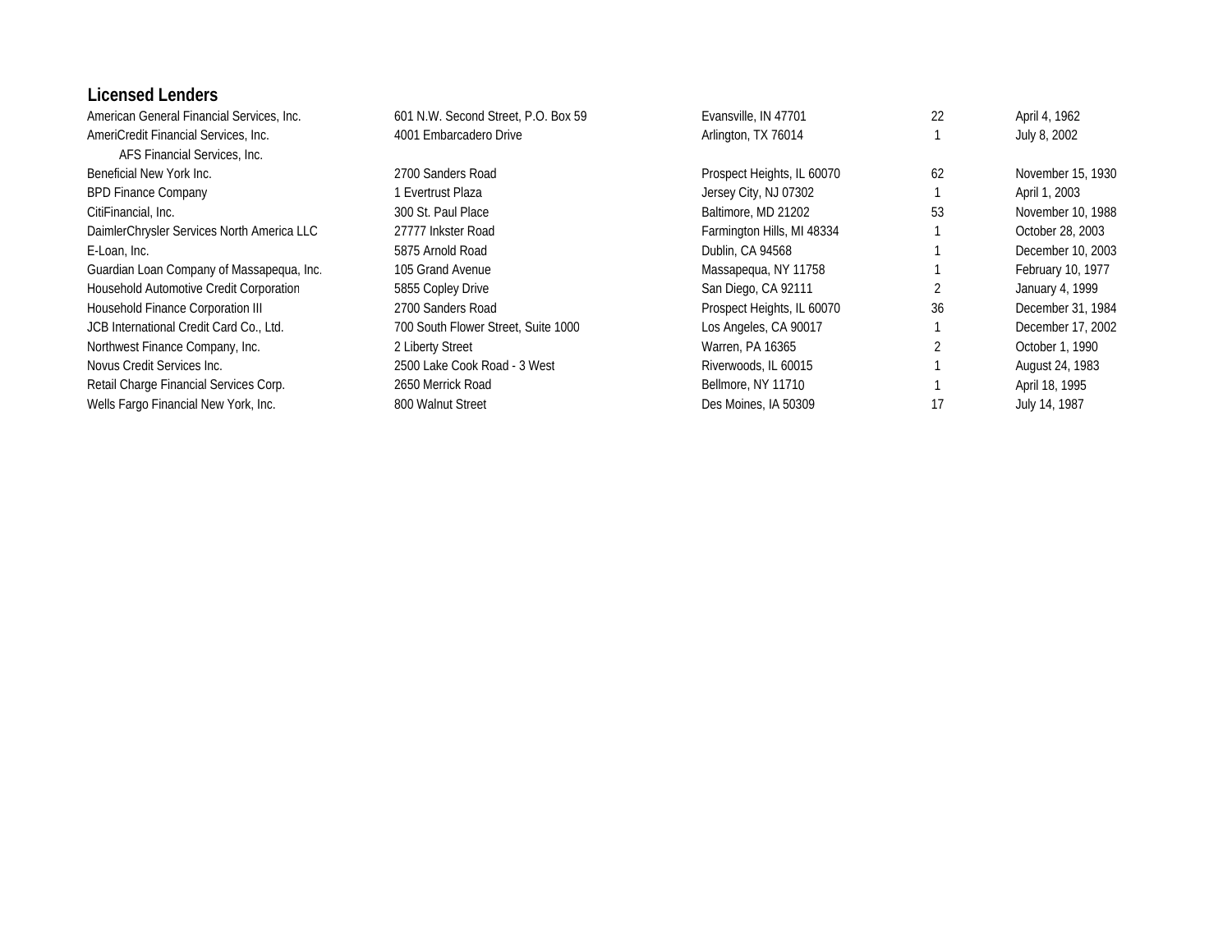## Licensed Lenders

| | | | | |
|---|---|---|---|---|
| American General Financial Services, Inc. | 601 N.W. Second Street, P.O. Box 59 | Evansville, IN 47701 | 22 | April 4, 1962 |
| AmeriCredit Financial Services, Inc. | 4001 Embarcadero Drive | Arlington, TX 76014 | 1 | July 8, 2002 |
| AFS Financial Services, Inc. | | | | |
| Beneficial New York Inc. | 2700 Sanders Road | Prospect Heights, IL 60070 | 62 | November 15, 1930 |
| BPD Finance Company | 1 Evertrust Plaza | Jersey City, NJ 07302 | 1 | April 1, 2003 |
| CitiFinancial, Inc. | 300 St. Paul Place | Baltimore, MD 21202 | 53 | November 10, 1988 |
| DaimlerChrysler Services North America LLC | 27777 Inkster Road | Farmington Hills, MI 48334 | 1 | October 28, 2003 |
| E-Loan, Inc. | 5875 Arnold Road | Dublin, CA 94568 | 1 | December 10, 2003 |
| Guardian Loan Company of Massapequa, Inc. | 105 Grand Avenue | Massapequa, NY 11758 | 1 | February 10, 1977 |
| Household Automotive Credit Corporation | 5855 Copley Drive | San Diego, CA 92111 | 2 | January 4, 1999 |
| Household Finance Corporation III | 2700 Sanders Road | Prospect Heights, IL 60070 | 36 | December 31, 1984 |
| JCB International Credit Card Co., Ltd. | 700 South Flower Street, Suite 1000 | Los Angeles, CA 90017 | 1 | December 17, 2002 |
| Northwest Finance Company, Inc. | 2 Liberty Street | Warren, PA 16365 | 2 | October 1, 1990 |
| Novus Credit Services Inc. | 2500 Lake Cook Road - 3 West | Riverwoods, IL 60015 | 1 | August 24, 1983 |
| Retail Charge Financial Services Corp. | 2650 Merrick Road | Bellmore, NY 11710 | 1 | April 18, 1995 |
| Wells Fargo Financial New York, Inc. | 800 Walnut Street | Des Moines, IA 50309 | 17 | July 14, 1987 |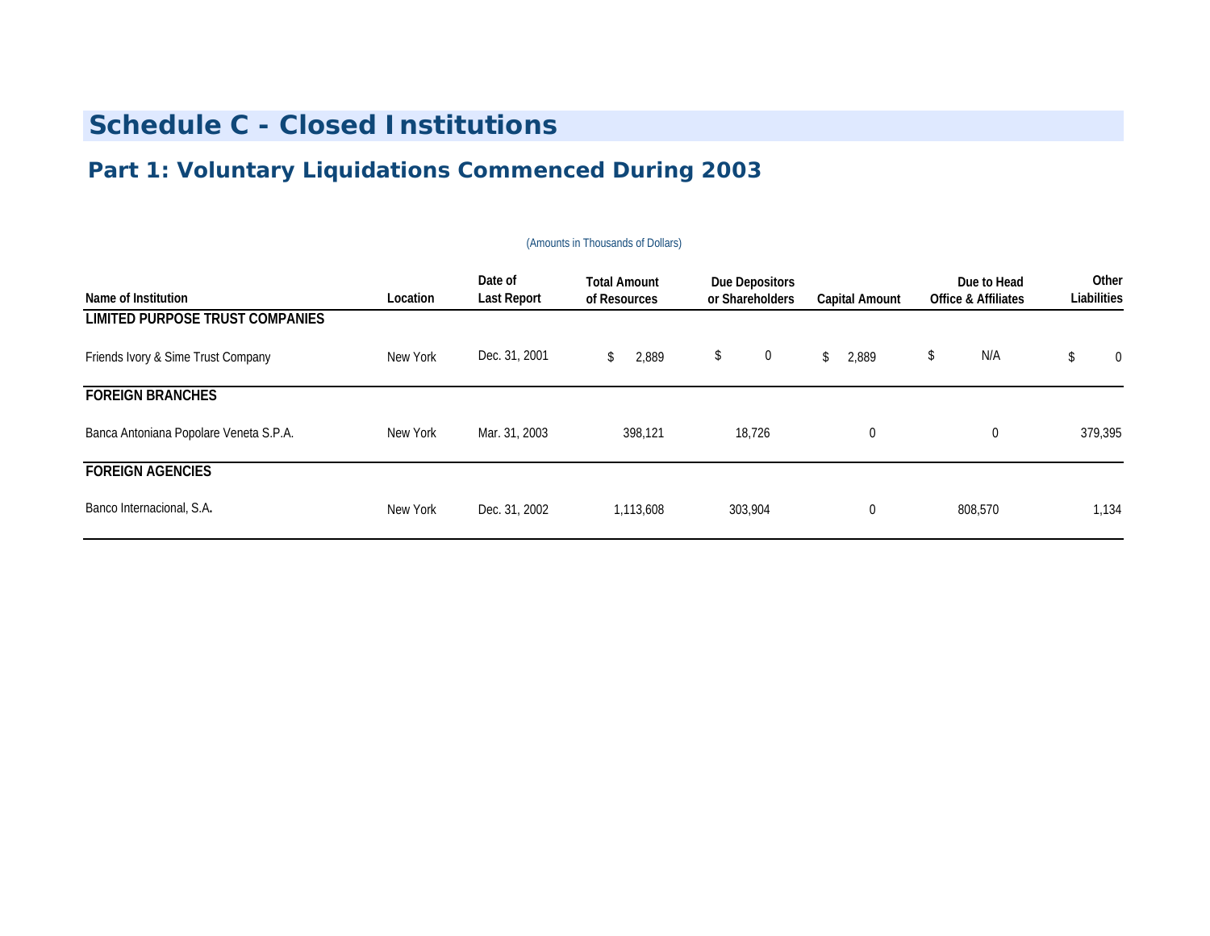# Schedule C - Closed Institutions

## Part 1: Voluntary Liquidations Commenced During 2003

(Amounts in Thousands of Dollars)

| Name of Institution | Location | Date of Last Report | Total Amount of Resources | Due Depositors or Shareholders | Capital Amount | Due to Head Office & Affiliates | Other Liabilities |
|---|---|---|---|---|---|---|---|
| **LIMITED PURPOSE TRUST COMPANIES** | | | | | | | |
| Friends Ivory & Sime Trust Company | New York | Dec. 31, 2001 | $ 2,889 | $ 0 | $ 2,889 | $ N/A | $ 0 |
| **FOREIGN BRANCHES** | | | | | | | |
| Banca Antoniana Popolare Veneta S.P.A. | New York | Mar. 31, 2003 | 398,121 | 18,726 | 0 | 0 | 379,395 |
| **FOREIGN AGENCIES** | | | | | | | |
| Banco Internacional, S.A. | New York | Dec. 31, 2002 | 1,113,608 | 303,904 | 0 | 808,570 | 1,134 |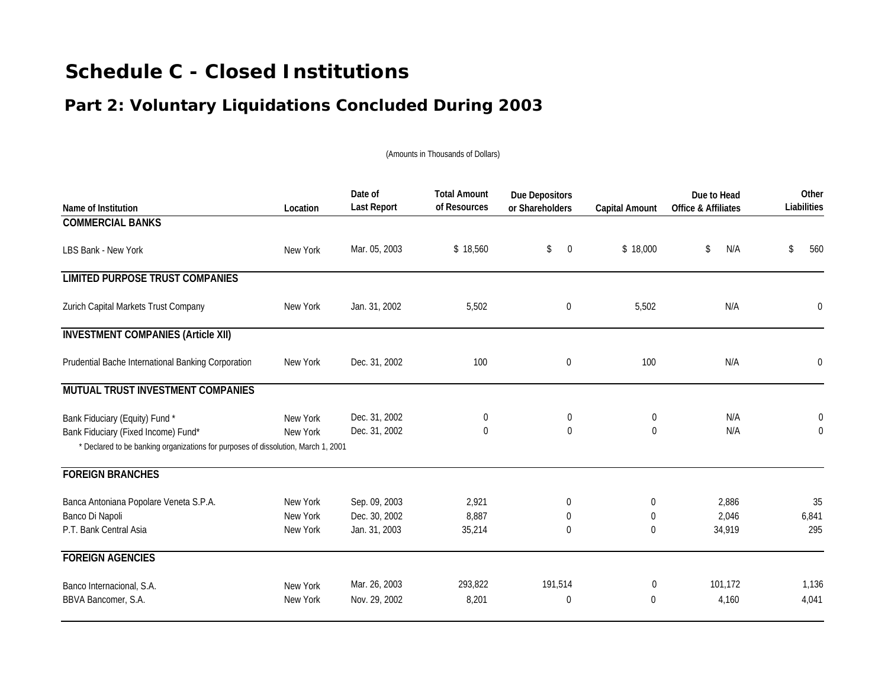# Schedule C - Closed Institutions

## Part 2: Voluntary Liquidations Concluded During 2003

(Amounts in Thousands of Dollars)

| Name of Institution | Location | Date of Last Report | Total Amount of Resources | Due Depositors or Shareholders | Capital Amount | Due to Head Office & Affiliates | Other Liabilities |
|---|---|---|---|---|---|---|---|
| **COMMERCIAL BANKS** | | | | | | | |
| LBS Bank - New York | New York | Mar. 05, 2003 | $ 18,560 | $ 0 | $ 18,000 | $ N/A | $ 560 |
| **LIMITED PURPOSE TRUST COMPANIES** | | | | | | | |
| Zurich Capital Markets Trust Company | New York | Jan. 31, 2002 | 5,502 | 0 | 5,502 | N/A | 0 |
| **INVESTMENT COMPANIES (Article XII)** | | | | | | | |
| Prudential Bache International Banking Corporation | New York | Dec. 31, 2002 | 100 | 0 | 100 | N/A | 0 |
| **MUTUAL TRUST INVESTMENT COMPANIES** | | | | | | | |
| Bank Fiduciary (Equity) Fund * | New York | Dec. 31, 2002 | 0 | 0 | 0 | N/A | 0 |
| Bank Fiduciary (Fixed Income) Fund* | New York | Dec. 31, 2002 | 0 | 0 | 0 | N/A | 0 |
| * Declared to be banking organizations for purposes of dissolution, March 1, 2001 | | | | | | | |
| **FOREIGN BRANCHES** | | | | | | | |
| Banca Antoniana Popolare Veneta S.P.A. | New York | Sep. 09, 2003 | 2,921 | 0 | 0 | 2,886 | 35 |
| Banco Di Napoli | New York | Dec. 30, 2002 | 8,887 | 0 | 0 | 2,046 | 6,841 |
| P.T. Bank Central Asia | New York | Jan. 31, 2003 | 35,214 | 0 | 0 | 34,919 | 295 |
| **FOREIGN AGENCIES** | | | | | | | |
| Banco Internacional, S.A. | New York | Mar. 26, 2003 | 293,822 | 191,514 | 0 | 101,172 | 1,136 |
| BBVA Bancomer, S.A. | New York | Nov. 29, 2002 | 8,201 | 0 | 0 | 4,160 | 4,041 |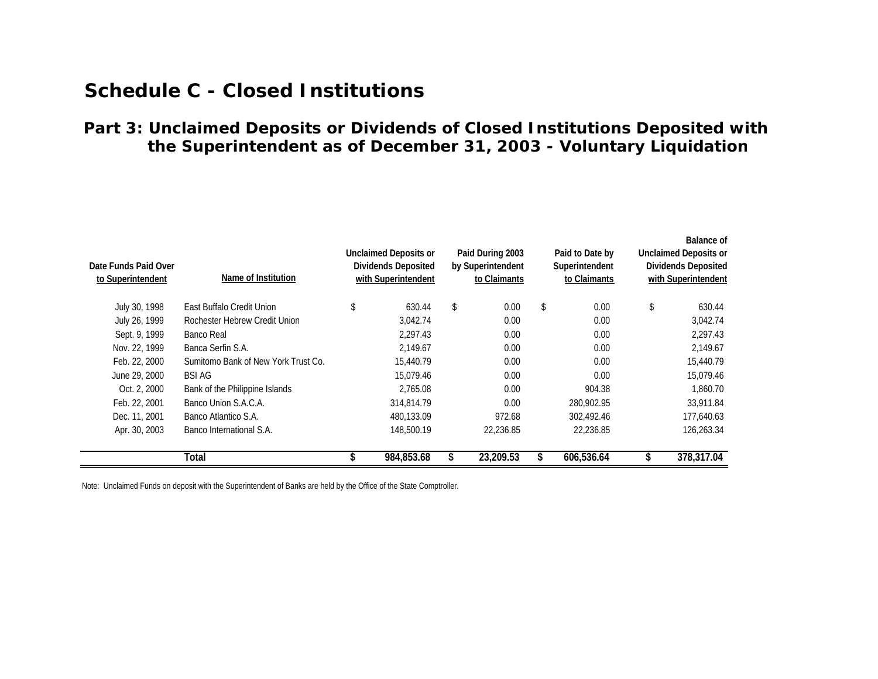# Schedule C - Closed Institutions

## Part 3: Unclaimed Deposits or Dividends of Closed Institutions Deposited with the Superintendent as of December 31, 2003 - Voluntary Liquidation

| Date Funds Paid Over to Superintendent | Name of Institution | Unclaimed Deposits or Dividends Deposited with Superintendent | Paid During 2003 by Superintendent to Claimants | Paid to Date by Superintendent to Claimants | Balance of Unclaimed Deposits or Dividends Deposited with Superintendent |
|---|---|---|---|---|---|
| July 30, 1998 | East Buffalo Credit Union | $ 630.44 | $ 0.00 | $ 0.00 | $ 630.44 |
| July 26, 1999 | Rochester Hebrew Credit Union | 3,042.74 | 0.00 | 0.00 | 3,042.74 |
| Sept. 9, 1999 | Banco Real | 2,297.43 | 0.00 | 0.00 | 2,297.43 |
| Nov. 22, 1999 | Banca Serfin S.A. | 2,149.67 | 0.00 | 0.00 | 2,149.67 |
| Feb. 22, 2000 | Sumitomo Bank of New York Trust Co. | 15,440.79 | 0.00 | 0.00 | 15,440.79 |
| June 29, 2000 | BSI AG | 15,079.46 | 0.00 | 0.00 | 15,079.46 |
| Oct. 2, 2000 | Bank of the Philippine Islands | 2,765.08 | 0.00 | 904.38 | 1,860.70 |
| Feb. 22, 2001 | Banco Union S.A.C.A. | 314,814.79 | 0.00 | 280,902.95 | 33,911.84 |
| Dec. 11, 2001 | Banco Atlantico S.A. | 480,133.09 | 972.68 | 302,492.46 | 177,640.63 |
| Apr. 30, 2003 | Banco International S.A. | 148,500.19 | 22,236.85 | 22,236.85 | 126,263.34 |
| | **Total** | **$ 984,853.68** | **$ 23,209.53** | **$ 606,536.64** | **$ 378,317.04** |

Note: Unclaimed Funds on deposit with the Superintendent of Banks are held by the Office of the State Comptroller.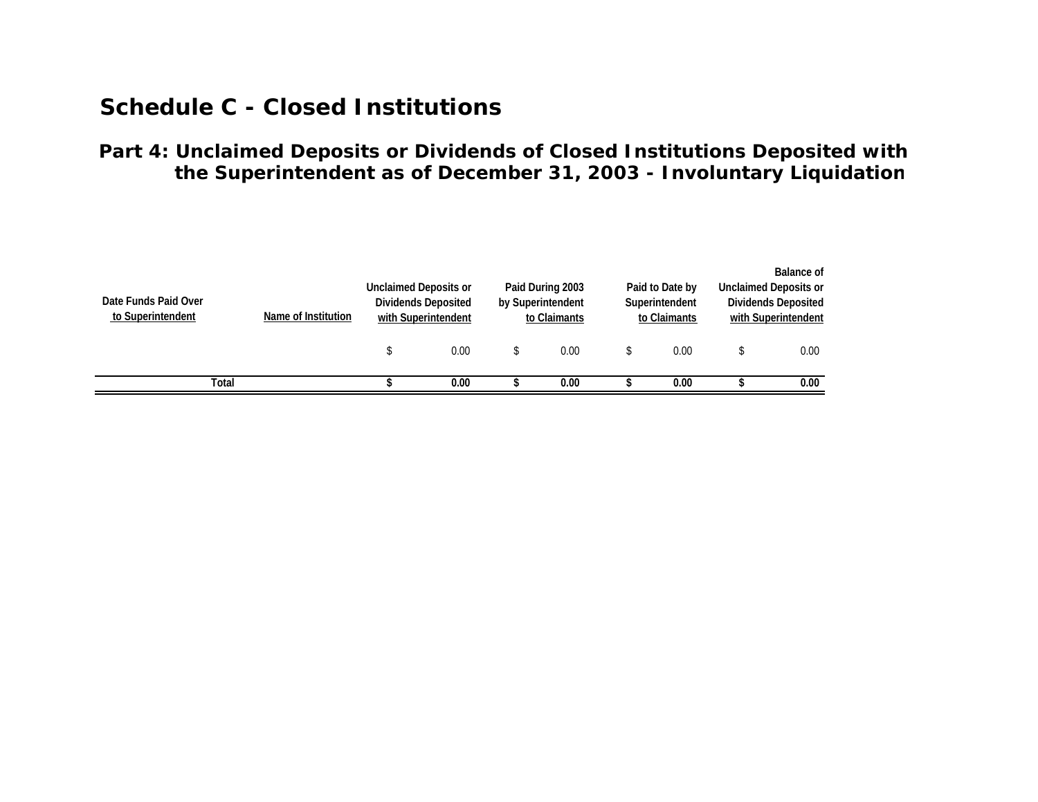# Schedule C - Closed Institutions

## Part 4: Unclaimed Deposits or Dividends of Closed Institutions Deposited with the Superintendent as of December 31, 2003 - Involuntary Liquidation

| Date Funds Paid Over to Superintendent | Name of Institution | Unclaimed Deposits or Dividends Deposited with Superintendent | Paid During 2003 by Superintendent to Claimants | Paid to Date by Superintendent to Claimants | Balance of Unclaimed Deposits or Dividends Deposited with Superintendent |
|---|---|---|---|---|---|
| | | $ 0.00 | $ 0.00 | $ 0.00 | $ 0.00 |
| **Total** | | **$ 0.00** | **$ 0.00** | **$ 0.00** | **$ 0.00** |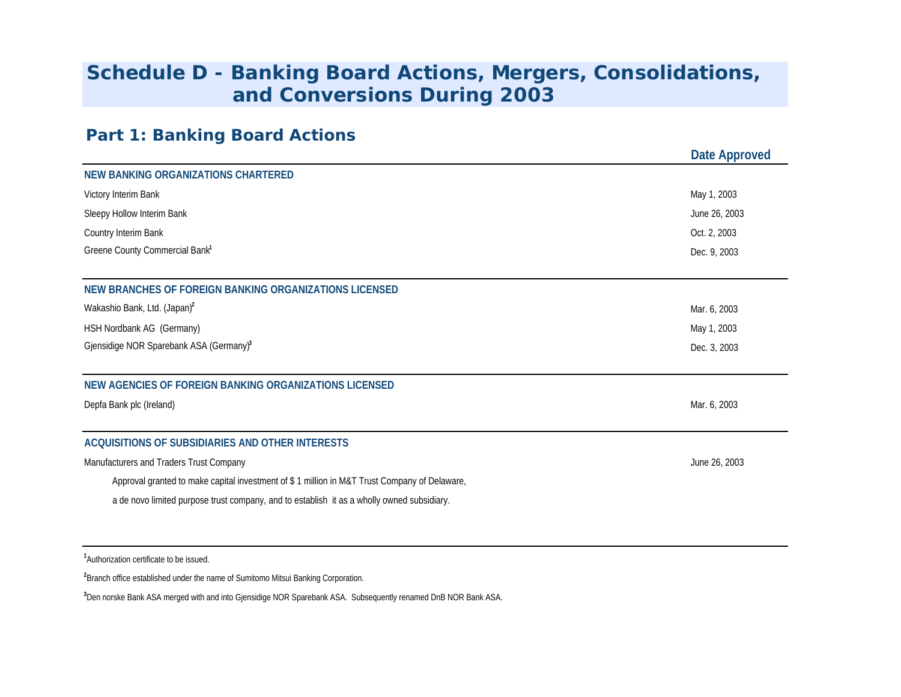# Schedule D - Banking Board Actions, Mergers, Consolidations, and Conversions During 2003

## Part 1: Banking Board Actions

| | Date Approved |
|---|---|
| **NEW BANKING ORGANIZATIONS CHARTERED** | |
| Victory Interim Bank | May 1, 2003 |
| Sleepy Hollow Interim Bank | June 26, 2003 |
| Country Interim Bank | Oct. 2, 2003 |
| Greene County Commercial Bank[1] | Dec. 9, 2003 |
| **NEW BRANCHES OF FOREIGN BANKING ORGANIZATIONS LICENSED** | |
| Wakashio Bank, Ltd. (Japan)[2] | Mar. 6, 2003 |
| HSH Nordbank AG (Germany) | May 1, 2003 |
| Gjensidige NOR Sparebank ASA (Germany)[3] | Dec. 3, 2003 |
| **NEW AGENCIES OF FOREIGN BANKING ORGANIZATIONS LICENSED** | |
| Depfa Bank plc (Ireland) | Mar. 6, 2003 |
| **ACQUISITIONS OF SUBSIDIARIES AND OTHER INTERESTS** | |
| Manufacturers and Traders Trust Company | June 26, 2003 |
| Approval granted to make capital investment of $ 1 million in M&T Trust Company of Delaware, a de novo limited purpose trust company, and to establish it as a wholly owned subsidiary. | |

[1] Authorization certificate to be issued.

[2] Branch office established under the name of Sumitomo Mitsui Banking Corporation.

[3] Den norske Bank ASA merged with and into Gjensidige NOR Sparebank ASA. Subsequently renamed DnB NOR Bank ASA.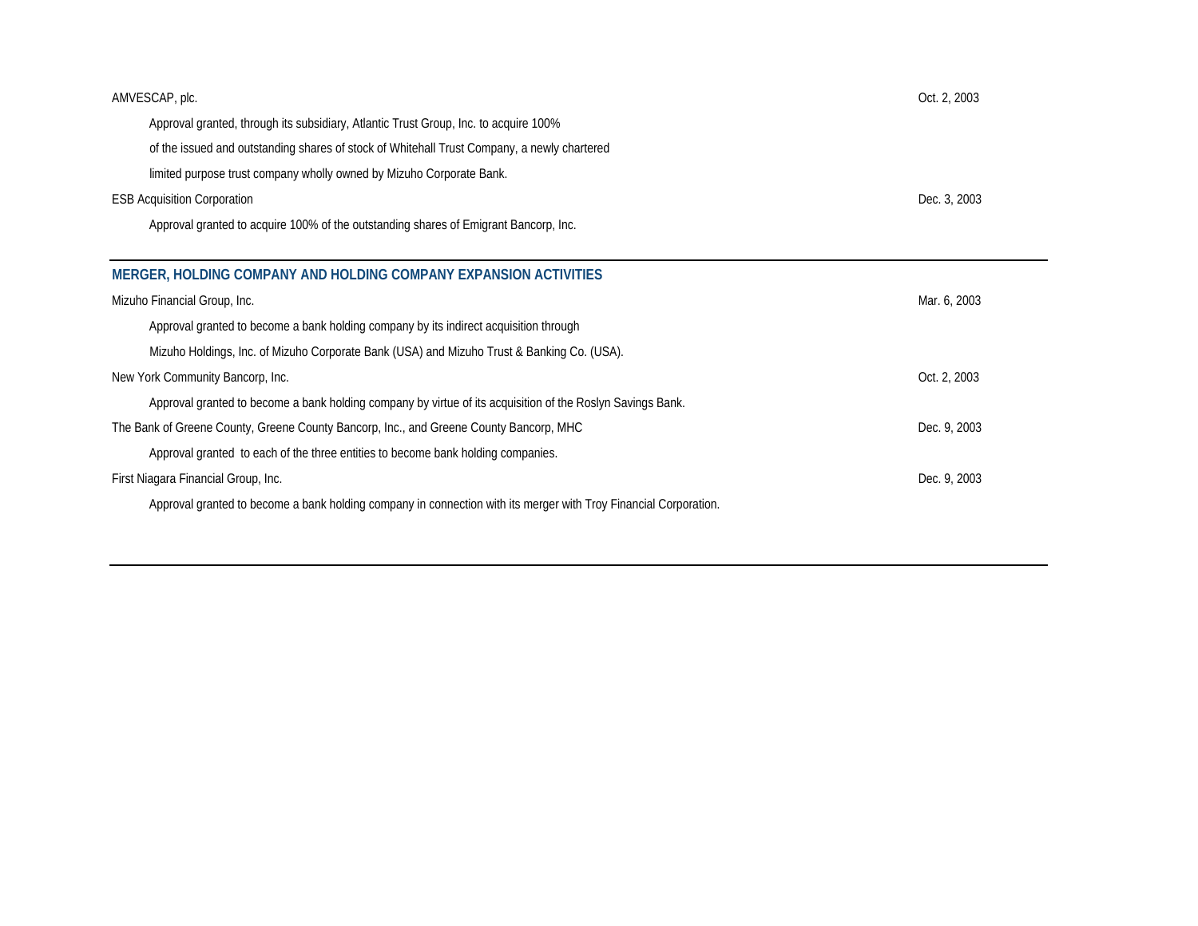AMVESCAP, plc. — Oct. 2, 2003

Approval granted, through its subsidiary, Atlantic Trust Group, Inc. to acquire 100% of the issued and outstanding shares of stock of Whitehall Trust Company, a newly chartered limited purpose trust company wholly owned by Mizuho Corporate Bank.

ESB Acquisition Corporation — Dec. 3, 2003

Approval granted to acquire 100% of the outstanding shares of Emigrant Bancorp, Inc.

## MERGER, HOLDING COMPANY AND HOLDING COMPANY EXPANSION ACTIVITIES

Mizuho Financial Group, Inc. — Mar. 6, 2003

Approval granted to become a bank holding company by its indirect acquisition through Mizuho Holdings, Inc. of Mizuho Corporate Bank (USA) and Mizuho Trust & Banking Co. (USA).

New York Community Bancorp, Inc. — Oct. 2, 2003

Approval granted to become a bank holding company by virtue of its acquisition of the Roslyn Savings Bank.

The Bank of Greene County, Greene County Bancorp, Inc., and Greene County Bancorp, MHC — Dec. 9, 2003

Approval granted to each of the three entities to become bank holding companies.

First Niagara Financial Group, Inc. — Dec. 9, 2003

Approval granted to become a bank holding company in connection with its merger with Troy Financial Corporation.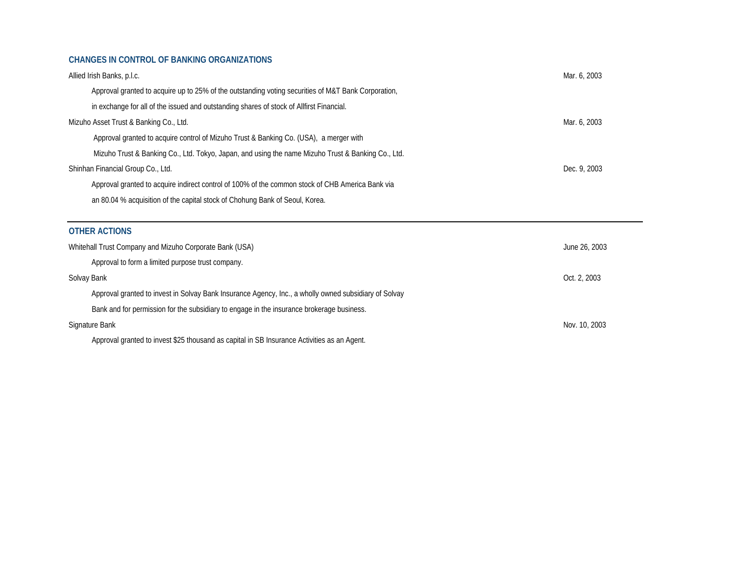## CHANGES IN CONTROL OF BANKING ORGANIZATIONS

Allied Irish Banks, p.l.c. — Mar. 6, 2003

Approval granted to acquire up to 25% of the outstanding voting securities of M&T Bank Corporation, in exchange for all of the issued and outstanding shares of stock of Allfirst Financial.

Mizuho Asset Trust & Banking Co., Ltd. — Mar. 6, 2003

Approval granted to acquire control of Mizuho Trust & Banking Co. (USA), a merger with Mizuho Trust & Banking Co., Ltd. Tokyo, Japan, and using the name Mizuho Trust & Banking Co., Ltd.

Shinhan Financial Group Co., Ltd. — Dec. 9, 2003

Approval granted to acquire indirect control of 100% of the common stock of CHB America Bank via an 80.04 % acquisition of the capital stock of Chohung Bank of Seoul, Korea.

---

## OTHER ACTIONS

Whitehall Trust Company and Mizuho Corporate Bank (USA) — June 26, 2003

Approval to form a limited purpose trust company.

Solvay Bank — Oct. 2, 2003

Approval granted to invest in Solvay Bank Insurance Agency, Inc., a wholly owned subsidiary of Solvay Bank and for permission for the subsidiary to engage in the insurance brokerage business.

Signature Bank — Nov. 10, 2003

Approval granted to invest $25 thousand as capital in SB Insurance Activities as an Agent.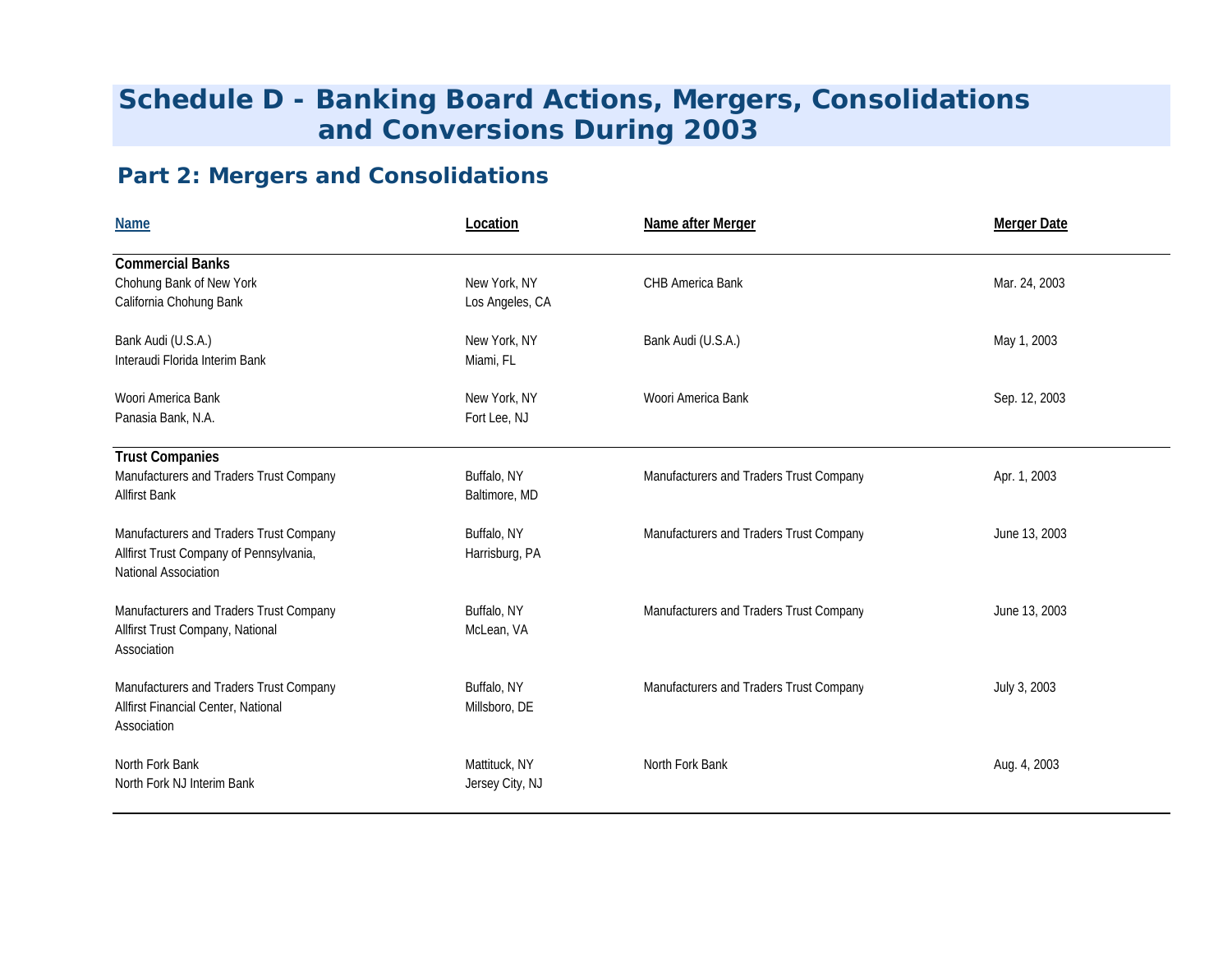# Schedule D - Banking Board Actions, Mergers, Consolidations and Conversions During 2003

## Part 2: Mergers and Consolidations

| Name | Location | Name after Merger | Merger Date |
|---|---|---|---|
| **Commercial Banks** | | | |
| Chohung Bank of New York | New York, NY | CHB America Bank | Mar. 24, 2003 |
| California Chohung Bank | Los Angeles, CA | | |
| Bank Audi (U.S.A.) | New York, NY | Bank Audi (U.S.A.) | May 1, 2003 |
| Interaudi Florida Interim Bank | Miami, FL | | |
| Woori America Bank | New York, NY | Woori America Bank | Sep. 12, 2003 |
| Panasia Bank, N.A. | Fort Lee, NJ | | |
| **Trust Companies** | | | |
| Manufacturers and Traders Trust Company | Buffalo, NY | Manufacturers and Traders Trust Company | Apr. 1, 2003 |
| Allfirst Bank | Baltimore, MD | | |
| Manufacturers and Traders Trust Company | Buffalo, NY | Manufacturers and Traders Trust Company | June 13, 2003 |
| Allfirst Trust Company of Pennsylvania, National Association | Harrisburg, PA | | |
| Manufacturers and Traders Trust Company | Buffalo, NY | Manufacturers and Traders Trust Company | June 13, 2003 |
| Allfirst Trust Company, National Association | McLean, VA | | |
| Manufacturers and Traders Trust Company | Buffalo, NY | Manufacturers and Traders Trust Company | July 3, 2003 |
| Allfirst Financial Center, National Association | Millsboro, DE | | |
| North Fork Bank | Mattituck, NY | North Fork Bank | Aug. 4, 2003 |
| North Fork NJ Interim Bank | Jersey City, NJ | | |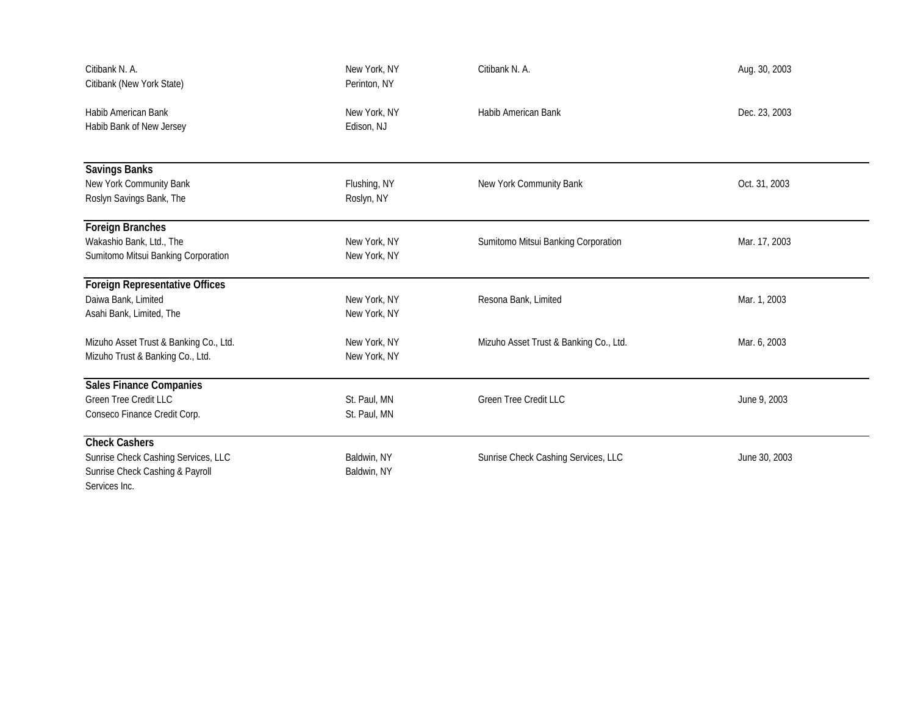| | | | |
|---|---|---|---|
| Citibank N. A. | New York, NY | Citibank N. A. | Aug. 30, 2003 |
| Citibank (New York State) | Perinton, NY | | |
| Habib American Bank | New York, NY | Habib American Bank | Dec. 23, 2003 |
| Habib Bank of New Jersey | Edison, NJ | | |
| **Savings Banks** | | | |
| New York Community Bank | Flushing, NY | New York Community Bank | Oct. 31, 2003 |
| Roslyn Savings Bank, The | Roslyn, NY | | |
| **Foreign Branches** | | | |
| Wakashio Bank, Ltd., The | New York, NY | Sumitomo Mitsui Banking Corporation | Mar. 17, 2003 |
| Sumitomo Mitsui Banking Corporation | New York, NY | | |
| **Foreign Representative Offices** | | | |
| Daiwa Bank, Limited | New York, NY | Resona Bank, Limited | Mar. 1, 2003 |
| Asahi Bank, Limited, The | New York, NY | | |
| Mizuho Asset Trust & Banking Co., Ltd. | New York, NY | Mizuho Asset Trust & Banking Co., Ltd. | Mar. 6, 2003 |
| Mizuho Trust & Banking Co., Ltd. | New York, NY | | |
| **Sales Finance Companies** | | | |
| Green Tree Credit LLC | St. Paul, MN | Green Tree Credit LLC | June 9, 2003 |
| Conseco Finance Credit Corp. | St. Paul, MN | | |
| **Check Cashers** | | | |
| Sunrise Check Cashing Services, LLC | Baldwin, NY | Sunrise Check Cashing Services, LLC | June 30, 2003 |
| Sunrise Check Cashing & Payroll Services Inc. | Baldwin, NY | | |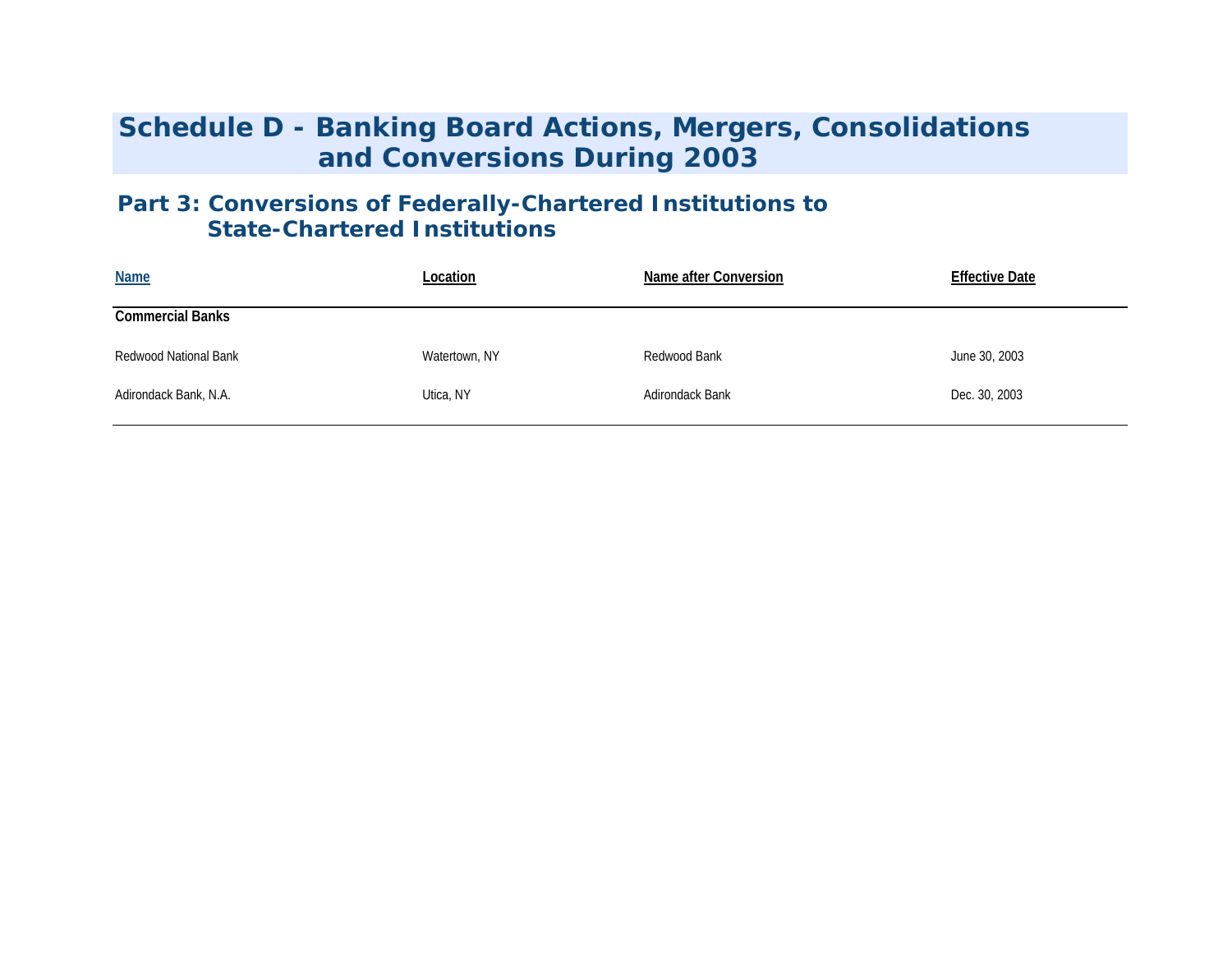# Schedule D - Banking Board Actions, Mergers, Consolidations and Conversions During 2003

## Part 3: Conversions of Federally-Chartered Institutions to State-Chartered Institutions

| Name | Location | Name after Conversion | Effective Date |
|---|---|---|---|
| **Commercial Banks** | | | |
| Redwood National Bank | Watertown, NY | Redwood Bank | June 30, 2003 |
| Adirondack Bank, N.A. | Utica, NY | Adirondack Bank | Dec. 30, 2003 |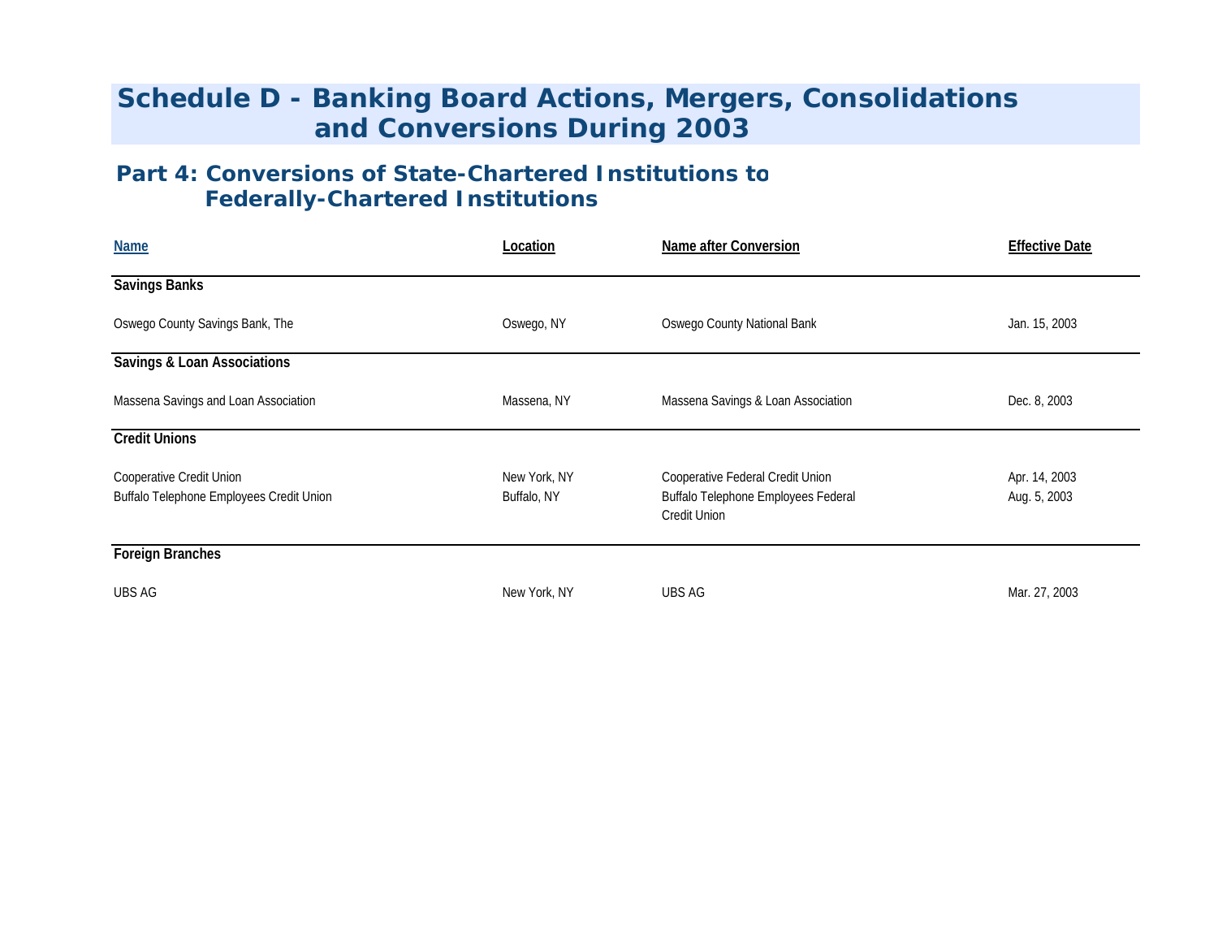# Schedule D - Banking Board Actions, Mergers, Consolidations and Conversions During 2003

## Part 4: Conversions of State-Chartered Institutions to Federally-Chartered Institutions

| Name | Location | Name after Conversion | Effective Date |
|---|---|---|---|
| **Savings Banks** | | | |
| Oswego County Savings Bank, The | Oswego, NY | Oswego County National Bank | Jan. 15, 2003 |
| **Savings & Loan Associations** | | | |
| Massena Savings and Loan Association | Massena, NY | Massena Savings & Loan Association | Dec. 8, 2003 |
| **Credit Unions** | | | |
| Cooperative Credit Union | New York, NY | Cooperative Federal Credit Union | Apr. 14, 2003 |
| Buffalo Telephone Employees Credit Union | Buffalo, NY | Buffalo Telephone Employees Federal Credit Union | Aug. 5, 2003 |
| **Foreign Branches** | | | |
| UBS AG | New York, NY | UBS AG | Mar. 27, 2003 |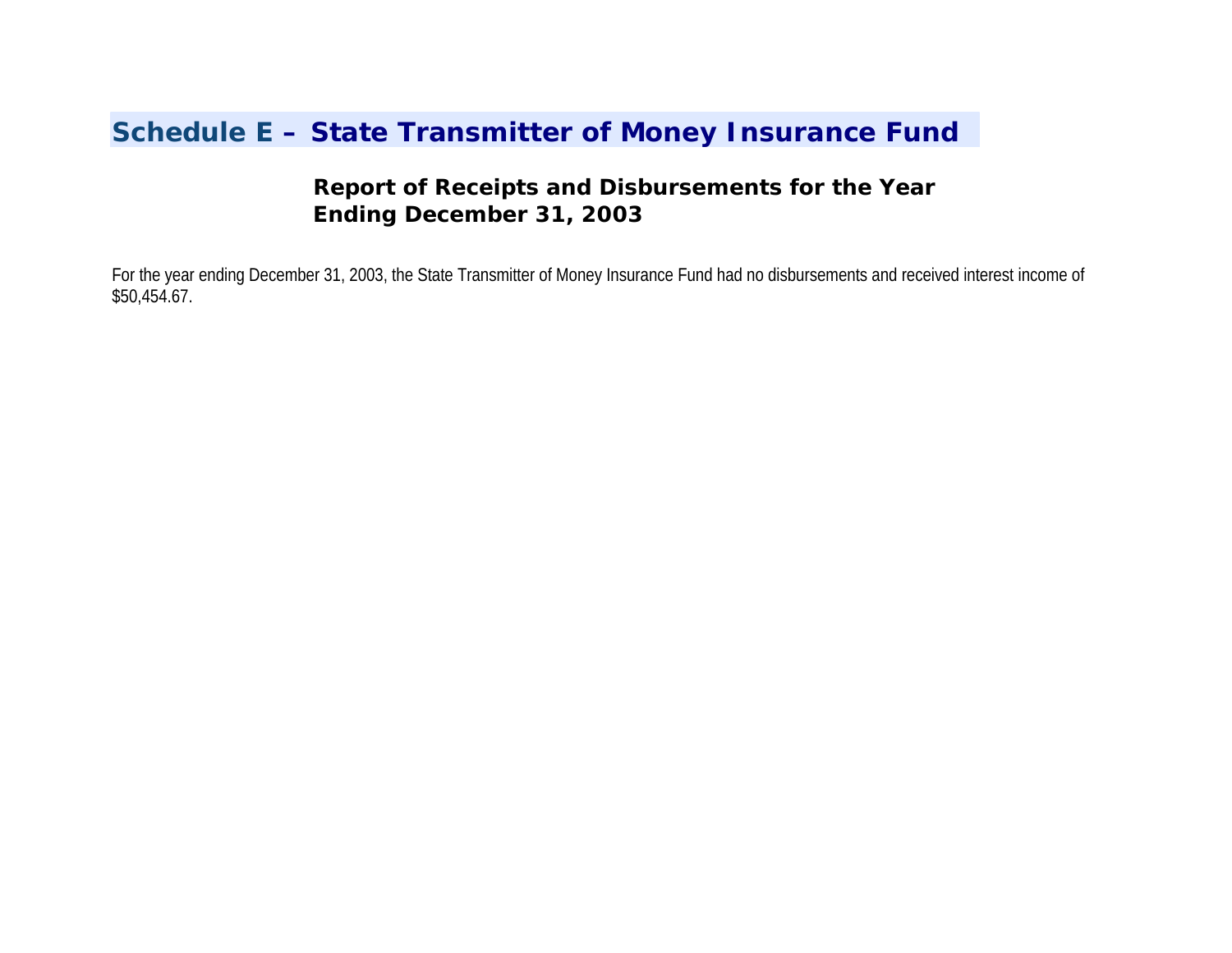# Schedule E – State Transmitter of Money Insurance Fund

## Report of Receipts and Disbursements for the Year Ending December 31, 2003

For the year ending December 31, 2003, the State Transmitter of Money Insurance Fund had no disbursements and received interest income of $50,454.67.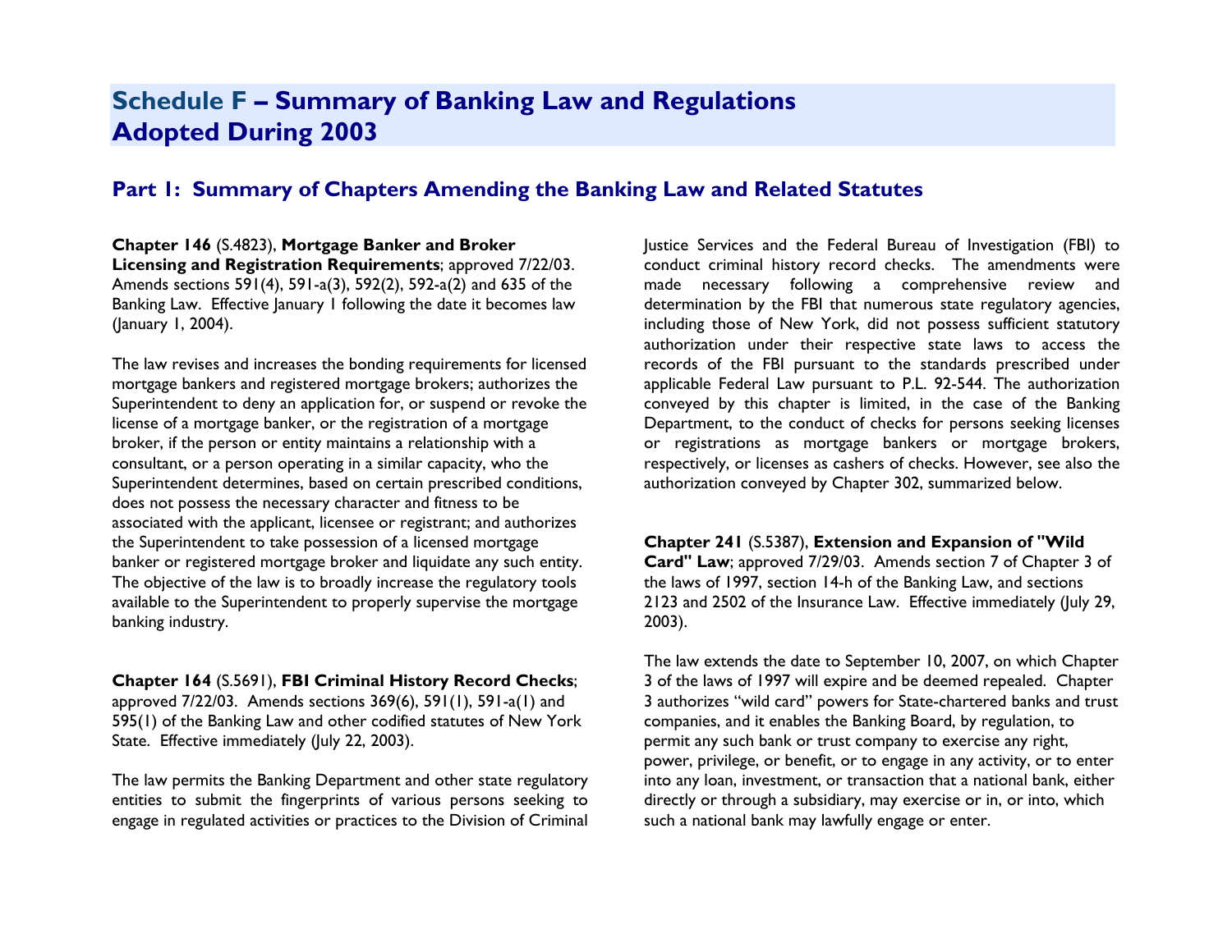# Schedule F – Summary of Banking Law and Regulations Adopted During 2003

## Part 1: Summary of Chapters Amending the Banking Law and Related Statutes

**Chapter 146** (S.4823), **Mortgage Banker and Broker Licensing and Registration Requirements**; approved 7/22/03. Amends sections 591(4), 591-a(3), 592(2), 592-a(2) and 635 of the Banking Law. Effective January 1 following the date it becomes law (January 1, 2004).

The law revises and increases the bonding requirements for licensed mortgage bankers and registered mortgage brokers; authorizes the Superintendent to deny an application for, or suspend or revoke the license of a mortgage banker, or the registration of a mortgage broker, if the person or entity maintains a relationship with a consultant, or a person operating in a similar capacity, who the Superintendent determines, based on certain prescribed conditions, does not possess the necessary character and fitness to be associated with the applicant, licensee or registrant; and authorizes the Superintendent to take possession of a licensed mortgage banker or registered mortgage broker and liquidate any such entity. The objective of the law is to broadly increase the regulatory tools available to the Superintendent to properly supervise the mortgage banking industry.

**Chapter 164** (S.5691), **FBI Criminal History Record Checks**; approved 7/22/03. Amends sections 369(6), 591(1), 591-a(1) and 595(1) of the Banking Law and other codified statutes of New York State. Effective immediately (July 22, 2003).

The law permits the Banking Department and other state regulatory entities to submit the fingerprints of various persons seeking to engage in regulated activities or practices to the Division of Criminal Justice Services and the Federal Bureau of Investigation (FBI) to conduct criminal history record checks. The amendments were made necessary following a comprehensive review and determination by the FBI that numerous state regulatory agencies, including those of New York, did not possess sufficient statutory authorization under their respective state laws to access the records of the FBI pursuant to the standards prescribed under applicable Federal Law pursuant to P.L. 92-544. The authorization conveyed by this chapter is limited, in the case of the Banking Department, to the conduct of checks for persons seeking licenses or registrations as mortgage bankers or mortgage brokers, respectively, or licenses as cashers of checks. However, see also the authorization conveyed by Chapter 302, summarized below.

**Chapter 241** (S.5387), **Extension and Expansion of "Wild Card" Law**; approved 7/29/03. Amends section 7 of Chapter 3 of the laws of 1997, section 14-h of the Banking Law, and sections 2123 and 2502 of the Insurance Law. Effective immediately (July 29, 2003).

The law extends the date to September 10, 2007, on which Chapter 3 of the laws of 1997 will expire and be deemed repealed. Chapter 3 authorizes "wild card" powers for State-chartered banks and trust companies, and it enables the Banking Board, by regulation, to permit any such bank or trust company to exercise any right, power, privilege, or benefit, or to engage in any activity, or to enter into any loan, investment, or transaction that a national bank, either directly or through a subsidiary, may exercise or in, or into, which such a national bank may lawfully engage or enter.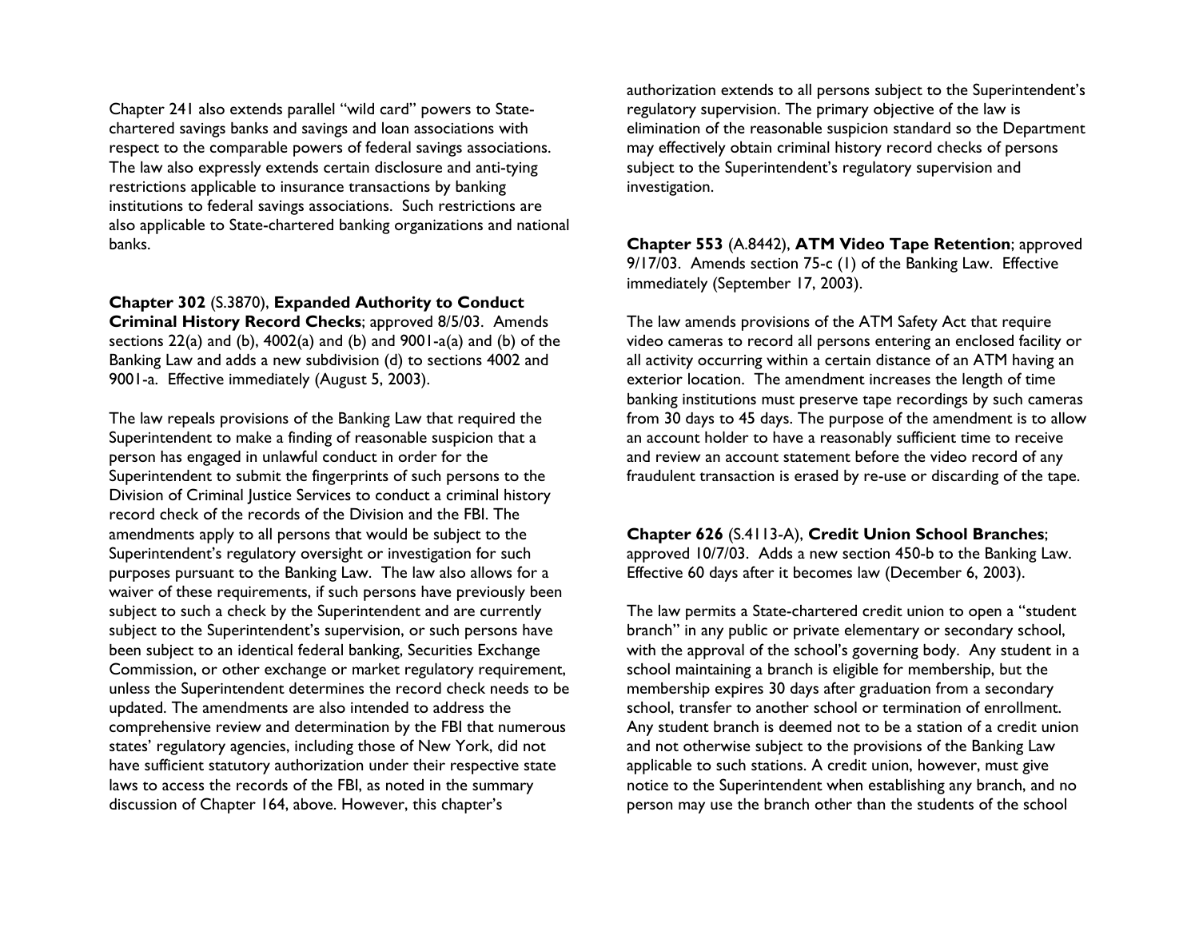Chapter 241 also extends parallel "wild card" powers to State-chartered savings banks and savings and loan associations with respect to the comparable powers of federal savings associations. The law also expressly extends certain disclosure and anti-tying restrictions applicable to insurance transactions by banking institutions to federal savings associations. Such restrictions are also applicable to State-chartered banking organizations and national banks.

**Chapter 302** (S.3870), **Expanded Authority to Conduct Criminal History Record Checks**; approved 8/5/03. Amends sections 22(a) and (b), 4002(a) and (b) and 9001-a(a) and (b) of the Banking Law and adds a new subdivision (d) to sections 4002 and 9001-a. Effective immediately (August 5, 2003).

The law repeals provisions of the Banking Law that required the Superintendent to make a finding of reasonable suspicion that a person has engaged in unlawful conduct in order for the Superintendent to submit the fingerprints of such persons to the Division of Criminal Justice Services to conduct a criminal history record check of the records of the Division and the FBI. The amendments apply to all persons that would be subject to the Superintendent's regulatory oversight or investigation for such purposes pursuant to the Banking Law. The law also allows for a waiver of these requirements, if such persons have previously been subject to such a check by the Superintendent and are currently subject to the Superintendent's supervision, or such persons have been subject to an identical federal banking, Securities Exchange Commission, or other exchange or market regulatory requirement, unless the Superintendent determines the record check needs to be updated. The amendments are also intended to address the comprehensive review and determination by the FBI that numerous states' regulatory agencies, including those of New York, did not have sufficient statutory authorization under their respective state laws to access the records of the FBI, as noted in the summary discussion of Chapter 164, above. However, this chapter's authorization extends to all persons subject to the Superintendent's regulatory supervision. The primary objective of the law is elimination of the reasonable suspicion standard so the Department may effectively obtain criminal history record checks of persons subject to the Superintendent's regulatory supervision and investigation.

**Chapter 553** (A.8442), **ATM Video Tape Retention**; approved 9/17/03. Amends section 75-c (1) of the Banking Law. Effective immediately (September 17, 2003).

The law amends provisions of the ATM Safety Act that require video cameras to record all persons entering an enclosed facility or all activity occurring within a certain distance of an ATM having an exterior location. The amendment increases the length of time banking institutions must preserve tape recordings by such cameras from 30 days to 45 days. The purpose of the amendment is to allow an account holder to have a reasonably sufficient time to receive and review an account statement before the video record of any fraudulent transaction is erased by re-use or discarding of the tape.

**Chapter 626** (S.4113-A), **Credit Union School Branches**; approved 10/7/03. Adds a new section 450-b to the Banking Law. Effective 60 days after it becomes law (December 6, 2003).

The law permits a State-chartered credit union to open a "student branch" in any public or private elementary or secondary school, with the approval of the school's governing body. Any student in a school maintaining a branch is eligible for membership, but the membership expires 30 days after graduation from a secondary school, transfer to another school or termination of enrollment. Any student branch is deemed not to be a station of a credit union and not otherwise subject to the provisions of the Banking Law applicable to such stations. A credit union, however, must give notice to the Superintendent when establishing any branch, and no person may use the branch other than the students of the school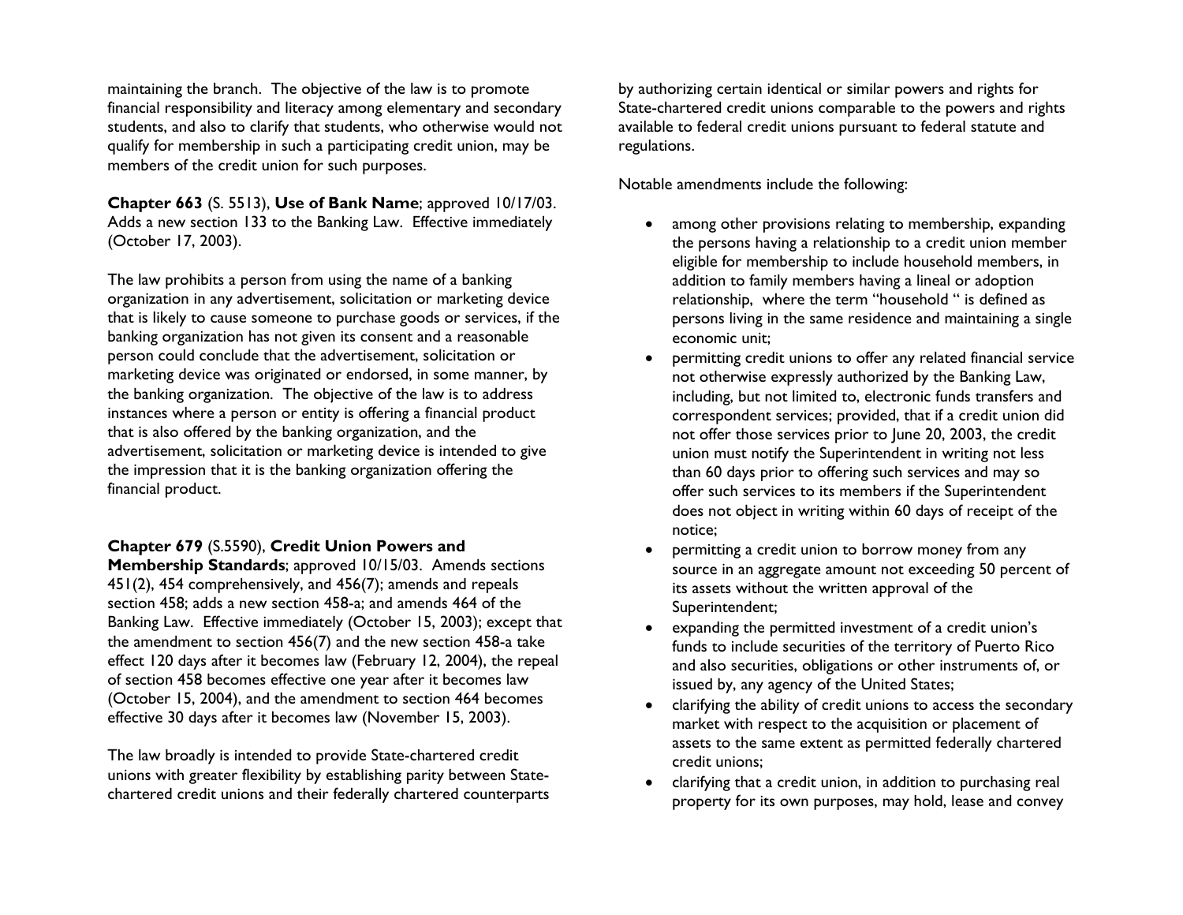maintaining the branch. The objective of the law is to promote financial responsibility and literacy among elementary and secondary students, and also to clarify that students, who otherwise would not qualify for membership in such a participating credit union, may be members of the credit union for such purposes.

**Chapter 663** (S. 5513), **Use of Bank Name**; approved 10/17/03. Adds a new section 133 to the Banking Law. Effective immediately (October 17, 2003).

The law prohibits a person from using the name of a banking organization in any advertisement, solicitation or marketing device that is likely to cause someone to purchase goods or services, if the banking organization has not given its consent and a reasonable person could conclude that the advertisement, solicitation or marketing device was originated or endorsed, in some manner, by the banking organization. The objective of the law is to address instances where a person or entity is offering a financial product that is also offered by the banking organization, and the advertisement, solicitation or marketing device is intended to give the impression that it is the banking organization offering the financial product.

**Chapter 679** (S.5590), **Credit Union Powers and Membership Standards**; approved 10/15/03. Amends sections 451(2), 454 comprehensively, and 456(7); amends and repeals section 458; adds a new section 458-a; and amends 464 of the Banking Law. Effective immediately (October 15, 2003); except that the amendment to section 456(7) and the new section 458-a take effect 120 days after it becomes law (February 12, 2004), the repeal of section 458 becomes effective one year after it becomes law (October 15, 2004), and the amendment to section 464 becomes effective 30 days after it becomes law (November 15, 2003).

The law broadly is intended to provide State-chartered credit unions with greater flexibility by establishing parity between State-chartered credit unions and their federally chartered counterparts by authorizing certain identical or similar powers and rights for State-chartered credit unions comparable to the powers and rights available to federal credit unions pursuant to federal statute and regulations.

Notable amendments include the following:

- among other provisions relating to membership, expanding the persons having a relationship to a credit union member eligible for membership to include household members, in addition to family members having a lineal or adoption relationship, where the term "household " is defined as persons living in the same residence and maintaining a single economic unit;
- permitting credit unions to offer any related financial service not otherwise expressly authorized by the Banking Law, including, but not limited to, electronic funds transfers and correspondent services; provided, that if a credit union did not offer those services prior to June 20, 2003, the credit union must notify the Superintendent in writing not less than 60 days prior to offering such services and may so offer such services to its members if the Superintendent does not object in writing within 60 days of receipt of the notice;
- permitting a credit union to borrow money from any source in an aggregate amount not exceeding 50 percent of its assets without the written approval of the Superintendent;
- expanding the permitted investment of a credit union's funds to include securities of the territory of Puerto Rico and also securities, obligations or other instruments of, or issued by, any agency of the United States;
- clarifying the ability of credit unions to access the secondary market with respect to the acquisition or placement of assets to the same extent as permitted federally chartered credit unions;
- clarifying that a credit union, in addition to purchasing real property for its own purposes, may hold, lease and convey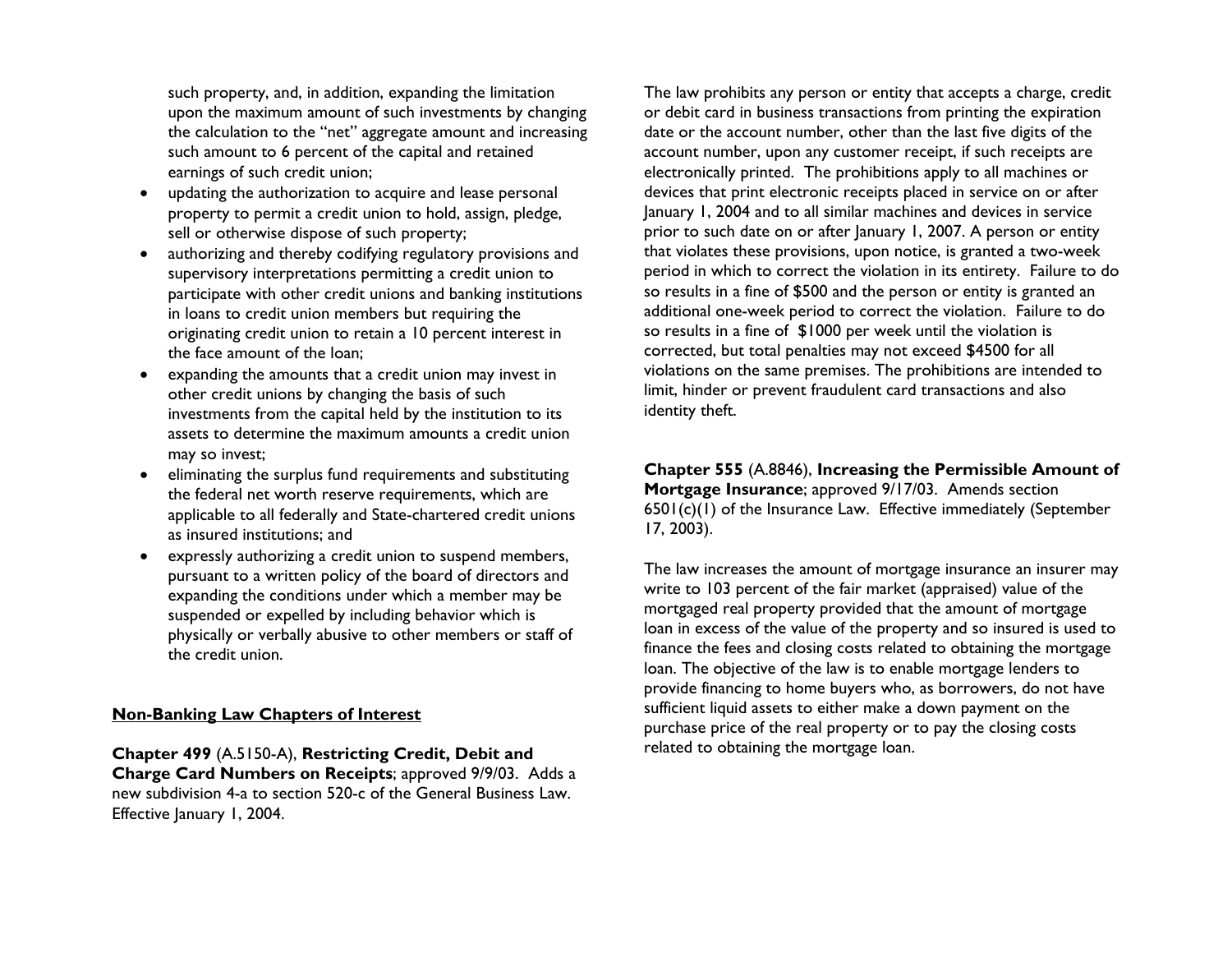such property, and, in addition, expanding the limitation upon the maximum amount of such investments by changing the calculation to the "net" aggregate amount and increasing such amount to 6 percent of the capital and retained earnings of such credit union;

- updating the authorization to acquire and lease personal property to permit a credit union to hold, assign, pledge, sell or otherwise dispose of such property;
- authorizing and thereby codifying regulatory provisions and supervisory interpretations permitting a credit union to participate with other credit unions and banking institutions in loans to credit union members but requiring the originating credit union to retain a 10 percent interest in the face amount of the loan;
- expanding the amounts that a credit union may invest in other credit unions by changing the basis of such investments from the capital held by the institution to its assets to determine the maximum amounts a credit union may so invest;
- eliminating the surplus fund requirements and substituting the federal net worth reserve requirements, which are applicable to all federally and State-chartered credit unions as insured institutions; and
- expressly authorizing a credit union to suspend members, pursuant to a written policy of the board of directors and expanding the conditions under which a member may be suspended or expelled by including behavior which is physically or verbally abusive to other members or staff of the credit union.

## Non-Banking Law Chapters of Interest

**Chapter 499** (A.5150-A), **Restricting Credit, Debit and Charge Card Numbers on Receipts**; approved 9/9/03. Adds a new subdivision 4-a to section 520-c of the General Business Law. Effective January 1, 2004.

The law prohibits any person or entity that accepts a charge, credit or debit card in business transactions from printing the expiration date or the account number, other than the last five digits of the account number, upon any customer receipt, if such receipts are electronically printed. The prohibitions apply to all machines or devices that print electronic receipts placed in service on or after January 1, 2004 and to all similar machines and devices in service prior to such date on or after January 1, 2007. A person or entity that violates these provisions, upon notice, is granted a two-week period in which to correct the violation in its entirety. Failure to do so results in a fine of $500 and the person or entity is granted an additional one-week period to correct the violation. Failure to do so results in a fine of $1000 per week until the violation is corrected, but total penalties may not exceed $4500 for all violations on the same premises. The prohibitions are intended to limit, hinder or prevent fraudulent card transactions and also identity theft.

**Chapter 555** (A.8846), **Increasing the Permissible Amount of Mortgage Insurance**; approved 9/17/03. Amends section 6501(c)(1) of the Insurance Law. Effective immediately (September 17, 2003).

The law increases the amount of mortgage insurance an insurer may write to 103 percent of the fair market (appraised) value of the mortgaged real property provided that the amount of mortgage loan in excess of the value of the property and so insured is used to finance the fees and closing costs related to obtaining the mortgage loan. The objective of the law is to enable mortgage lenders to provide financing to home buyers who, as borrowers, do not have sufficient liquid assets to either make a down payment on the purchase price of the real property or to pay the closing costs related to obtaining the mortgage loan.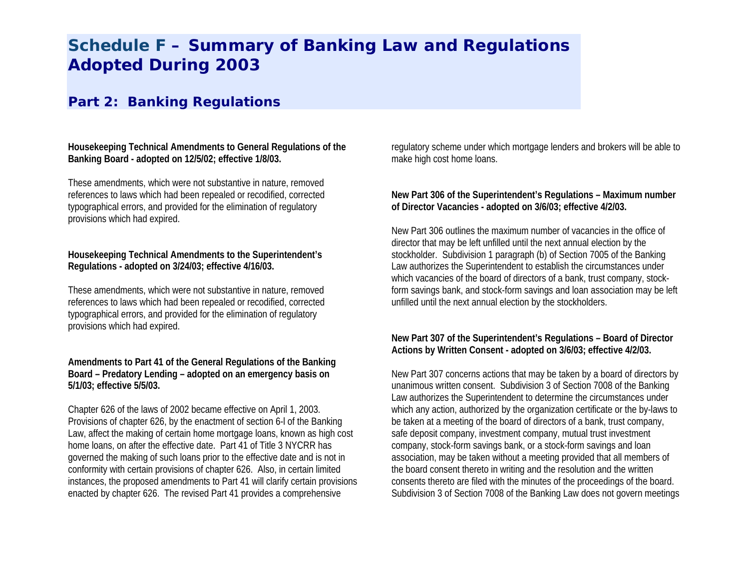# Schedule F – Summary of Banking Law and Regulations Adopted During 2003

## Part 2: Banking Regulations

**Housekeeping Technical Amendments to General Regulations of the Banking Board - adopted on 12/5/02; effective 1/8/03.**

These amendments, which were not substantive in nature, removed references to laws which had been repealed or recodified, corrected typographical errors, and provided for the elimination of regulatory provisions which had expired.

**Housekeeping Technical Amendments to the Superintendent's Regulations - adopted on 3/24/03; effective 4/16/03.**

These amendments, which were not substantive in nature, removed references to laws which had been repealed or recodified, corrected typographical errors, and provided for the elimination of regulatory provisions which had expired.

**Amendments to Part 41 of the General Regulations of the Banking Board – Predatory Lending – adopted on an emergency basis on 5/1/03; effective 5/5/03.**

Chapter 626 of the laws of 2002 became effective on April 1, 2003. Provisions of chapter 626, by the enactment of section 6-l of the Banking Law, affect the making of certain home mortgage loans, known as high cost home loans, on after the effective date. Part 41 of Title 3 NYCRR has governed the making of such loans prior to the effective date and is not in conformity with certain provisions of chapter 626. Also, in certain limited instances, the proposed amendments to Part 41 will clarify certain provisions enacted by chapter 626. The revised Part 41 provides a comprehensive regulatory scheme under which mortgage lenders and brokers will be able to make high cost home loans.

**New Part 306 of the Superintendent's Regulations – Maximum number of Director Vacancies - adopted on 3/6/03; effective 4/2/03.**

New Part 306 outlines the maximum number of vacancies in the office of director that may be left unfilled until the next annual election by the stockholder. Subdivision 1 paragraph (b) of Section 7005 of the Banking Law authorizes the Superintendent to establish the circumstances under which vacancies of the board of directors of a bank, trust company, stock-form savings bank, and stock-form savings and loan association may be left unfilled until the next annual election by the stockholders.

**New Part 307 of the Superintendent's Regulations – Board of Director Actions by Written Consent - adopted on 3/6/03; effective 4/2/03.**

New Part 307 concerns actions that may be taken by a board of directors by unanimous written consent. Subdivision 3 of Section 7008 of the Banking Law authorizes the Superintendent to determine the circumstances under which any action, authorized by the organization certificate or the by-laws to be taken at a meeting of the board of directors of a bank, trust company, safe deposit company, investment company, mutual trust investment company, stock-form savings bank, or a stock-form savings and loan association, may be taken without a meeting provided that all members of the board consent thereto in writing and the resolution and the written consents thereto are filed with the minutes of the proceedings of the board. Subdivision 3 of Section 7008 of the Banking Law does not govern meetings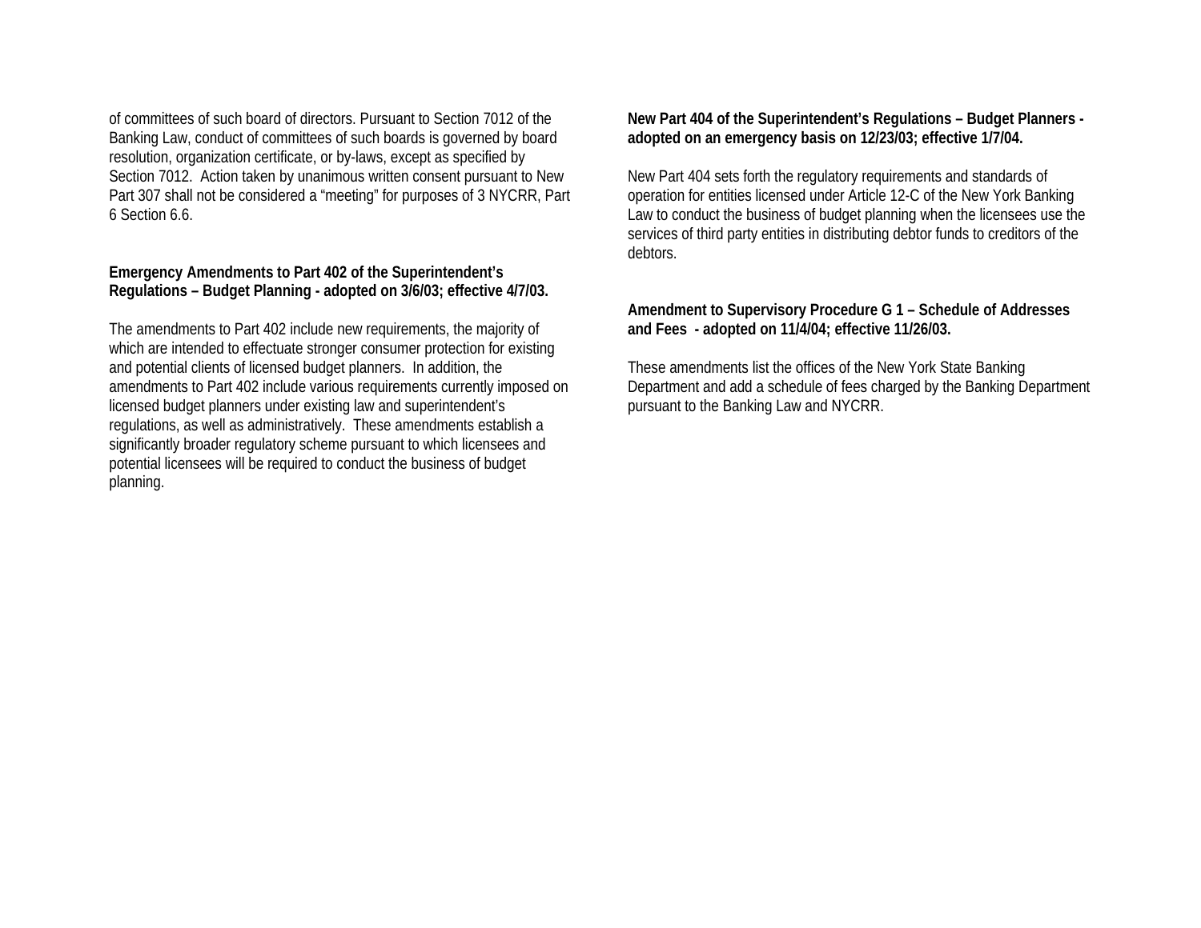of committees of such board of directors. Pursuant to Section 7012 of the Banking Law, conduct of committees of such boards is governed by board resolution, organization certificate, or by-laws, except as specified by Section 7012. Action taken by unanimous written consent pursuant to New Part 307 shall not be considered a "meeting" for purposes of 3 NYCRR, Part 6 Section 6.6.

**Emergency Amendments to Part 402 of the Superintendent's Regulations – Budget Planning - adopted on 3/6/03; effective 4/7/03.**

The amendments to Part 402 include new requirements, the majority of which are intended to effectuate stronger consumer protection for existing and potential clients of licensed budget planners. In addition, the amendments to Part 402 include various requirements currently imposed on licensed budget planners under existing law and superintendent's regulations, as well as administratively. These amendments establish a significantly broader regulatory scheme pursuant to which licensees and potential licensees will be required to conduct the business of budget planning.

**New Part 404 of the Superintendent's Regulations – Budget Planners - adopted on an emergency basis on 12/23/03; effective 1/7/04.**

New Part 404 sets forth the regulatory requirements and standards of operation for entities licensed under Article 12-C of the New York Banking Law to conduct the business of budget planning when the licensees use the services of third party entities in distributing debtor funds to creditors of the debtors.

**Amendment to Supervisory Procedure G 1 – Schedule of Addresses and Fees - adopted on 11/4/04; effective 11/26/03.**

These amendments list the offices of the New York State Banking Department and add a schedule of fees charged by the Banking Department pursuant to the Banking Law and NYCRR.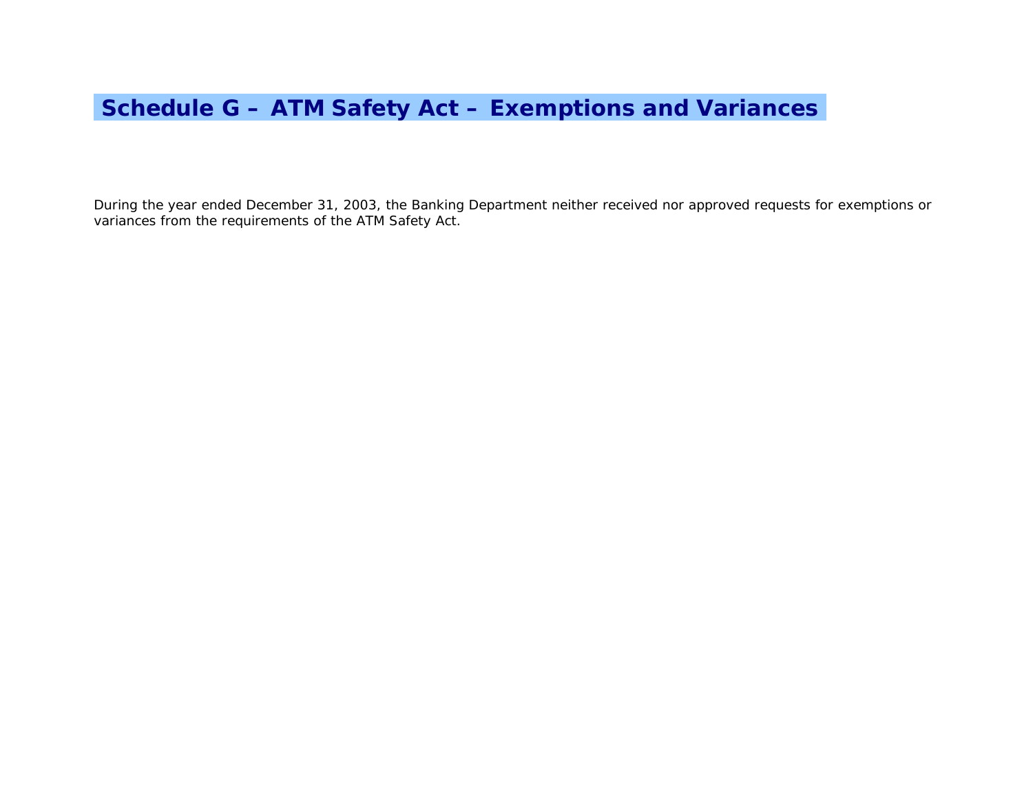# Schedule G – ATM Safety Act – Exemptions and Variances

During the year ended December 31, 2003, the Banking Department neither received nor approved requests for exemptions or variances from the requirements of the ATM Safety Act.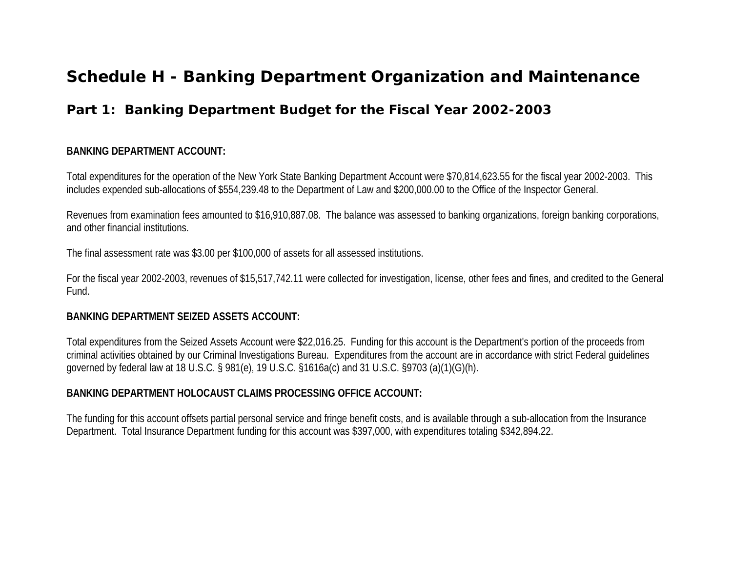# Schedule H - Banking Department Organization and Maintenance

## Part 1: Banking Department Budget for the Fiscal Year 2002-2003

**BANKING DEPARTMENT ACCOUNT:**

Total expenditures for the operation of the New York State Banking Department Account were $70,814,623.55 for the fiscal year 2002-2003. This includes expended sub-allocations of $554,239.48 to the Department of Law and $200,000.00 to the Office of the Inspector General.

Revenues from examination fees amounted to $16,910,887.08. The balance was assessed to banking organizations, foreign banking corporations, and other financial institutions.

The final assessment rate was $3.00 per $100,000 of assets for all assessed institutions.

For the fiscal year 2002-2003, revenues of $15,517,742.11 were collected for investigation, license, other fees and fines, and credited to the General Fund.

**BANKING DEPARTMENT SEIZED ASSETS ACCOUNT:**

Total expenditures from the Seized Assets Account were $22,016.25. Funding for this account is the Department's portion of the proceeds from criminal activities obtained by our Criminal Investigations Bureau. Expenditures from the account are in accordance with strict Federal guidelines governed by federal law at 18 U.S.C. § 981(e), 19 U.S.C. §1616a(c) and 31 U.S.C. §9703 (a)(1)(G)(h).

**BANKING DEPARTMENT HOLOCAUST CLAIMS PROCESSING OFFICE ACCOUNT:**

The funding for this account offsets partial personal service and fringe benefit costs, and is available through a sub-allocation from the Insurance Department. Total Insurance Department funding for this account was $397,000, with expenditures totaling $342,894.22.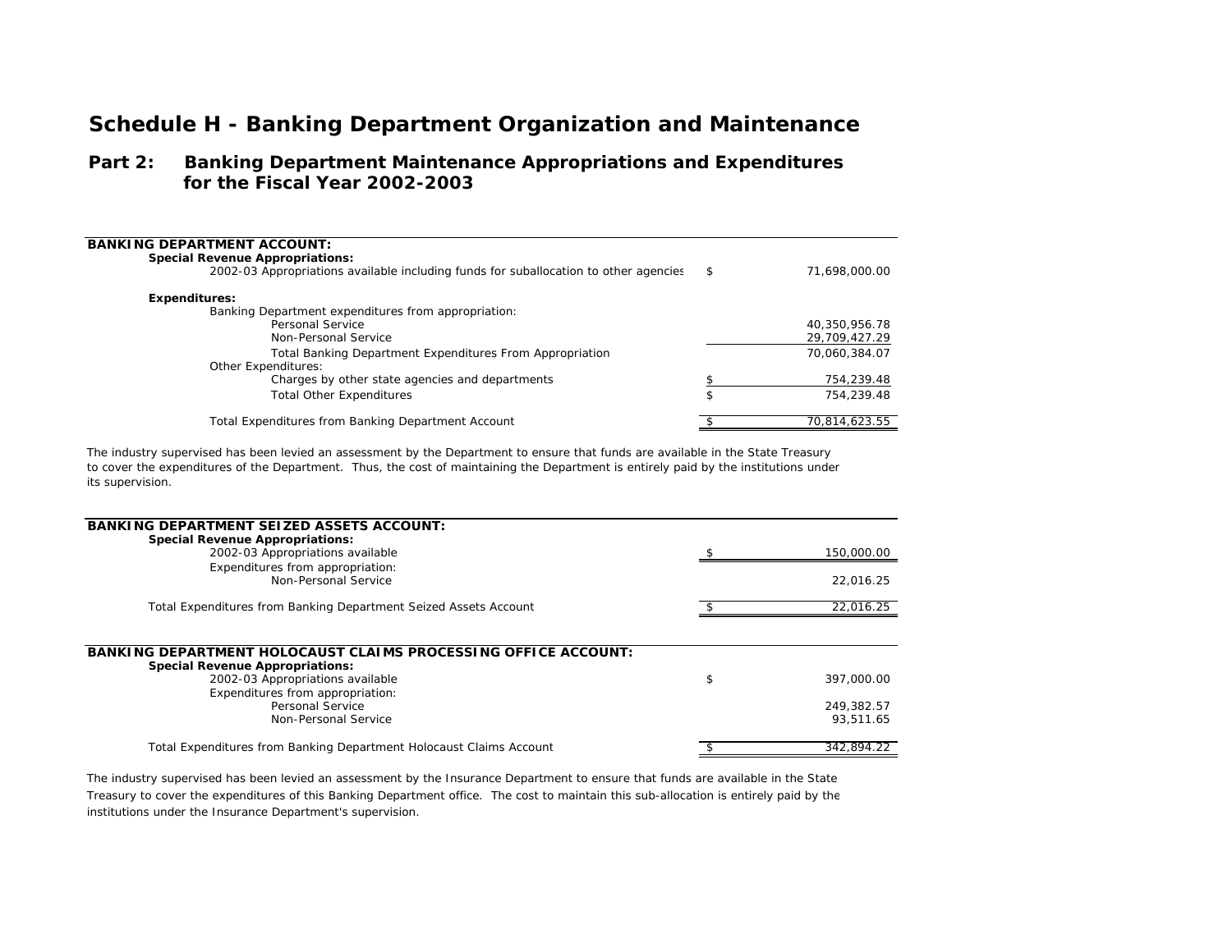# Schedule H - Banking Department Organization and Maintenance

## Part 2: Banking Department Maintenance Appropriations and Expenditures for the Fiscal Year 2002-2003

| BANKING DEPARTMENT ACCOUNT: | | |
|---|---|---|
| **Special Revenue Appropriations:** | | |
| 2002-03 Appropriations available including funds for suballocation to other agencies | $ | 71,698,000.00 |
| **Expenditures:** | | |
| Banking Department expenditures from appropriation: | | |
| Personal Service | | 40,350,956.78 |
| Non-Personal Service | | 29,709,427.29 |
| Total Banking Department Expenditures From Appropriation | | 70,060,384.07 |
| Other Expenditures: | | |
| Charges by other state agencies and departments | $ | 754,239.48 |
| Total Other Expenditures | $ | 754,239.48 |
| Total Expenditures from Banking Department Account | $ | 70,814,623.55 |

The industry supervised has been levied an assessment by the Department to ensure that funds are available in the State Treasury to cover the expenditures of the Department. Thus, the cost of maintaining the Department is entirely paid by the institutions under its supervision.

| BANKING DEPARTMENT SEIZED ASSETS ACCOUNT: | | |
|---|---|---|
| **Special Revenue Appropriations:** | | |
| 2002-03 Appropriations available | $ | 150,000.00 |
| Expenditures from appropriation: | | |
| Non-Personal Service | | 22,016.25 |
| Total Expenditures from Banking Department Seized Assets Account | $ | 22,016.25 |

| BANKING DEPARTMENT HOLOCAUST CLAIMS PROCESSING OFFICE ACCOUNT: | | |
|---|---|---|
| **Special Revenue Appropriations:** | | |
| 2002-03 Appropriations available | $ | 397,000.00 |
| Expenditures from appropriation: | | |
| Personal Service | | 249,382.57 |
| Non-Personal Service | | 93,511.65 |
| Total Expenditures from Banking Department Holocaust Claims Account | $ | 342,894.22 |

The industry supervised has been levied an assessment by the Insurance Department to ensure that funds are available in the State Treasury to cover the expenditures of this Banking Department office. The cost to maintain this sub-allocation is entirely paid by the institutions under the Insurance Department's supervision.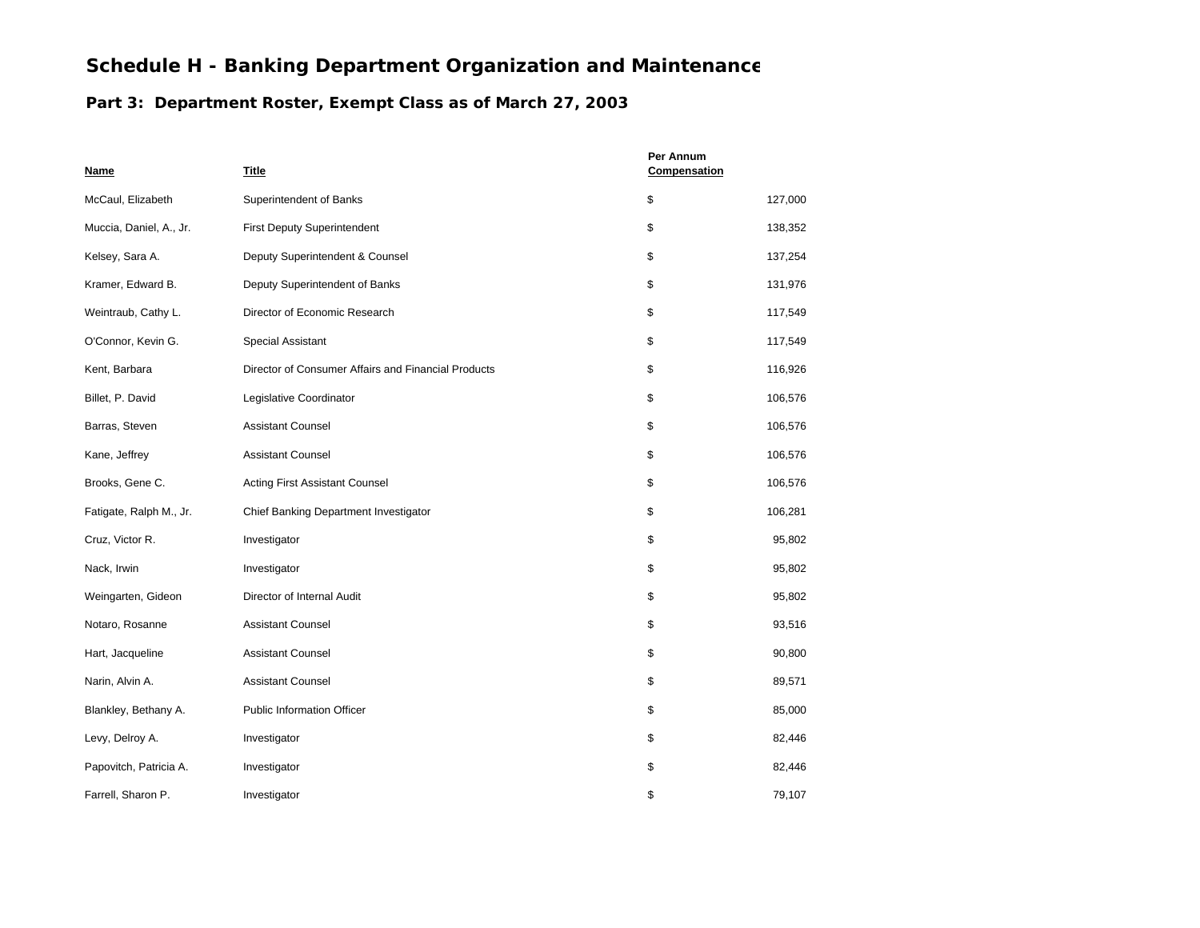## Schedule H - Banking Department Organization and Maintenance

### Part 3: Department Roster, Exempt Class as of March 27, 2003

| Name | Title | Per Annum Compensation | |
|---|---|---|---|
| McCaul, Elizabeth | Superintendent of Banks | $ | 127,000 |
| Muccia, Daniel, A., Jr. | First Deputy Superintendent | $ | 138,352 |
| Kelsey, Sara A. | Deputy Superintendent & Counsel | $ | 137,254 |
| Kramer, Edward B. | Deputy Superintendent of Banks | $ | 131,976 |
| Weintraub, Cathy L. | Director of Economic Research | $ | 117,549 |
| O'Connor, Kevin G. | Special Assistant | $ | 117,549 |
| Kent, Barbara | Director of Consumer Affairs and Financial Products | $ | 116,926 |
| Billet, P. David | Legislative Coordinator | $ | 106,576 |
| Barras, Steven | Assistant Counsel | $ | 106,576 |
| Kane, Jeffrey | Assistant Counsel | $ | 106,576 |
| Brooks, Gene C. | Acting First Assistant Counsel | $ | 106,576 |
| Fatigate, Ralph M., Jr. | Chief Banking Department Investigator | $ | 106,281 |
| Cruz, Victor R. | Investigator | $ | 95,802 |
| Nack, Irwin | Investigator | $ | 95,802 |
| Weingarten, Gideon | Director of Internal Audit | $ | 95,802 |
| Notaro, Rosanne | Assistant Counsel | $ | 93,516 |
| Hart, Jacqueline | Assistant Counsel | $ | 90,800 |
| Narin, Alvin A. | Assistant Counsel | $ | 89,571 |
| Blankley, Bethany A. | Public Information Officer | $ | 85,000 |
| Levy, Delroy A. | Investigator | $ | 82,446 |
| Papovitch, Patricia A. | Investigator | $ | 82,446 |
| Farrell, Sharon P. | Investigator | $ | 79,107 |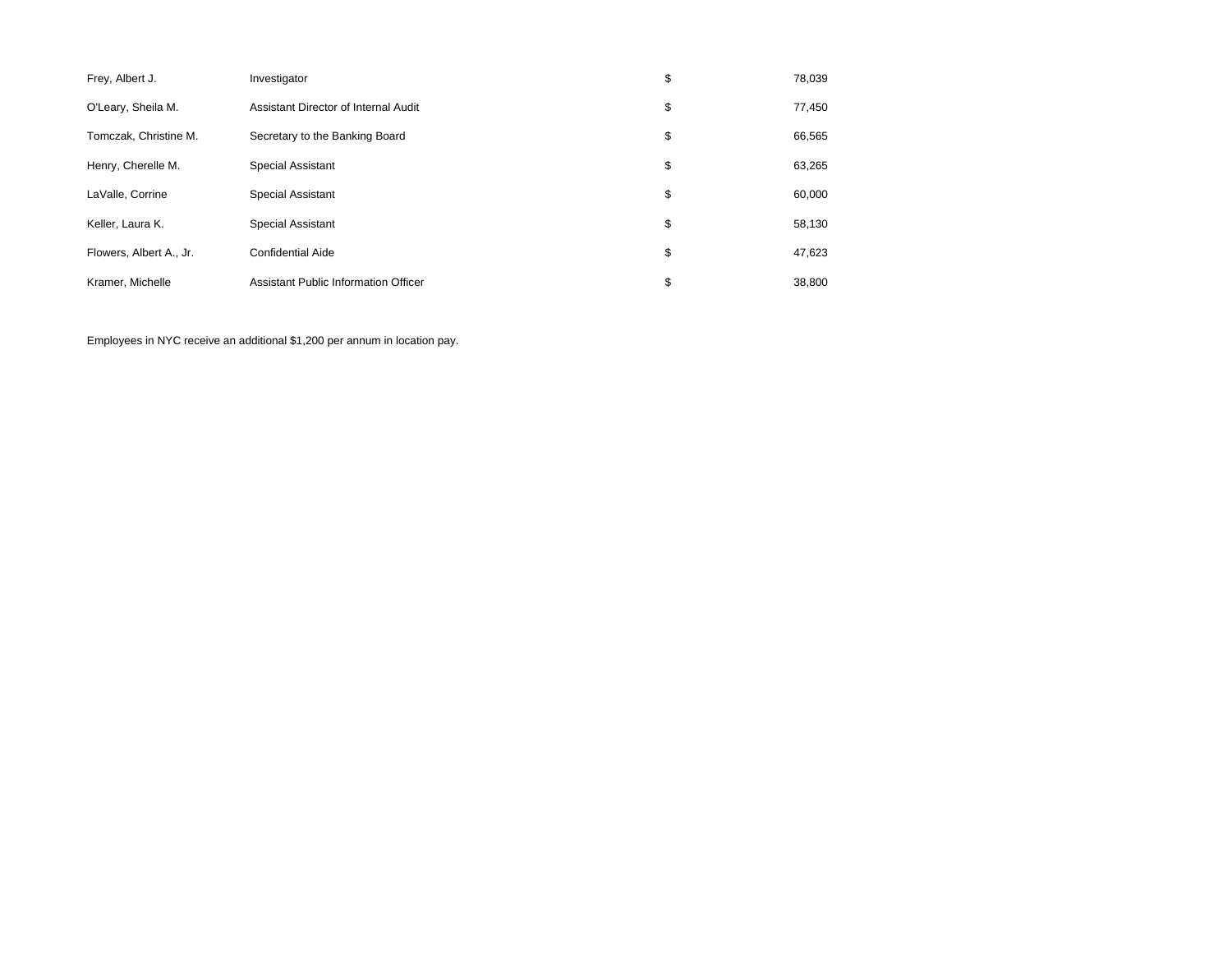| | | | |
|---|---|---|---|
| Frey, Albert J. | Investigator | $ | 78,039 |
| O'Leary, Sheila M. | Assistant Director of Internal Audit | $ | 77,450 |
| Tomczak, Christine M. | Secretary to the Banking Board | $ | 66,565 |
| Henry, Cherelle M. | Special Assistant | $ | 63,265 |
| LaValle, Corrine | Special Assistant | $ | 60,000 |
| Keller, Laura K. | Special Assistant | $ | 58,130 |
| Flowers, Albert A., Jr. | Confidential Aide | $ | 47,623 |
| Kramer, Michelle | Assistant Public Information Officer | $ | 38,800 |

Employees in NYC receive an additional $1,200 per annum in location pay.